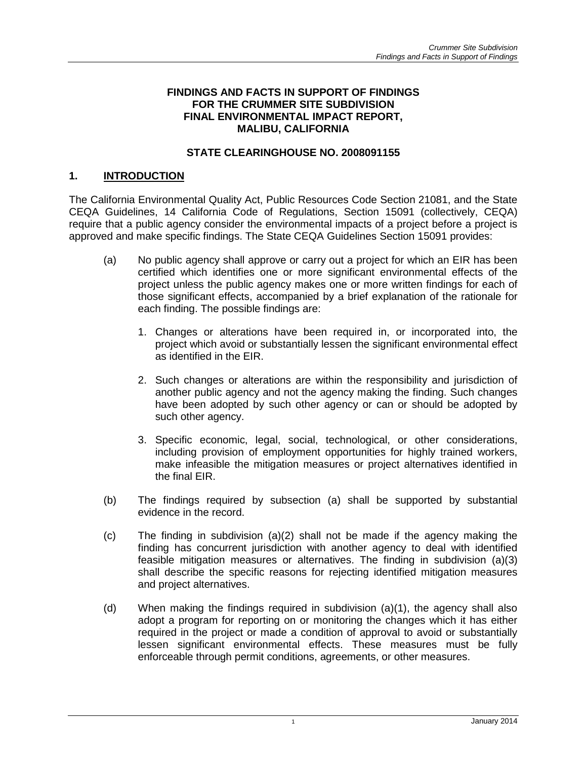# FINDINGS AND FACTS IN SUPPORT OF FINDINGS FOR THE CRUMMER SITE SUBDIVISION FINAL ENVIRONMENTAL IMPACT REPORT, MALIBU, CALIFORNIA

## STATE CLEARINGHOUSE NO. 2008091155

## 1. INTRODUCTION

The California Environmental Quality Act, Public Resources Code Section 21081, and the State CEQA Guidelines, 14 California Code of Regulations, Section 15091 (collectively, CEQA) require that a public agency consider the environmental impacts of a project before a project is approved and make specific findings. The State CEQA Guidelines Section 15091 provides:

(a) No public agency shall approve or carry out a project for which an EIR has been certified which identifies one or more significant environmental effects of the project unless the public agency makes one or more written findings for each of those significant effects, accompanied by a brief explanation of the rationale for each finding. The possible findings are:

1. Changes or alterations have been required in, or incorporated into, the project which avoid or substantially lessen the significant environmental effect as identified in the EIR.
2. Such changes or alterations are within the responsibility and jurisdiction of another public agency and not the agency making the finding. Such changes have been adopted by such other agency or can or should be adopted by such other agency.
3. Specific economic, legal, social, technological, or other considerations, including provision of employment opportunities for highly trained workers, make infeasible the mitigation measures or project alternatives identified in the final EIR.

(b) The findings required by subsection (a) shall be supported by substantial evidence in the record.

(c) The finding in subdivision (a)(2) shall not be made if the agency making the finding has concurrent jurisdiction with another agency to deal with identified feasible mitigation measures or alternatives. The finding in subdivision (a)(3) shall describe the specific reasons for rejecting identified mitigation measures and project alternatives.

(d) When making the findings required in subdivision (a)(1), the agency shall also adopt a program for reporting on or monitoring the changes which it has either required in the project or made a condition of approval to avoid or substantially lessen significant environmental effects. These measures must be fully enforceable through permit conditions, agreements, or other measures.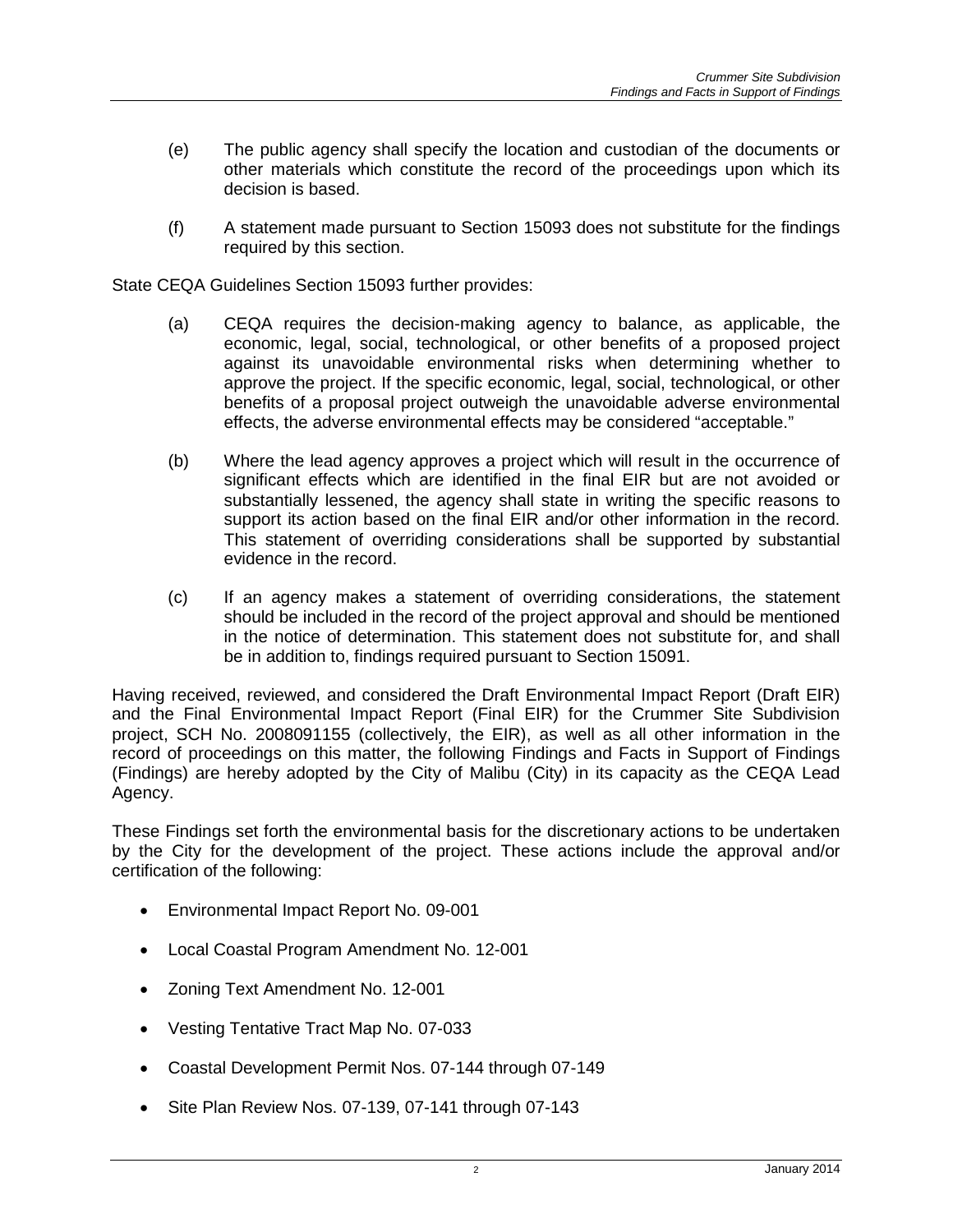(e) The public agency shall specify the location and custodian of the documents or other materials which constitute the record of the proceedings upon which its decision is based.

(f) A statement made pursuant to Section 15093 does not substitute for the findings required by this section.

State CEQA Guidelines Section 15093 further provides:

(a) CEQA requires the decision-making agency to balance, as applicable, the economic, legal, social, technological, or other benefits of a proposed project against its unavoidable environmental risks when determining whether to approve the project. If the specific economic, legal, social, technological, or other benefits of a proposal project outweigh the unavoidable adverse environmental effects, the adverse environmental effects may be considered "acceptable."

(b) Where the lead agency approves a project which will result in the occurrence of significant effects which are identified in the final EIR but are not avoided or substantially lessened, the agency shall state in writing the specific reasons to support its action based on the final EIR and/or other information in the record. This statement of overriding considerations shall be supported by substantial evidence in the record.

(c) If an agency makes a statement of overriding considerations, the statement should be included in the record of the project approval and should be mentioned in the notice of determination. This statement does not substitute for, and shall be in addition to, findings required pursuant to Section 15091.

Having received, reviewed, and considered the Draft Environmental Impact Report (Draft EIR) and the Final Environmental Impact Report (Final EIR) for the Crummer Site Subdivision project, SCH No. 2008091155 (collectively, the EIR), as well as all other information in the record of proceedings on this matter, the following Findings and Facts in Support of Findings (Findings) are hereby adopted by the City of Malibu (City) in its capacity as the CEQA Lead Agency.

These Findings set forth the environmental basis for the discretionary actions to be undertaken by the City for the development of the project. These actions include the approval and/or certification of the following:

- Environmental Impact Report No. 09-001
- Local Coastal Program Amendment No. 12-001
- Zoning Text Amendment No. 12-001
- Vesting Tentative Tract Map No. 07-033
- Coastal Development Permit Nos. 07-144 through 07-149
- Site Plan Review Nos. 07-139, 07-141 through 07-143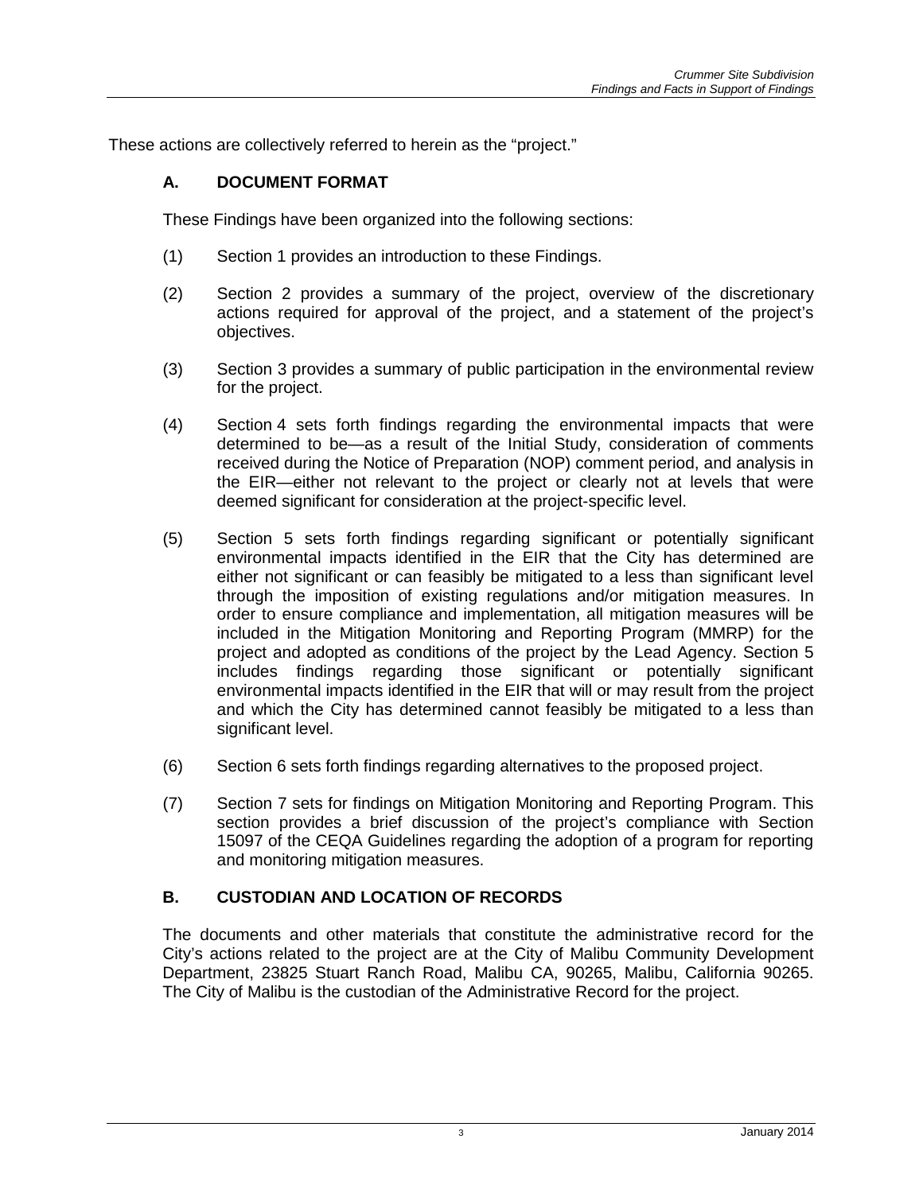These actions are collectively referred to herein as the "project."

## A. DOCUMENT FORMAT

These Findings have been organized into the following sections:

(1) Section 1 provides an introduction to these Findings.

(2) Section 2 provides a summary of the project, overview of the discretionary actions required for approval of the project, and a statement of the project's objectives.

(3) Section 3 provides a summary of public participation in the environmental review for the project.

(4) Section 4 sets forth findings regarding the environmental impacts that were determined to be—as a result of the Initial Study, consideration of comments received during the Notice of Preparation (NOP) comment period, and analysis in the EIR—either not relevant to the project or clearly not at levels that were deemed significant for consideration at the project-specific level.

(5) Section 5 sets forth findings regarding significant or potentially significant environmental impacts identified in the EIR that the City has determined are either not significant or can feasibly be mitigated to a less than significant level through the imposition of existing regulations and/or mitigation measures. In order to ensure compliance and implementation, all mitigation measures will be included in the Mitigation Monitoring and Reporting Program (MMRP) for the project and adopted as conditions of the project by the Lead Agency. Section 5 includes findings regarding those significant or potentially significant environmental impacts identified in the EIR that will or may result from the project and which the City has determined cannot feasibly be mitigated to a less than significant level.

(6) Section 6 sets forth findings regarding alternatives to the proposed project.

(7) Section 7 sets for findings on Mitigation Monitoring and Reporting Program. This section provides a brief discussion of the project's compliance with Section 15097 of the CEQA Guidelines regarding the adoption of a program for reporting and monitoring mitigation measures.

## B. CUSTODIAN AND LOCATION OF RECORDS

The documents and other materials that constitute the administrative record for the City's actions related to the project are at the City of Malibu Community Development Department, 23825 Stuart Ranch Road, Malibu CA, 90265, Malibu, California 90265. The City of Malibu is the custodian of the Administrative Record for the project.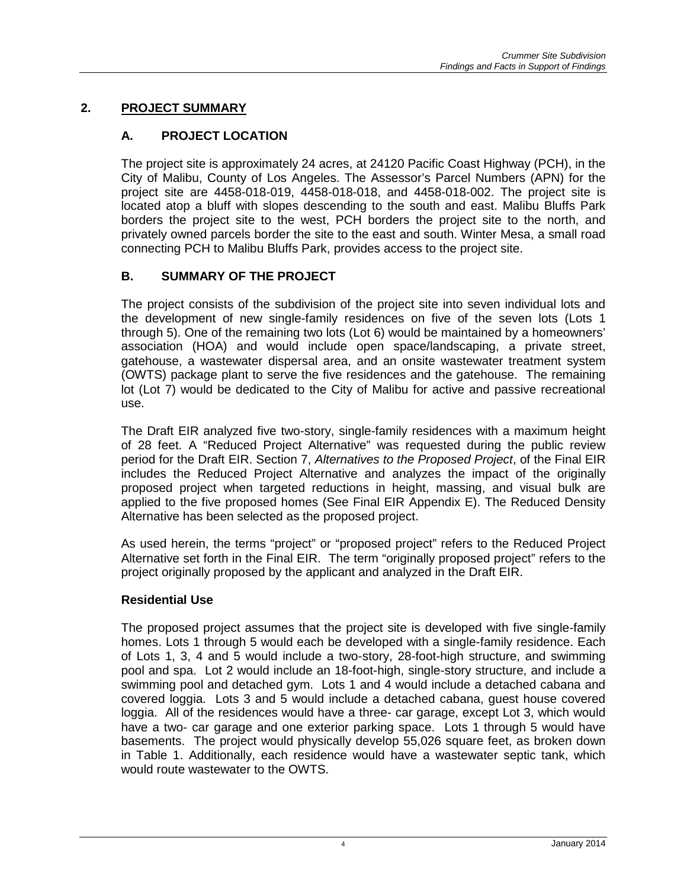## 2. PROJECT SUMMARY

### A. PROJECT LOCATION

The project site is approximately 24 acres, at 24120 Pacific Coast Highway (PCH), in the City of Malibu, County of Los Angeles. The Assessor's Parcel Numbers (APN) for the project site are 4458-018-019, 4458-018-018, and 4458-018-002. The project site is located atop a bluff with slopes descending to the south and east. Malibu Bluffs Park borders the project site to the west, PCH borders the project site to the north, and privately owned parcels border the site to the east and south. Winter Mesa, a small road connecting PCH to Malibu Bluffs Park, provides access to the project site.

### B. SUMMARY OF THE PROJECT

The project consists of the subdivision of the project site into seven individual lots and the development of new single-family residences on five of the seven lots (Lots 1 through 5). One of the remaining two lots (Lot 6) would be maintained by a homeowners' association (HOA) and would include open space/landscaping, a private street, gatehouse, a wastewater dispersal area, and an onsite wastewater treatment system (OWTS) package plant to serve the five residences and the gatehouse. The remaining lot (Lot 7) would be dedicated to the City of Malibu for active and passive recreational use.

The Draft EIR analyzed five two-story, single-family residences with a maximum height of 28 feet. A "Reduced Project Alternative" was requested during the public review period for the Draft EIR. Section 7, *Alternatives to the Proposed Project*, of the Final EIR includes the Reduced Project Alternative and analyzes the impact of the originally proposed project when targeted reductions in height, massing, and visual bulk are applied to the five proposed homes (See Final EIR Appendix E). The Reduced Density Alternative has been selected as the proposed project.

As used herein, the terms "project" or "proposed project" refers to the Reduced Project Alternative set forth in the Final EIR. The term "originally proposed project" refers to the project originally proposed by the applicant and analyzed in the Draft EIR.

**Residential Use**

The proposed project assumes that the project site is developed with five single-family homes. Lots 1 through 5 would each be developed with a single-family residence. Each of Lots 1, 3, 4 and 5 would include a two-story, 28-foot-high structure, and swimming pool and spa. Lot 2 would include an 18-foot-high, single-story structure, and include a swimming pool and detached gym. Lots 1 and 4 would include a detached cabana and covered loggia. Lots 3 and 5 would include a detached cabana, guest house covered loggia. All of the residences would have a three- car garage, except Lot 3, which would have a two- car garage and one exterior parking space. Lots 1 through 5 would have basements. The project would physically develop 55,026 square feet, as broken down in Table 1. Additionally, each residence would have a wastewater septic tank, which would route wastewater to the OWTS.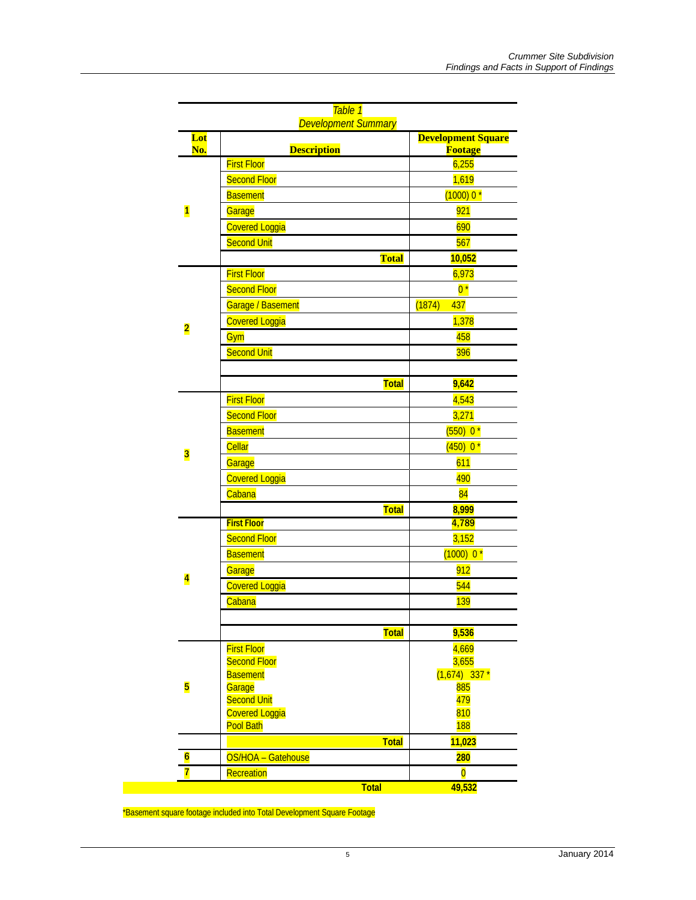*Table 1*
*Development Summary*

| Lot No. | Description | Development Square Footage |
|---|---|---|
| 1 | First Floor | 6,255 |
| | Second Floor | 1,619 |
| | Basement | (1000) 0 * |
| | Garage | 921 |
| | Covered Loggia | 690 |
| | Second Unit | 567 |
| | **Total** | **10,052** |
| 2 | First Floor | 6,973 |
| | Second Floor | 0 * |
| | Garage / Basement | (1874) 437 |
| | Covered Loggia | 1,378 |
| | Gym | 458 |
| | Second Unit | 396 |
| | | |
| | **Total** | **9,642** |
| 3 | First Floor | 4,543 |
| | Second Floor | 3,271 |
| | Basement | (550) 0 * |
| | Cellar | (450) 0 * |
| | Garage | 611 |
| | Covered Loggia | 490 |
| | Cabana | 84 |
| | **Total** | **8,999** |
| 4 | **First Floor** | **4,789** |
| | Second Floor | 3,152 |
| | Basement | (1000) 0 * |
| | Garage | 912 |
| | Covered Loggia | 544 |
| | Cabana | 139 |
| | | |
| | **Total** | **9,536** |
| 5 | First Floor | 4,669 |
| | Second Floor | 3,655 |
| | Basement | (1,674) 337 * |
| | Garage | 885 |
| | Second Unit | 479 |
| | Covered Loggia | 810 |
| | Pool Bath | 188 |
| | **Total** | **11,023** |
| 6 | OS/HOA – Gatehouse | **280** |
| 7 | Recreation | 0 |
| | **Total** | **49,532** |

*Basement square footage included into Total Development Square Footage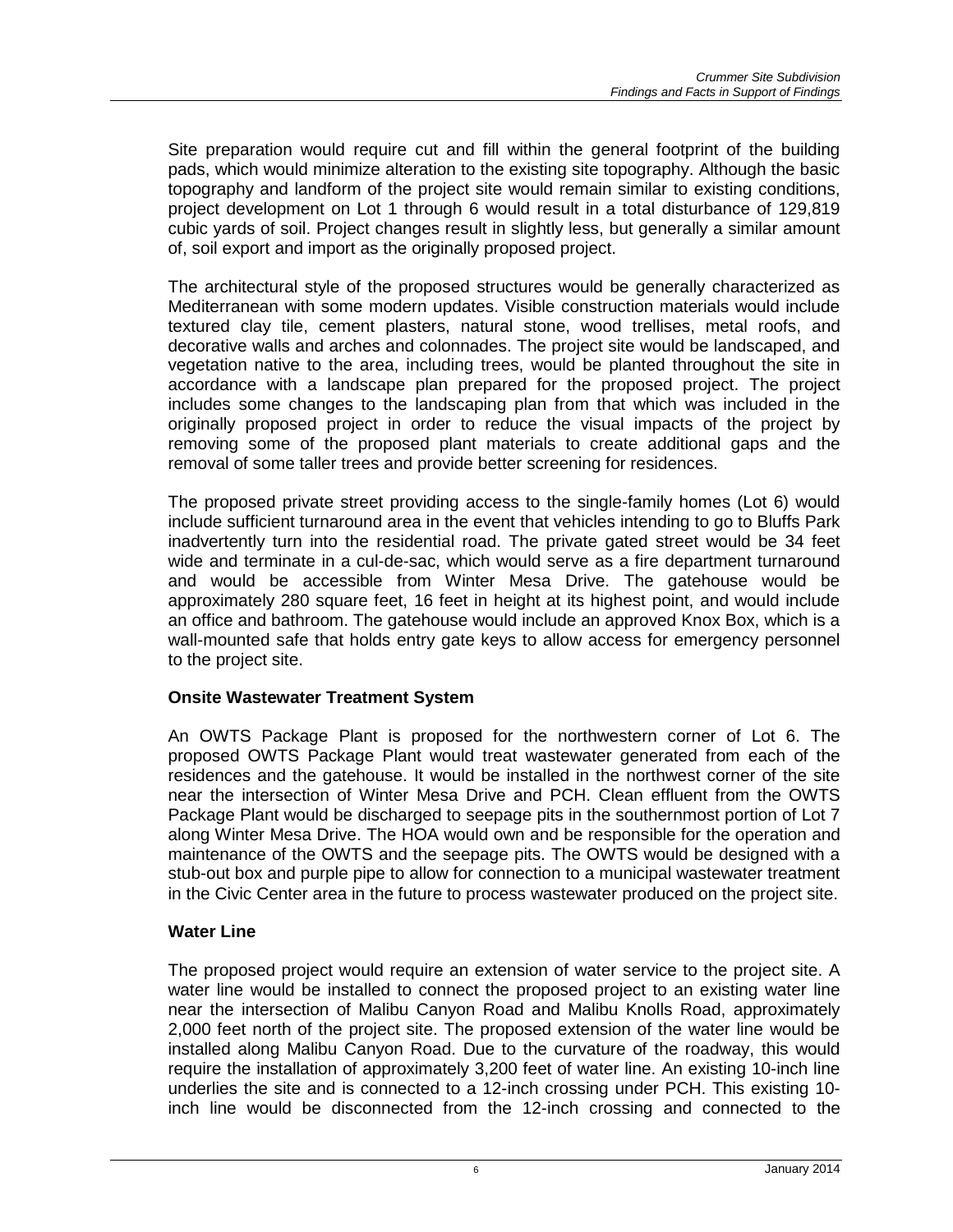Site preparation would require cut and fill within the general footprint of the building pads, which would minimize alteration to the existing site topography. Although the basic topography and landform of the project site would remain similar to existing conditions, project development on Lot 1 through 6 would result in a total disturbance of 129,819 cubic yards of soil. Project changes result in slightly less, but generally a similar amount of, soil export and import as the originally proposed project.

The architectural style of the proposed structures would be generally characterized as Mediterranean with some modern updates. Visible construction materials would include textured clay tile, cement plasters, natural stone, wood trellises, metal roofs, and decorative walls and arches and colonnades. The project site would be landscaped, and vegetation native to the area, including trees, would be planted throughout the site in accordance with a landscape plan prepared for the proposed project. The project includes some changes to the landscaping plan from that which was included in the originally proposed project in order to reduce the visual impacts of the project by removing some of the proposed plant materials to create additional gaps and the removal of some taller trees and provide better screening for residences.

The proposed private street providing access to the single-family homes (Lot 6) would include sufficient turnaround area in the event that vehicles intending to go to Bluffs Park inadvertently turn into the residential road. The private gated street would be 34 feet wide and terminate in a cul-de-sac, which would serve as a fire department turnaround and would be accessible from Winter Mesa Drive. The gatehouse would be approximately 280 square feet, 16 feet in height at its highest point, and would include an office and bathroom. The gatehouse would include an approved Knox Box, which is a wall-mounted safe that holds entry gate keys to allow access for emergency personnel to the project site.

**Onsite Wastewater Treatment System**

An OWTS Package Plant is proposed for the northwestern corner of Lot 6. The proposed OWTS Package Plant would treat wastewater generated from each of the residences and the gatehouse. It would be installed in the northwest corner of the site near the intersection of Winter Mesa Drive and PCH. Clean effluent from the OWTS Package Plant would be discharged to seepage pits in the southernmost portion of Lot 7 along Winter Mesa Drive. The HOA would own and be responsible for the operation and maintenance of the OWTS and the seepage pits. The OWTS would be designed with a stub-out box and purple pipe to allow for connection to a municipal wastewater treatment in the Civic Center area in the future to process wastewater produced on the project site.

**Water Line**

The proposed project would require an extension of water service to the project site. A water line would be installed to connect the proposed project to an existing water line near the intersection of Malibu Canyon Road and Malibu Knolls Road, approximately 2,000 feet north of the project site. The proposed extension of the water line would be installed along Malibu Canyon Road. Due to the curvature of the roadway, this would require the installation of approximately 3,200 feet of water line. An existing 10-inch line underlies the site and is connected to a 12-inch crossing under PCH. This existing 10-inch line would be disconnected from the 12-inch crossing and connected to the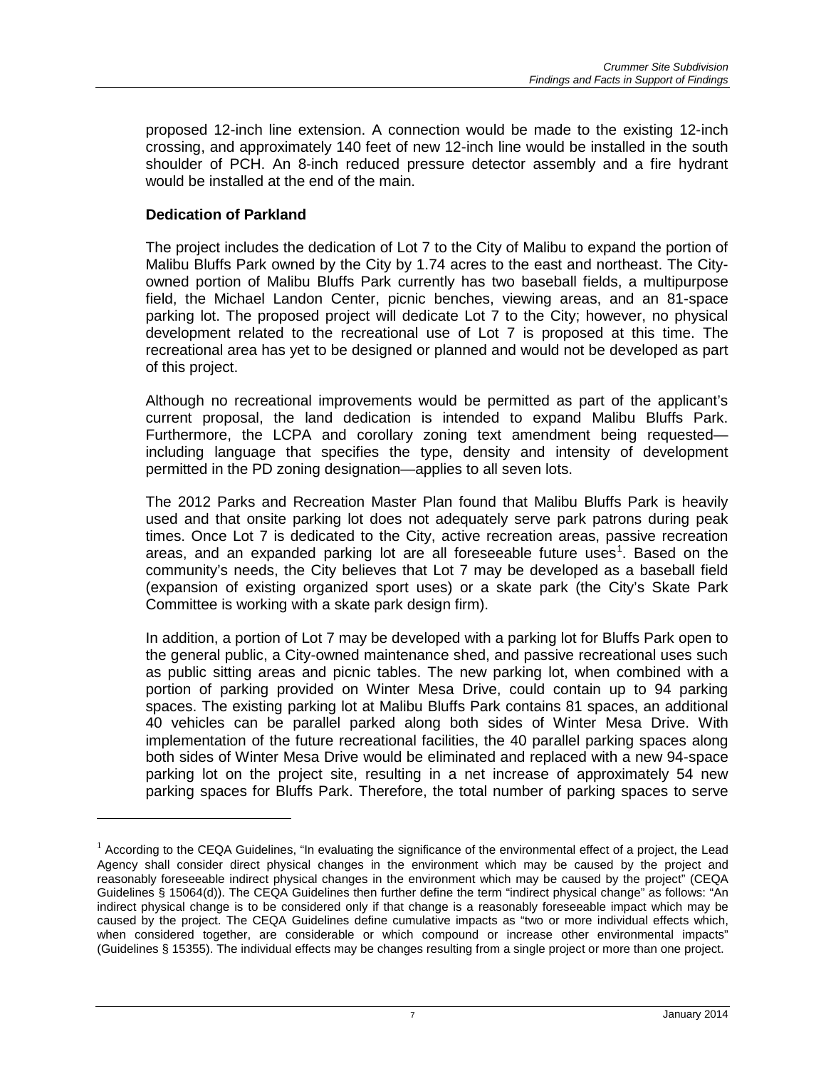proposed 12-inch line extension. A connection would be made to the existing 12-inch crossing, and approximately 140 feet of new 12-inch line would be installed in the south shoulder of PCH. An 8-inch reduced pressure detector assembly and a fire hydrant would be installed at the end of the main.

**Dedication of Parkland**

The project includes the dedication of Lot 7 to the City of Malibu to expand the portion of Malibu Bluffs Park owned by the City by 1.74 acres to the east and northeast. The City-owned portion of Malibu Bluffs Park currently has two baseball fields, a multipurpose field, the Michael Landon Center, picnic benches, viewing areas, and an 81-space parking lot. The proposed project will dedicate Lot 7 to the City; however, no physical development related to the recreational use of Lot 7 is proposed at this time. The recreational area has yet to be designed or planned and would not be developed as part of this project.

Although no recreational improvements would be permitted as part of the applicant's current proposal, the land dedication is intended to expand Malibu Bluffs Park. Furthermore, the LCPA and corollary zoning text amendment being requested—including language that specifies the type, density and intensity of development permitted in the PD zoning designation—applies to all seven lots.

The 2012 Parks and Recreation Master Plan found that Malibu Bluffs Park is heavily used and that onsite parking lot does not adequately serve park patrons during peak times. Once Lot 7 is dedicated to the City, active recreation areas, passive recreation areas, and an expanded parking lot are all foreseeable future uses[1]. Based on the community's needs, the City believes that Lot 7 may be developed as a baseball field (expansion of existing organized sport uses) or a skate park (the City's Skate Park Committee is working with a skate park design firm).

In addition, a portion of Lot 7 may be developed with a parking lot for Bluffs Park open to the general public, a City-owned maintenance shed, and passive recreational uses such as public sitting areas and picnic tables. The new parking lot, when combined with a portion of parking provided on Winter Mesa Drive, could contain up to 94 parking spaces. The existing parking lot at Malibu Bluffs Park contains 81 spaces, an additional 40 vehicles can be parallel parked along both sides of Winter Mesa Drive. With implementation of the future recreational facilities, the 40 parallel parking spaces along both sides of Winter Mesa Drive would be eliminated and replaced with a new 94-space parking lot on the project site, resulting in a net increase of approximately 54 new parking spaces for Bluffs Park. Therefore, the total number of parking spaces to serve

[1] According to the CEQA Guidelines, "In evaluating the significance of the environmental effect of a project, the Lead Agency shall consider direct physical changes in the environment which may be caused by the project and reasonably foreseeable indirect physical changes in the environment which may be caused by the project" (CEQA Guidelines § 15064(d)). The CEQA Guidelines then further define the term "indirect physical change" as follows: "An indirect physical change is to be considered only if that change is a reasonably foreseeable impact which may be caused by the project. The CEQA Guidelines define cumulative impacts as "two or more individual effects which, when considered together, are considerable or which compound or increase other environmental impacts" (Guidelines § 15355). The individual effects may be changes resulting from a single project or more than one project.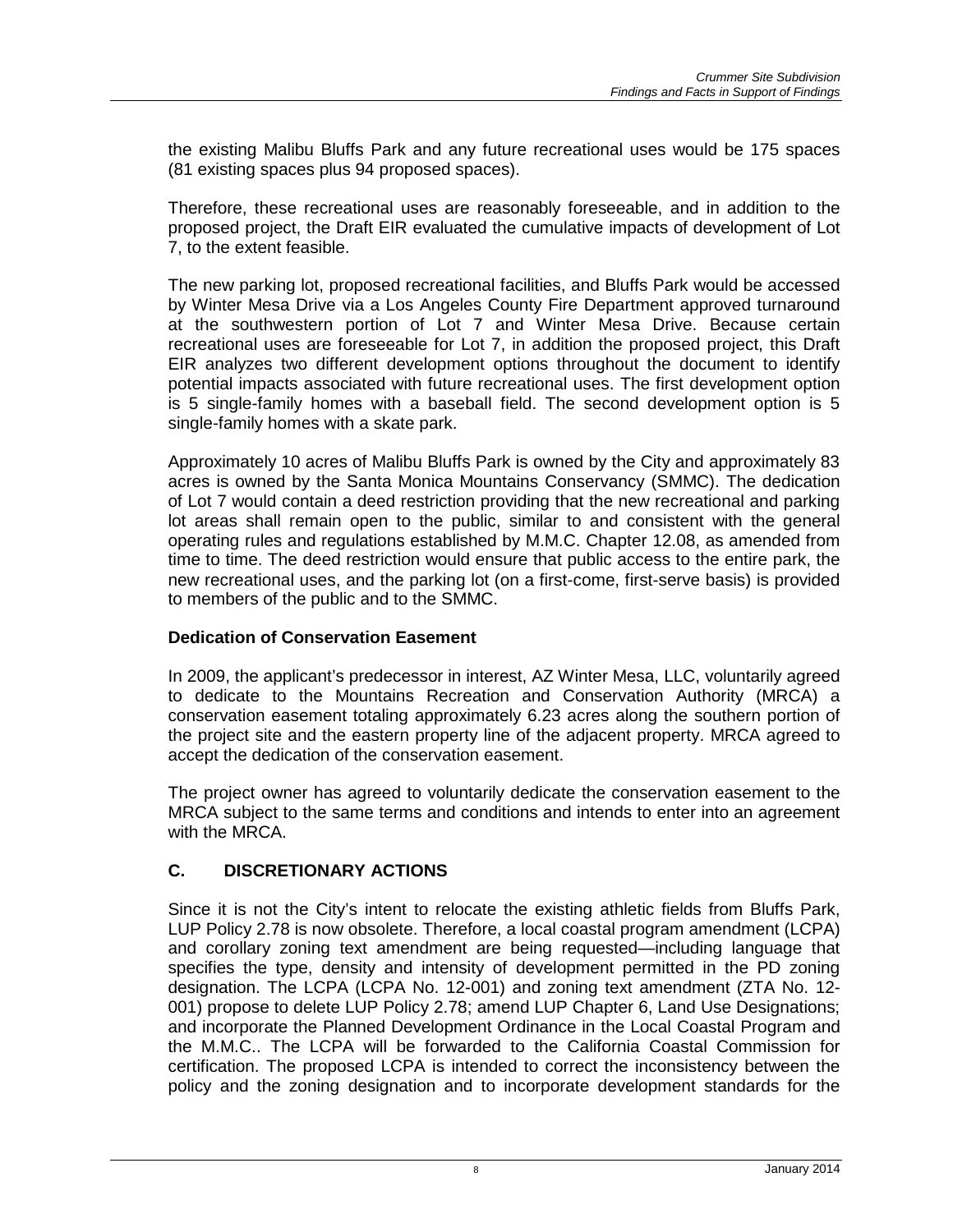the existing Malibu Bluffs Park and any future recreational uses would be 175 spaces (81 existing spaces plus 94 proposed spaces).

Therefore, these recreational uses are reasonably foreseeable, and in addition to the proposed project, the Draft EIR evaluated the cumulative impacts of development of Lot 7, to the extent feasible.

The new parking lot, proposed recreational facilities, and Bluffs Park would be accessed by Winter Mesa Drive via a Los Angeles County Fire Department approved turnaround at the southwestern portion of Lot 7 and Winter Mesa Drive. Because certain recreational uses are foreseeable for Lot 7, in addition the proposed project, this Draft EIR analyzes two different development options throughout the document to identify potential impacts associated with future recreational uses. The first development option is 5 single-family homes with a baseball field. The second development option is 5 single-family homes with a skate park.

Approximately 10 acres of Malibu Bluffs Park is owned by the City and approximately 83 acres is owned by the Santa Monica Mountains Conservancy (SMMC). The dedication of Lot 7 would contain a deed restriction providing that the new recreational and parking lot areas shall remain open to the public, similar to and consistent with the general operating rules and regulations established by M.M.C. Chapter 12.08, as amended from time to time. The deed restriction would ensure that public access to the entire park, the new recreational uses, and the parking lot (on a first-come, first-serve basis) is provided to members of the public and to the SMMC.

**Dedication of Conservation Easement**

In 2009, the applicant's predecessor in interest, AZ Winter Mesa, LLC, voluntarily agreed to dedicate to the Mountains Recreation and Conservation Authority (MRCA) a conservation easement totaling approximately 6.23 acres along the southern portion of the project site and the eastern property line of the adjacent property. MRCA agreed to accept the dedication of the conservation easement.

The project owner has agreed to voluntarily dedicate the conservation easement to the MRCA subject to the same terms and conditions and intends to enter into an agreement with the MRCA.

## C. DISCRETIONARY ACTIONS

Since it is not the City's intent to relocate the existing athletic fields from Bluffs Park, LUP Policy 2.78 is now obsolete. Therefore, a local coastal program amendment (LCPA) and corollary zoning text amendment are being requested—including language that specifies the type, density and intensity of development permitted in the PD zoning designation. The LCPA (LCPA No. 12-001) and zoning text amendment (ZTA No. 12-001) propose to delete LUP Policy 2.78; amend LUP Chapter 6, Land Use Designations; and incorporate the Planned Development Ordinance in the Local Coastal Program and the M.M.C.. The LCPA will be forwarded to the California Coastal Commission for certification. The proposed LCPA is intended to correct the inconsistency between the policy and the zoning designation and to incorporate development standards for the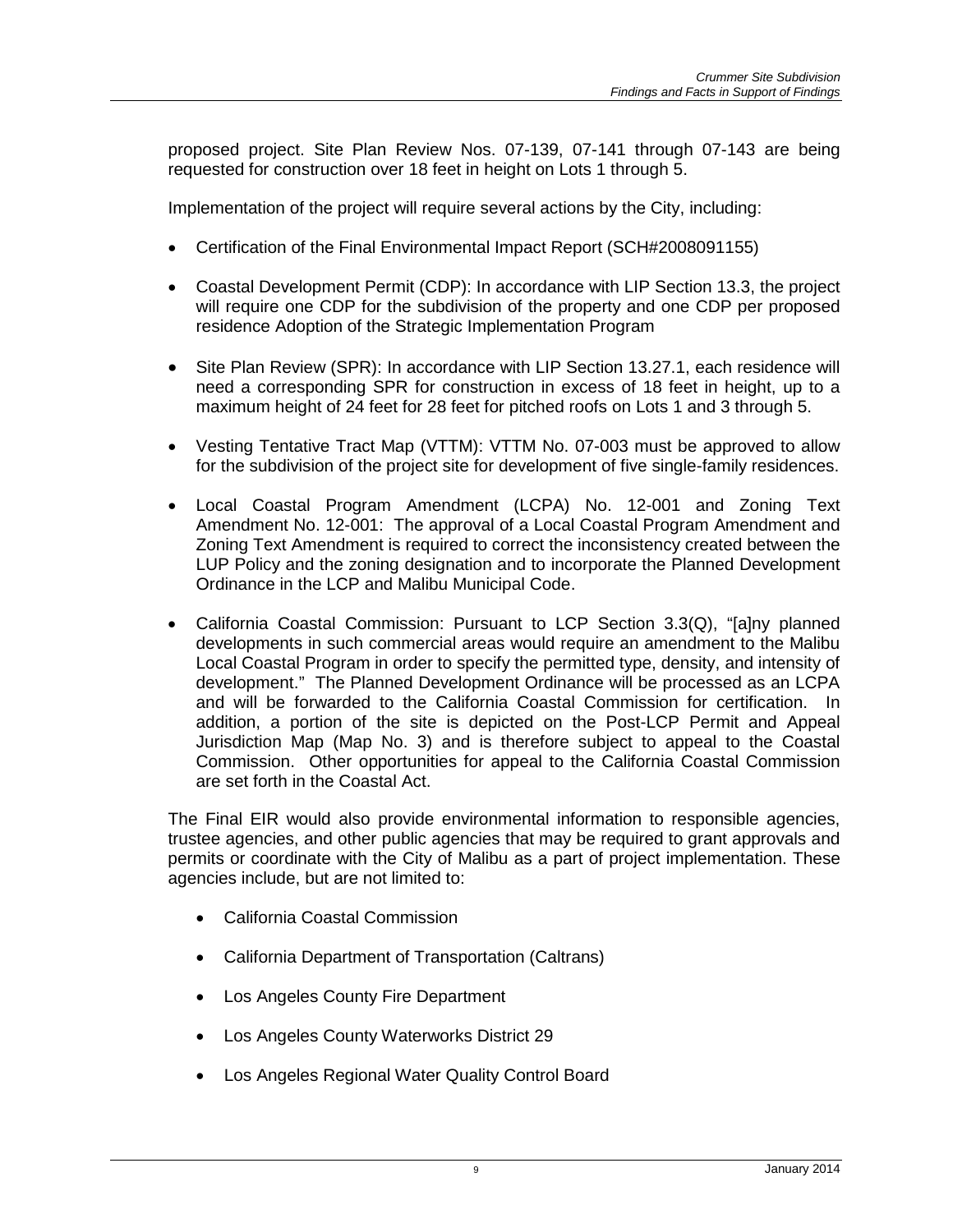proposed project. Site Plan Review Nos. 07-139, 07-141 through 07-143 are being requested for construction over 18 feet in height on Lots 1 through 5.

Implementation of the project will require several actions by the City, including:

- Certification of the Final Environmental Impact Report (SCH#2008091155)
- Coastal Development Permit (CDP): In accordance with LIP Section 13.3, the project will require one CDP for the subdivision of the property and one CDP per proposed residence Adoption of the Strategic Implementation Program
- Site Plan Review (SPR): In accordance with LIP Section 13.27.1, each residence will need a corresponding SPR for construction in excess of 18 feet in height, up to a maximum height of 24 feet for 28 feet for pitched roofs on Lots 1 and 3 through 5.
- Vesting Tentative Tract Map (VTTM): VTTM No. 07-003 must be approved to allow for the subdivision of the project site for development of five single-family residences.
- Local Coastal Program Amendment (LCPA) No. 12-001 and Zoning Text Amendment No. 12-001: The approval of a Local Coastal Program Amendment and Zoning Text Amendment is required to correct the inconsistency created between the LUP Policy and the zoning designation and to incorporate the Planned Development Ordinance in the LCP and Malibu Municipal Code.
- California Coastal Commission: Pursuant to LCP Section 3.3(Q), "[a]ny planned developments in such commercial areas would require an amendment to the Malibu Local Coastal Program in order to specify the permitted type, density, and intensity of development." The Planned Development Ordinance will be processed as an LCPA and will be forwarded to the California Coastal Commission for certification. In addition, a portion of the site is depicted on the Post-LCP Permit and Appeal Jurisdiction Map (Map No. 3) and is therefore subject to appeal to the Coastal Commission. Other opportunities for appeal to the California Coastal Commission are set forth in the Coastal Act.

The Final EIR would also provide environmental information to responsible agencies, trustee agencies, and other public agencies that may be required to grant approvals and permits or coordinate with the City of Malibu as a part of project implementation. These agencies include, but are not limited to:

- California Coastal Commission
- California Department of Transportation (Caltrans)
- Los Angeles County Fire Department
- Los Angeles County Waterworks District 29
- Los Angeles Regional Water Quality Control Board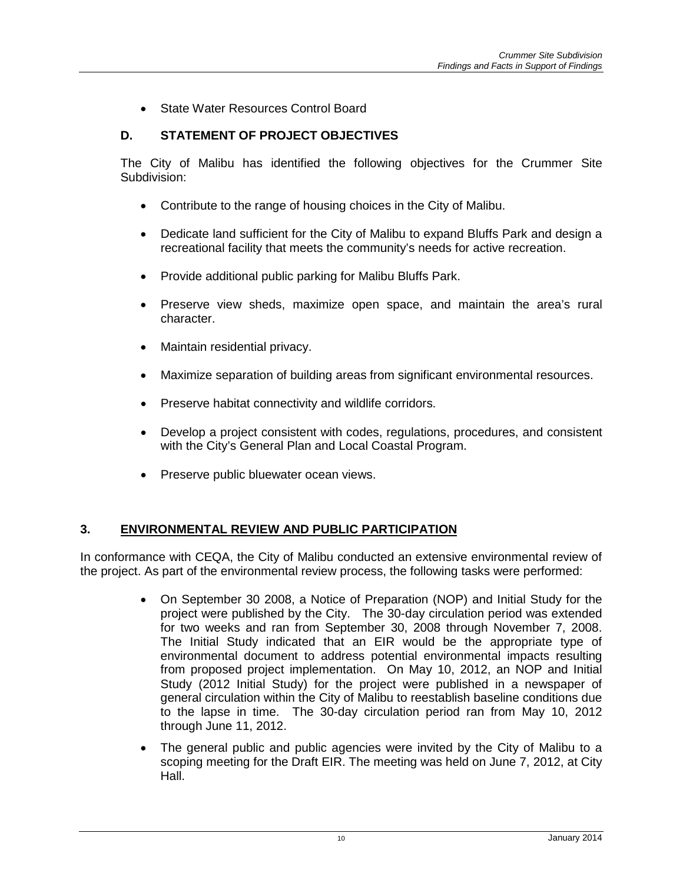- State Water Resources Control Board

### D. STATEMENT OF PROJECT OBJECTIVES

The City of Malibu has identified the following objectives for the Crummer Site Subdivision:

- Contribute to the range of housing choices in the City of Malibu.
- Dedicate land sufficient for the City of Malibu to expand Bluffs Park and design a recreational facility that meets the community's needs for active recreation.
- Provide additional public parking for Malibu Bluffs Park.
- Preserve view sheds, maximize open space, and maintain the area's rural character.
- Maintain residential privacy.
- Maximize separation of building areas from significant environmental resources.
- Preserve habitat connectivity and wildlife corridors.
- Develop a project consistent with codes, regulations, procedures, and consistent with the City's General Plan and Local Coastal Program.
- Preserve public bluewater ocean views.

## 3. ENVIRONMENTAL REVIEW AND PUBLIC PARTICIPATION

In conformance with CEQA, the City of Malibu conducted an extensive environmental review of the project. As part of the environmental review process, the following tasks were performed:

- On September 30 2008, a Notice of Preparation (NOP) and Initial Study for the project were published by the City. The 30-day circulation period was extended for two weeks and ran from September 30, 2008 through November 7, 2008. The Initial Study indicated that an EIR would be the appropriate type of environmental document to address potential environmental impacts resulting from proposed project implementation. On May 10, 2012, an NOP and Initial Study (2012 Initial Study) for the project were published in a newspaper of general circulation within the City of Malibu to reestablish baseline conditions due to the lapse in time. The 30-day circulation period ran from May 10, 2012 through June 11, 2012.
- The general public and public agencies were invited by the City of Malibu to a scoping meeting for the Draft EIR. The meeting was held on June 7, 2012, at City Hall.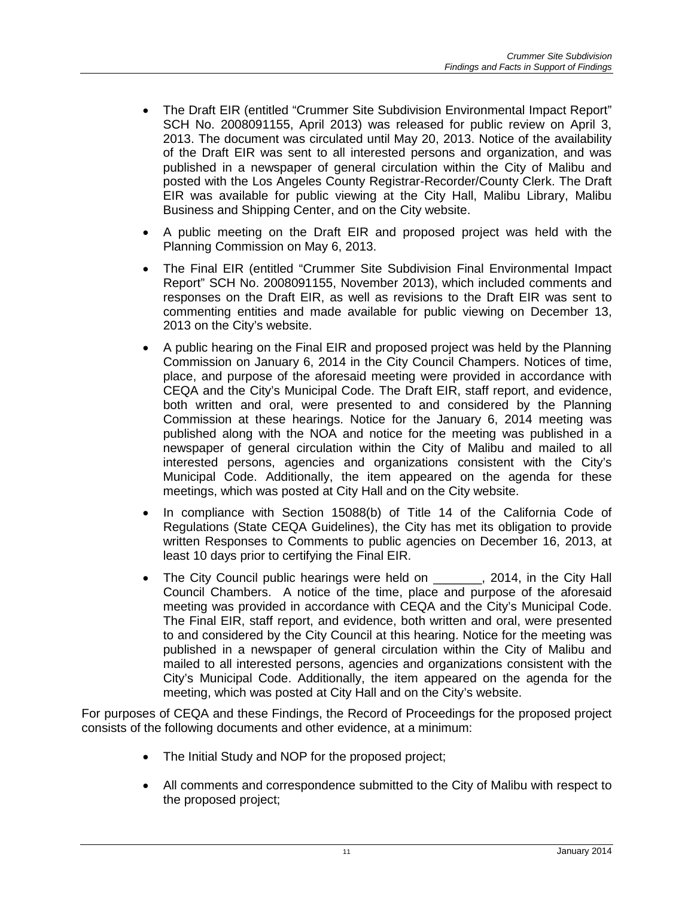- The Draft EIR (entitled "Crummer Site Subdivision Environmental Impact Report" SCH No. 2008091155, April 2013) was released for public review on April 3, 2013. The document was circulated until May 20, 2013. Notice of the availability of the Draft EIR was sent to all interested persons and organization, and was published in a newspaper of general circulation within the City of Malibu and posted with the Los Angeles County Registrar-Recorder/County Clerk. The Draft EIR was available for public viewing at the City Hall, Malibu Library, Malibu Business and Shipping Center, and on the City website.
- A public meeting on the Draft EIR and proposed project was held with the Planning Commission on May 6, 2013.
- The Final EIR (entitled "Crummer Site Subdivision Final Environmental Impact Report" SCH No. 2008091155, November 2013), which included comments and responses on the Draft EIR, as well as revisions to the Draft EIR was sent to commenting entities and made available for public viewing on December 13, 2013 on the City's website.
- A public hearing on the Final EIR and proposed project was held by the Planning Commission on January 6, 2014 in the City Council Champers. Notices of time, place, and purpose of the aforesaid meeting were provided in accordance with CEQA and the City's Municipal Code. The Draft EIR, staff report, and evidence, both written and oral, were presented to and considered by the Planning Commission at these hearings. Notice for the January 6, 2014 meeting was published along with the NOA and notice for the meeting was published in a newspaper of general circulation within the City of Malibu and mailed to all interested persons, agencies and organizations consistent with the City's Municipal Code. Additionally, the item appeared on the agenda for these meetings, which was posted at City Hall and on the City website.
- In compliance with Section 15088(b) of Title 14 of the California Code of Regulations (State CEQA Guidelines), the City has met its obligation to provide written Responses to Comments to public agencies on December 16, 2013, at least 10 days prior to certifying the Final EIR.
- The City Council public hearings were held on _______, 2014, in the City Hall Council Chambers. A notice of the time, place and purpose of the aforesaid meeting was provided in accordance with CEQA and the City's Municipal Code. The Final EIR, staff report, and evidence, both written and oral, were presented to and considered by the City Council at this hearing. Notice for the meeting was published in a newspaper of general circulation within the City of Malibu and mailed to all interested persons, agencies and organizations consistent with the City's Municipal Code. Additionally, the item appeared on the agenda for the meeting, which was posted at City Hall and on the City's website.

For purposes of CEQA and these Findings, the Record of Proceedings for the proposed project consists of the following documents and other evidence, at a minimum:

- The Initial Study and NOP for the proposed project;
- All comments and correspondence submitted to the City of Malibu with respect to the proposed project;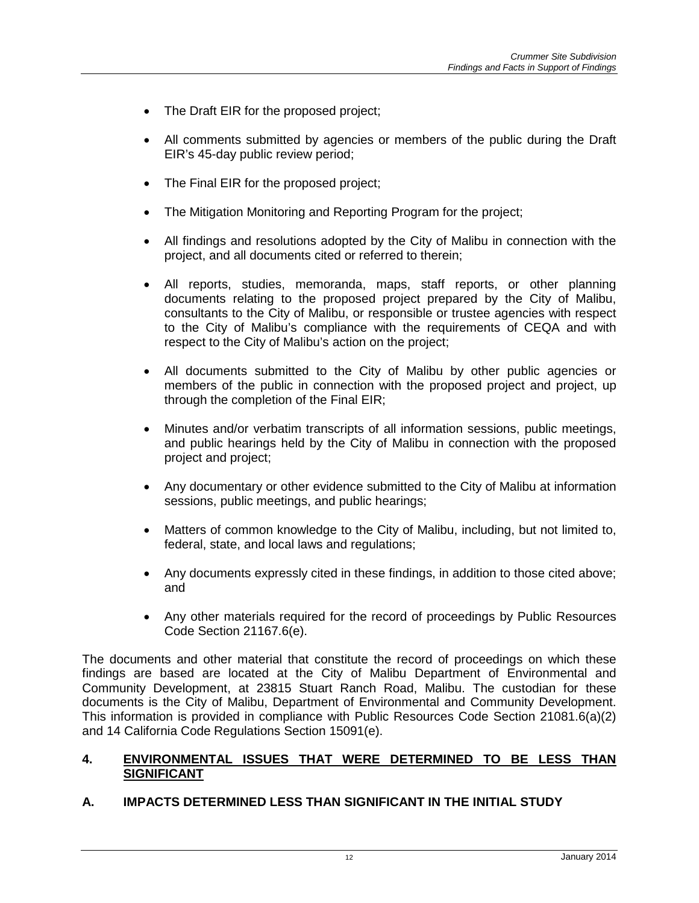- The Draft EIR for the proposed project;
- All comments submitted by agencies or members of the public during the Draft EIR's 45-day public review period;
- The Final EIR for the proposed project;
- The Mitigation Monitoring and Reporting Program for the project;
- All findings and resolutions adopted by the City of Malibu in connection with the project, and all documents cited or referred to therein;
- All reports, studies, memoranda, maps, staff reports, or other planning documents relating to the proposed project prepared by the City of Malibu, consultants to the City of Malibu, or responsible or trustee agencies with respect to the City of Malibu's compliance with the requirements of CEQA and with respect to the City of Malibu's action on the project;
- All documents submitted to the City of Malibu by other public agencies or members of the public in connection with the proposed project and project, up through the completion of the Final EIR;
- Minutes and/or verbatim transcripts of all information sessions, public meetings, and public hearings held by the City of Malibu in connection with the proposed project and project;
- Any documentary or other evidence submitted to the City of Malibu at information sessions, public meetings, and public hearings;
- Matters of common knowledge to the City of Malibu, including, but not limited to, federal, state, and local laws and regulations;
- Any documents expressly cited in these findings, in addition to those cited above; and
- Any other materials required for the record of proceedings by Public Resources Code Section 21167.6(e).

The documents and other material that constitute the record of proceedings on which these findings are based are located at the City of Malibu Department of Environmental and Community Development, at 23815 Stuart Ranch Road, Malibu. The custodian for these documents is the City of Malibu, Department of Environmental and Community Development. This information is provided in compliance with Public Resources Code Section 21081.6(a)(2) and 14 California Code Regulations Section 15091(e).

## 4. ENVIRONMENTAL ISSUES THAT WERE DETERMINED TO BE LESS THAN SIGNIFICANT

### A. IMPACTS DETERMINED LESS THAN SIGNIFICANT IN THE INITIAL STUDY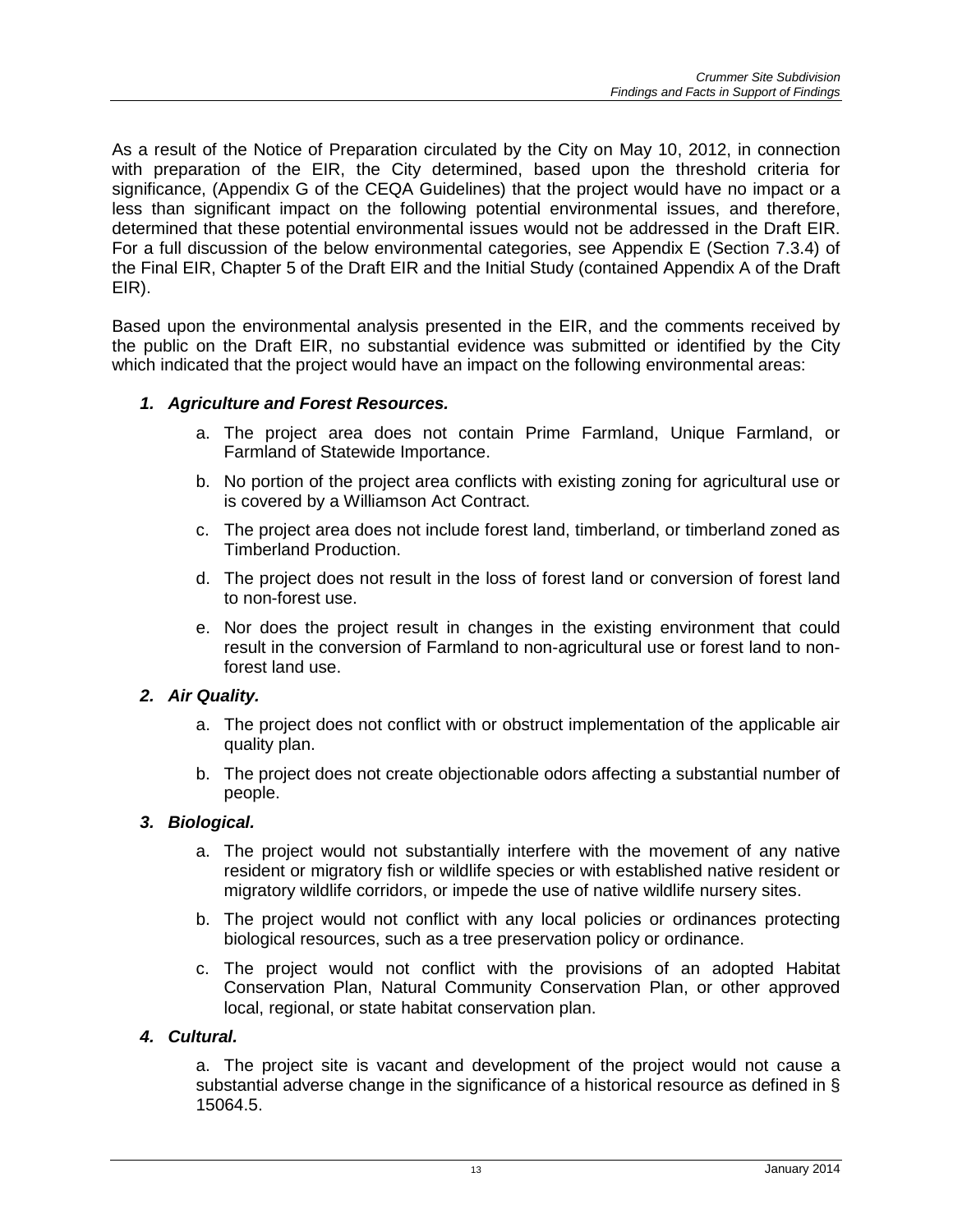As a result of the Notice of Preparation circulated by the City on May 10, 2012, in connection with preparation of the EIR, the City determined, based upon the threshold criteria for significance, (Appendix G of the CEQA Guidelines) that the project would have no impact or a less than significant impact on the following potential environmental issues, and therefore, determined that these potential environmental issues would not be addressed in the Draft EIR. For a full discussion of the below environmental categories, see Appendix E (Section 7.3.4) of the Final EIR, Chapter 5 of the Draft EIR and the Initial Study (contained Appendix A of the Draft EIR).

Based upon the environmental analysis presented in the EIR, and the comments received by the public on the Draft EIR, no substantial evidence was submitted or identified by the City which indicated that the project would have an impact on the following environmental areas:

1. ***Agriculture and Forest Resources.***
   a. The project area does not contain Prime Farmland, Unique Farmland, or Farmland of Statewide Importance.
   b. No portion of the project area conflicts with existing zoning for agricultural use or is covered by a Williamson Act Contract.
   c. The project area does not include forest land, timberland, or timberland zoned as Timberland Production.
   d. The project does not result in the loss of forest land or conversion of forest land to non-forest use.
   e. Nor does the project result in changes in the existing environment that could result in the conversion of Farmland to non-agricultural use or forest land to non-forest land use.

2. ***Air Quality.***
   a. The project does not conflict with or obstruct implementation of the applicable air quality plan.
   b. The project does not create objectionable odors affecting a substantial number of people.

3. ***Biological.***
   a. The project would not substantially interfere with the movement of any native resident or migratory fish or wildlife species or with established native resident or migratory wildlife corridors, or impede the use of native wildlife nursery sites.
   b. The project would not conflict with any local policies or ordinances protecting biological resources, such as a tree preservation policy or ordinance.
   c. The project would not conflict with the provisions of an adopted Habitat Conservation Plan, Natural Community Conservation Plan, or other approved local, regional, or state habitat conservation plan.

4. ***Cultural.***

   a. The project site is vacant and development of the project would not cause a substantial adverse change in the significance of a historical resource as defined in § 15064.5.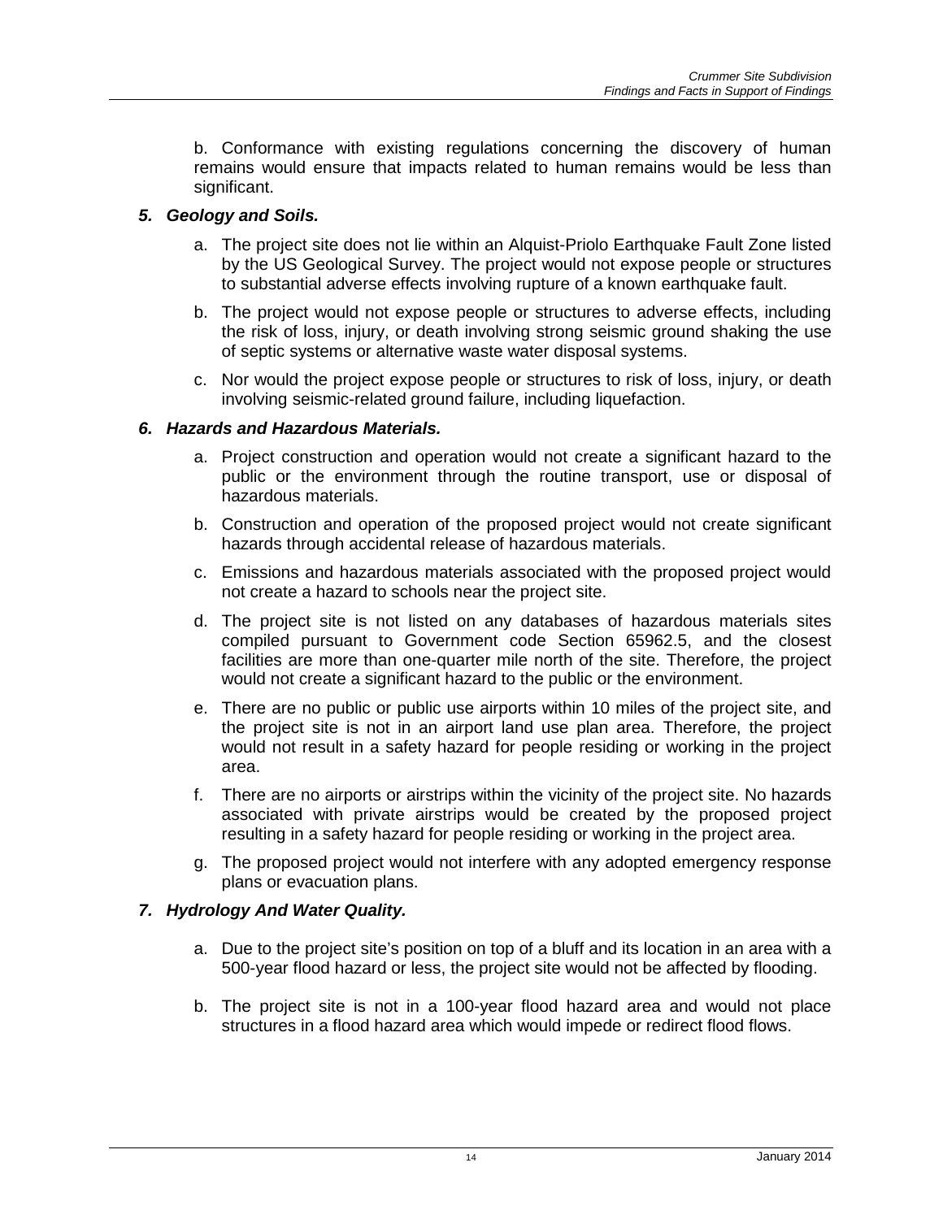b. Conformance with existing regulations concerning the discovery of human remains would ensure that impacts related to human remains would be less than significant.

### *5. Geology and Soils.*

a. The project site does not lie within an Alquist-Priolo Earthquake Fault Zone listed by the US Geological Survey. The project would not expose people or structures to substantial adverse effects involving rupture of a known earthquake fault.

b. The project would not expose people or structures to adverse effects, including the risk of loss, injury, or death involving strong seismic ground shaking the use of septic systems or alternative waste water disposal systems.

c. Nor would the project expose people or structures to risk of loss, injury, or death involving seismic-related ground failure, including liquefaction.

### *6. Hazards and Hazardous Materials.*

a. Project construction and operation would not create a significant hazard to the public or the environment through the routine transport, use or disposal of hazardous materials.

b. Construction and operation of the proposed project would not create significant hazards through accidental release of hazardous materials.

c. Emissions and hazardous materials associated with the proposed project would not create a hazard to schools near the project site.

d. The project site is not listed on any databases of hazardous materials sites compiled pursuant to Government code Section 65962.5, and the closest facilities are more than one-quarter mile north of the site. Therefore, the project would not create a significant hazard to the public or the environment.

e. There are no public or public use airports within 10 miles of the project site, and the project site is not in an airport land use plan area. Therefore, the project would not result in a safety hazard for people residing or working in the project area.

f. There are no airports or airstrips within the vicinity of the project site. No hazards associated with private airstrips would be created by the proposed project resulting in a safety hazard for people residing or working in the project area.

g. The proposed project would not interfere with any adopted emergency response plans or evacuation plans.

### *7. Hydrology And Water Quality.*

a. Due to the project site's position on top of a bluff and its location in an area with a 500-year flood hazard or less, the project site would not be affected by flooding.

b. The project site is not in a 100-year flood hazard area and would not place structures in a flood hazard area which would impede or redirect flood flows.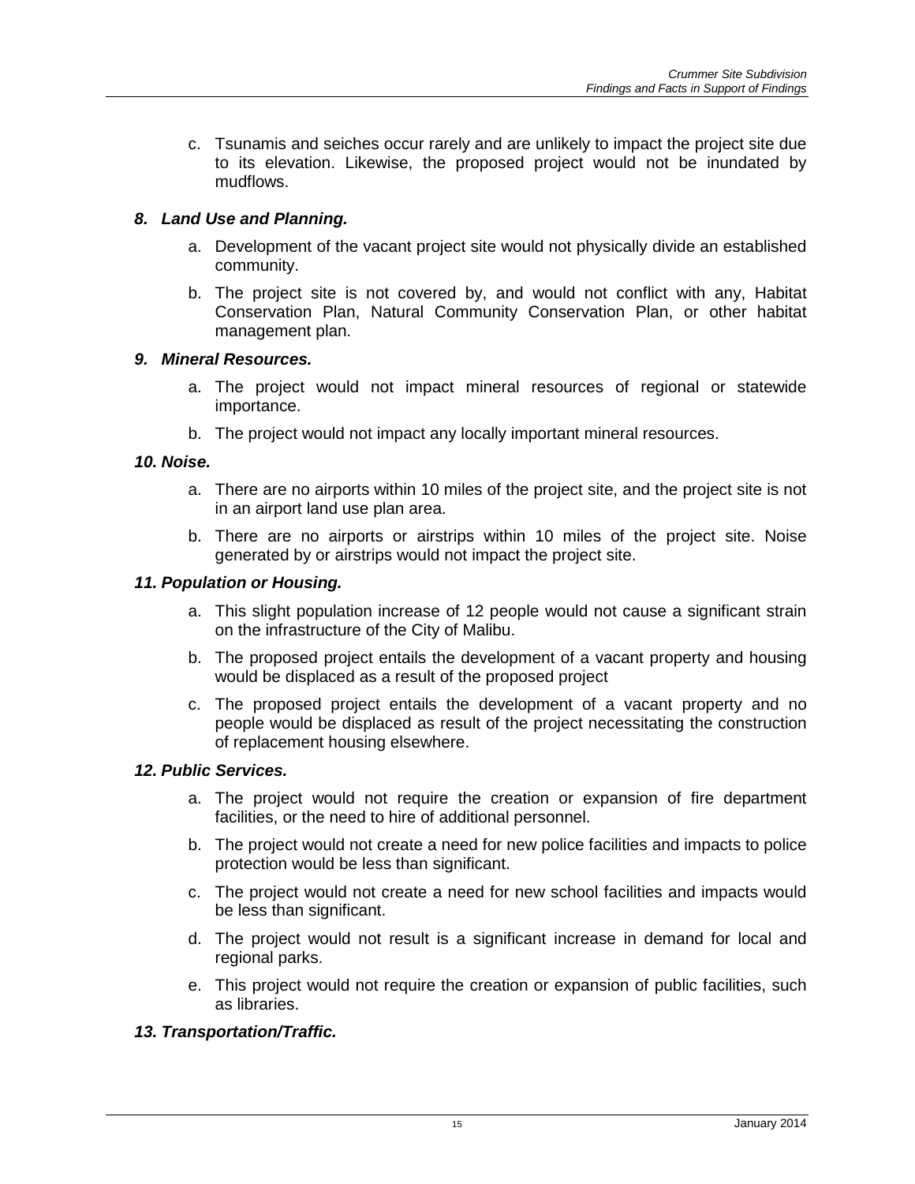c. Tsunamis and seiches occur rarely and are unlikely to impact the project site due to its elevation. Likewise, the proposed project would not be inundated by mudflows.

### *8. Land Use and Planning.*

a. Development of the vacant project site would not physically divide an established community.

b. The project site is not covered by, and would not conflict with any, Habitat Conservation Plan, Natural Community Conservation Plan, or other habitat management plan.

### *9. Mineral Resources.*

a. The project would not impact mineral resources of regional or statewide importance.

b. The project would not impact any locally important mineral resources.

### *10. Noise.*

a. There are no airports within 10 miles of the project site, and the project site is not in an airport land use plan area.

b. There are no airports or airstrips within 10 miles of the project site. Noise generated by or airstrips would not impact the project site.

### *11. Population or Housing.*

a. This slight population increase of 12 people would not cause a significant strain on the infrastructure of the City of Malibu.

b. The proposed project entails the development of a vacant property and housing would be displaced as a result of the proposed project

c. The proposed project entails the development of a vacant property and no people would be displaced as result of the project necessitating the construction of replacement housing elsewhere.

### *12. Public Services.*

a. The project would not require the creation or expansion of fire department facilities, or the need to hire of additional personnel.

b. The project would not create a need for new police facilities and impacts to police protection would be less than significant.

c. The project would not create a need for new school facilities and impacts would be less than significant.

d. The project would not result is a significant increase in demand for local and regional parks.

e. This project would not require the creation or expansion of public facilities, such as libraries.

### *13. Transportation/Traffic.*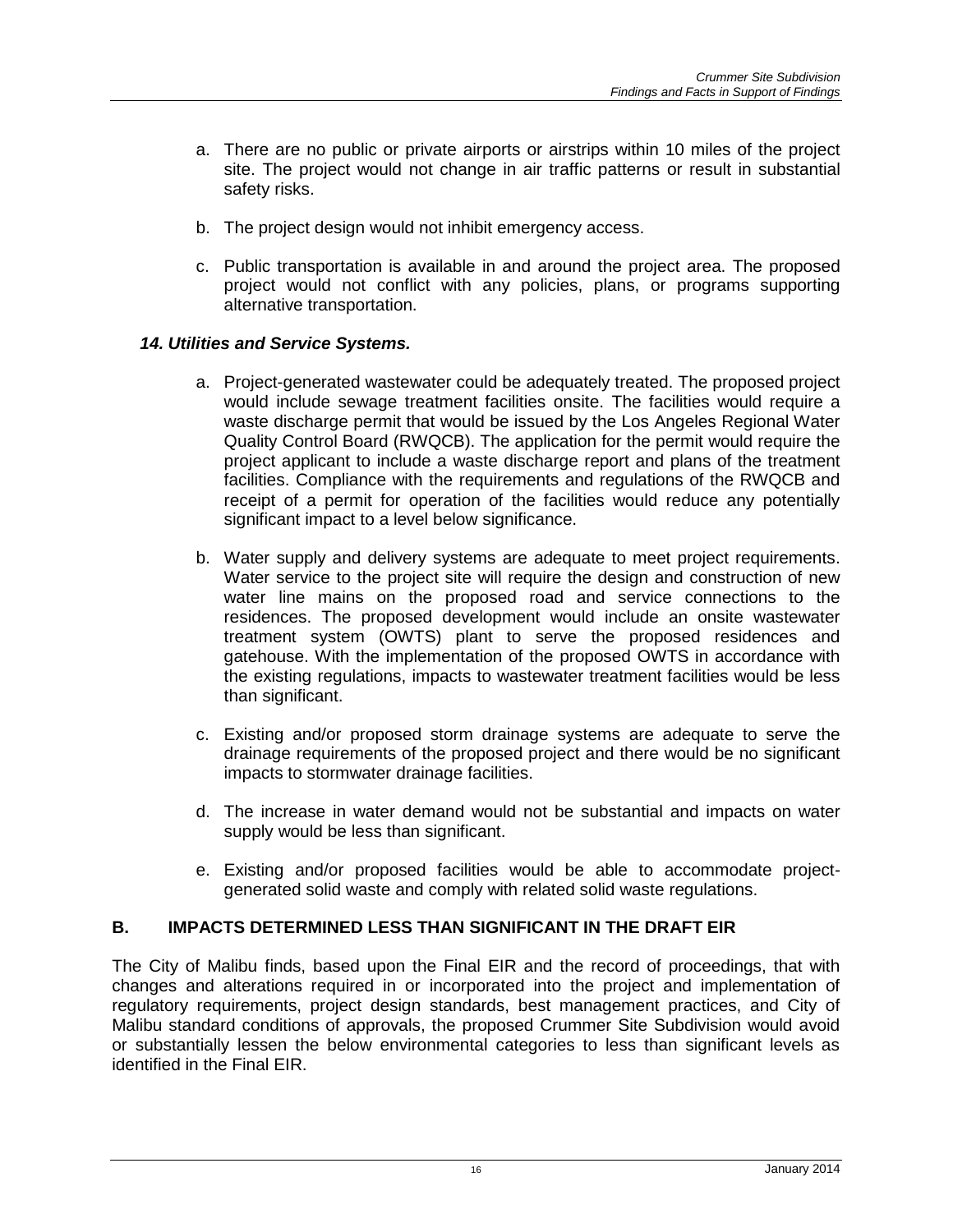a. There are no public or private airports or airstrips within 10 miles of the project site. The project would not change in air traffic patterns or result in substantial safety risks.

b. The project design would not inhibit emergency access.

c. Public transportation is available in and around the project area. The proposed project would not conflict with any policies, plans, or programs supporting alternative transportation.

***14. Utilities and Service Systems.***

a. Project-generated wastewater could be adequately treated. The proposed project would include sewage treatment facilities onsite. The facilities would require a waste discharge permit that would be issued by the Los Angeles Regional Water Quality Control Board (RWQCB). The application for the permit would require the project applicant to include a waste discharge report and plans of the treatment facilities. Compliance with the requirements and regulations of the RWQCB and receipt of a permit for operation of the facilities would reduce any potentially significant impact to a level below significance.

b. Water supply and delivery systems are adequate to meet project requirements. Water service to the project site will require the design and construction of new water line mains on the proposed road and service connections to the residences. The proposed development would include an onsite wastewater treatment system (OWTS) plant to serve the proposed residences and gatehouse. With the implementation of the proposed OWTS in accordance with the existing regulations, impacts to wastewater treatment facilities would be less than significant.

c. Existing and/or proposed storm drainage systems are adequate to serve the drainage requirements of the proposed project and there would be no significant impacts to stormwater drainage facilities.

d. The increase in water demand would not be substantial and impacts on water supply would be less than significant.

e. Existing and/or proposed facilities would be able to accommodate project-generated solid waste and comply with related solid waste regulations.

## B. IMPACTS DETERMINED LESS THAN SIGNIFICANT IN THE DRAFT EIR

The City of Malibu finds, based upon the Final EIR and the record of proceedings, that with changes and alterations required in or incorporated into the project and implementation of regulatory requirements, project design standards, best management practices, and City of Malibu standard conditions of approvals, the proposed Crummer Site Subdivision would avoid or substantially lessen the below environmental categories to less than significant levels as identified in the Final EIR.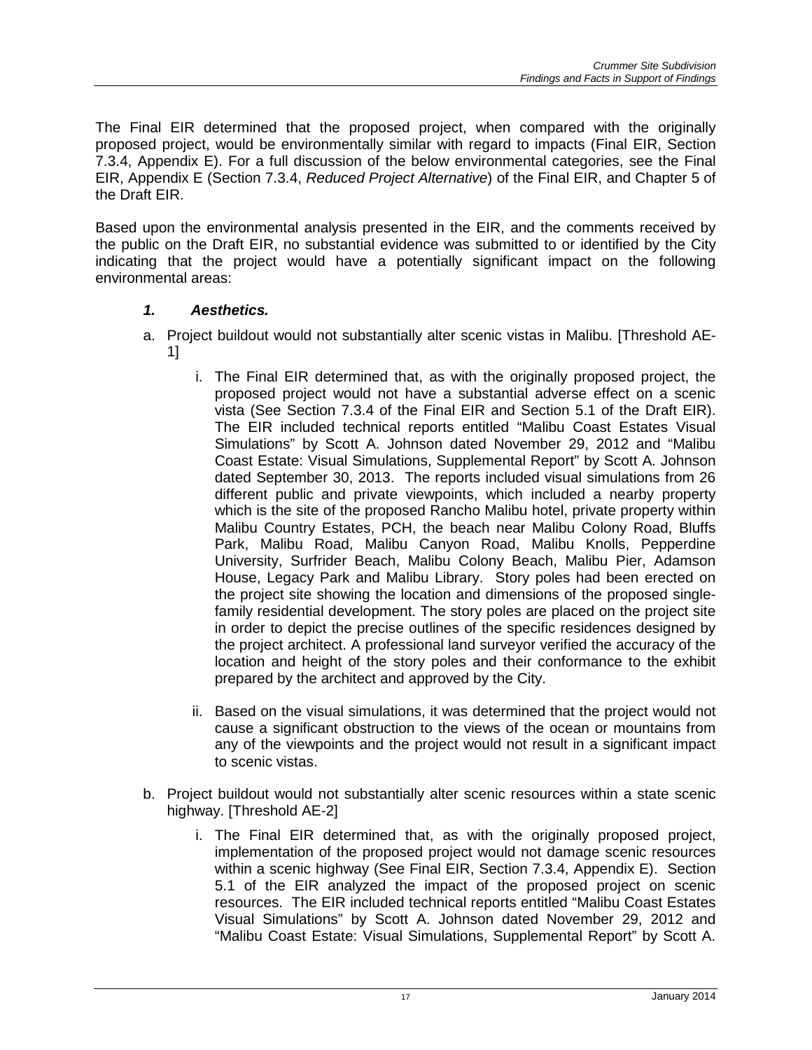The Final EIR determined that the proposed project, when compared with the originally proposed project, would be environmentally similar with regard to impacts (Final EIR, Section 7.3.4, Appendix E). For a full discussion of the below environmental categories, see the Final EIR, Appendix E (Section 7.3.4, *Reduced Project Alternative*) of the Final EIR, and Chapter 5 of the Draft EIR.

Based upon the environmental analysis presented in the EIR, and the comments received by the public on the Draft EIR, no substantial evidence was submitted to or identified by the City indicating that the project would have a potentially significant impact on the following environmental areas:

### *1. Aesthetics.*

a. Project buildout would not substantially alter scenic vistas in Malibu. [Threshold AE-1]

   i. The Final EIR determined that, as with the originally proposed project, the proposed project would not have a substantial adverse effect on a scenic vista (See Section 7.3.4 of the Final EIR and Section 5.1 of the Draft EIR). The EIR included technical reports entitled "Malibu Coast Estates Visual Simulations" by Scott A. Johnson dated November 29, 2012 and "Malibu Coast Estate: Visual Simulations, Supplemental Report" by Scott A. Johnson dated September 30, 2013. The reports included visual simulations from 26 different public and private viewpoints, which included a nearby property which is the site of the proposed Rancho Malibu hotel, private property within Malibu Country Estates, PCH, the beach near Malibu Colony Road, Bluffs Park, Malibu Road, Malibu Canyon Road, Malibu Knolls, Pepperdine University, Surfrider Beach, Malibu Colony Beach, Malibu Pier, Adamson House, Legacy Park and Malibu Library. Story poles had been erected on the project site showing the location and dimensions of the proposed single-family residential development. The story poles are placed on the project site in order to depict the precise outlines of the specific residences designed by the project architect. A professional land surveyor verified the accuracy of the location and height of the story poles and their conformance to the exhibit prepared by the architect and approved by the City.

   ii. Based on the visual simulations, it was determined that the project would not cause a significant obstruction to the views of the ocean or mountains from any of the viewpoints and the project would not result in a significant impact to scenic vistas.

b. Project buildout would not substantially alter scenic resources within a state scenic highway. [Threshold AE-2]

   i. The Final EIR determined that, as with the originally proposed project, implementation of the proposed project would not damage scenic resources within a scenic highway (See Final EIR, Section 7.3.4, Appendix E). Section 5.1 of the EIR analyzed the impact of the proposed project on scenic resources. The EIR included technical reports entitled "Malibu Coast Estates Visual Simulations" by Scott A. Johnson dated November 29, 2012 and "Malibu Coast Estate: Visual Simulations, Supplemental Report" by Scott A.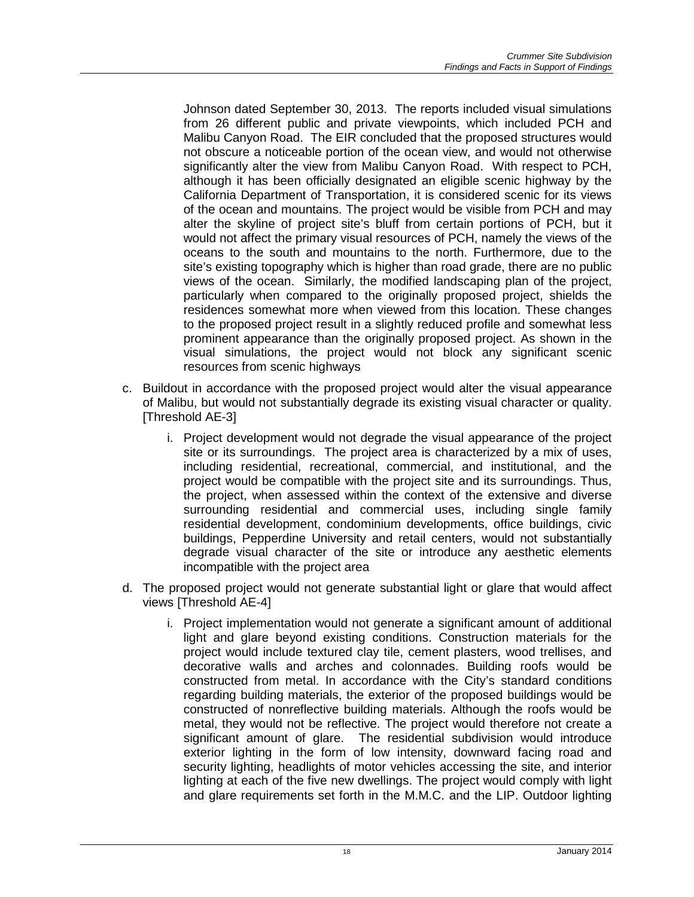Johnson dated September 30, 2013. The reports included visual simulations from 26 different public and private viewpoints, which included PCH and Malibu Canyon Road. The EIR concluded that the proposed structures would not obscure a noticeable portion of the ocean view, and would not otherwise significantly alter the view from Malibu Canyon Road. With respect to PCH, although it has been officially designated an eligible scenic highway by the California Department of Transportation, it is considered scenic for its views of the ocean and mountains. The project would be visible from PCH and may alter the skyline of project site's bluff from certain portions of PCH, but it would not affect the primary visual resources of PCH, namely the views of the oceans to the south and mountains to the north. Furthermore, due to the site's existing topography which is higher than road grade, there are no public views of the ocean. Similarly, the modified landscaping plan of the project, particularly when compared to the originally proposed project, shields the residences somewhat more when viewed from this location. These changes to the proposed project result in a slightly reduced profile and somewhat less prominent appearance than the originally proposed project. As shown in the visual simulations, the project would not block any significant scenic resources from scenic highways

c. Buildout in accordance with the proposed project would alter the visual appearance of Malibu, but would not substantially degrade its existing visual character or quality. [Threshold AE-3]

   i. Project development would not degrade the visual appearance of the project site or its surroundings. The project area is characterized by a mix of uses, including residential, recreational, commercial, and institutional, and the project would be compatible with the project site and its surroundings. Thus, the project, when assessed within the context of the extensive and diverse surrounding residential and commercial uses, including single family residential development, condominium developments, office buildings, civic buildings, Pepperdine University and retail centers, would not substantially degrade visual character of the site or introduce any aesthetic elements incompatible with the project area

d. The proposed project would not generate substantial light or glare that would affect views [Threshold AE-4]

   i. Project implementation would not generate a significant amount of additional light and glare beyond existing conditions. Construction materials for the project would include textured clay tile, cement plasters, wood trellises, and decorative walls and arches and colonnades. Building roofs would be constructed from metal. In accordance with the City's standard conditions regarding building materials, the exterior of the proposed buildings would be constructed of nonreflective building materials. Although the roofs would be metal, they would not be reflective. The project would therefore not create a significant amount of glare. The residential subdivision would introduce exterior lighting in the form of low intensity, downward facing road and security lighting, headlights of motor vehicles accessing the site, and interior lighting at each of the five new dwellings. The project would comply with light and glare requirements set forth in the M.M.C. and the LIP. Outdoor lighting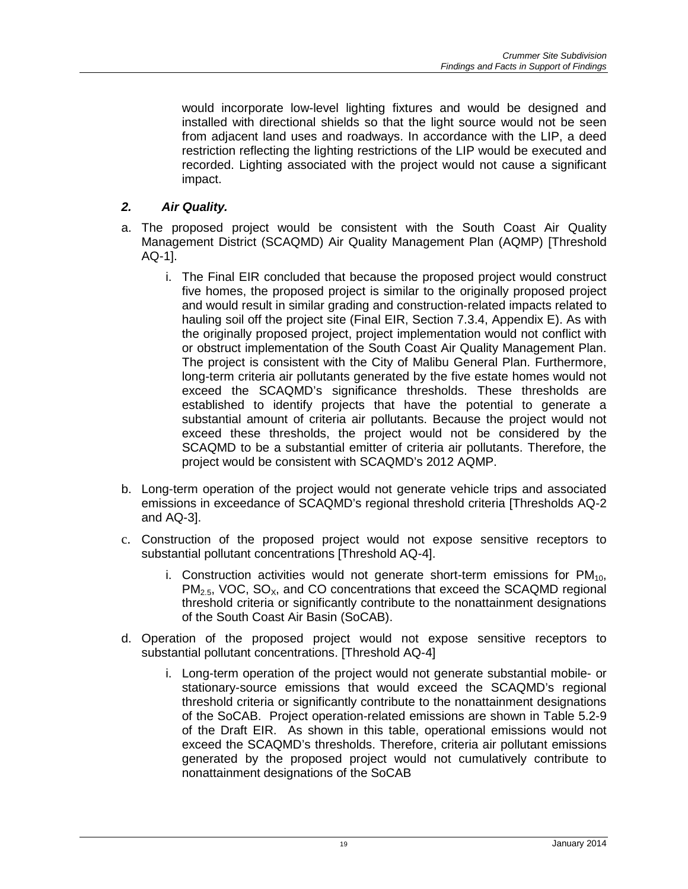would incorporate low-level lighting fixtures and would be designed and installed with directional shields so that the light source would not be seen from adjacent land uses and roadways. In accordance with the LIP, a deed restriction reflecting the lighting restrictions of the LIP would be executed and recorded. Lighting associated with the project would not cause a significant impact.

## *2. Air Quality.*

a. The proposed project would be consistent with the South Coast Air Quality Management District (SCAQMD) Air Quality Management Plan (AQMP) [Threshold AQ-1].

   i. The Final EIR concluded that because the proposed project would construct five homes, the proposed project is similar to the originally proposed project and would result in similar grading and construction-related impacts related to hauling soil off the project site (Final EIR, Section 7.3.4, Appendix E). As with the originally proposed project, project implementation would not conflict with or obstruct implementation of the South Coast Air Quality Management Plan. The project is consistent with the City of Malibu General Plan. Furthermore, long-term criteria air pollutants generated by the five estate homes would not exceed the SCAQMD's significance thresholds. These thresholds are established to identify projects that have the potential to generate a substantial amount of criteria air pollutants. Because the project would not exceed these thresholds, the project would not be considered by the SCAQMD to be a substantial emitter of criteria air pollutants. Therefore, the project would be consistent with SCAQMD's 2012 AQMP.

b. Long-term operation of the project would not generate vehicle trips and associated emissions in exceedance of SCAQMD's regional threshold criteria [Thresholds AQ-2 and AQ-3].

c. Construction of the proposed project would not expose sensitive receptors to substantial pollutant concentrations [Threshold AQ-4].

   i. Construction activities would not generate short-term emissions for $PM_{10}$, $PM_{2.5}$, VOC, $SO_X$, and CO concentrations that exceed the SCAQMD regional threshold criteria or significantly contribute to the nonattainment designations of the South Coast Air Basin (SoCAB).

d. Operation of the proposed project would not expose sensitive receptors to substantial pollutant concentrations. [Threshold AQ-4]

   i. Long-term operation of the project would not generate substantial mobile- or stationary-source emissions that would exceed the SCAQMD's regional threshold criteria or significantly contribute to the nonattainment designations of the SoCAB. Project operation-related emissions are shown in Table 5.2-9 of the Draft EIR. As shown in this table, operational emissions would not exceed the SCAQMD's thresholds. Therefore, criteria air pollutant emissions generated by the proposed project would not cumulatively contribute to nonattainment designations of the SoCAB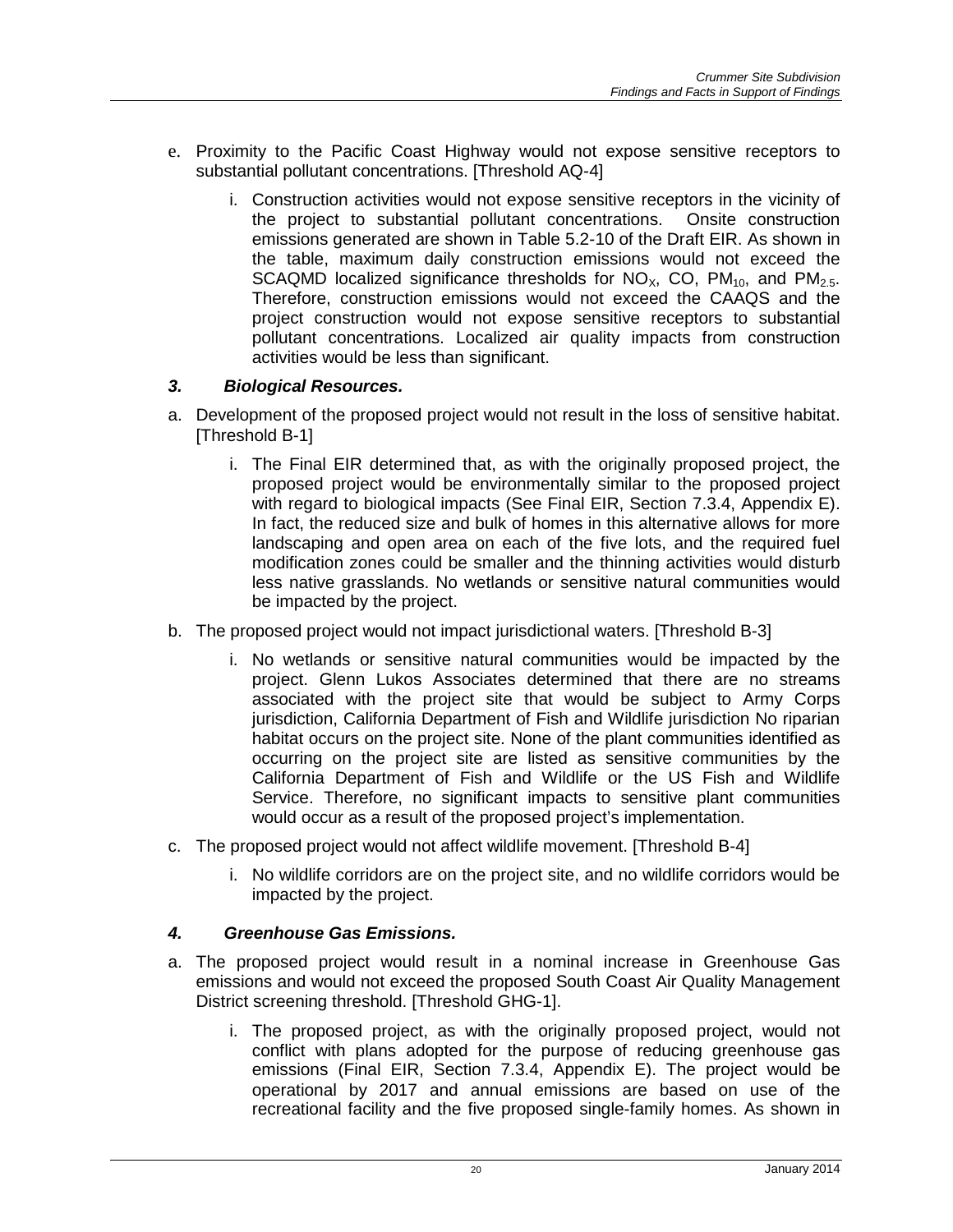e. Proximity to the Pacific Coast Highway would not expose sensitive receptors to substantial pollutant concentrations. [Threshold AQ-4]

   i. Construction activities would not expose sensitive receptors in the vicinity of the project to substantial pollutant concentrations. Onsite construction emissions generated are shown in Table 5.2-10 of the Draft EIR. As shown in the table, maximum daily construction emissions would not exceed the SCAQMD localized significance thresholds for $NO_X$, CO, $PM_{10}$, and $PM_{2.5}$. Therefore, construction emissions would not exceed the CAAQS and the project construction would not expose sensitive receptors to substantial pollutant concentrations. Localized air quality impacts from construction activities would be less than significant.

### *3. Biological Resources.*

a. Development of the proposed project would not result in the loss of sensitive habitat. [Threshold B-1]

   i. The Final EIR determined that, as with the originally proposed project, the proposed project would be environmentally similar to the proposed project with regard to biological impacts (See Final EIR, Section 7.3.4, Appendix E). In fact, the reduced size and bulk of homes in this alternative allows for more landscaping and open area on each of the five lots, and the required fuel modification zones could be smaller and the thinning activities would disturb less native grasslands. No wetlands or sensitive natural communities would be impacted by the project.

b. The proposed project would not impact jurisdictional waters. [Threshold B-3]

   i. No wetlands or sensitive natural communities would be impacted by the project. Glenn Lukos Associates determined that there are no streams associated with the project site that would be subject to Army Corps jurisdiction, California Department of Fish and Wildlife jurisdiction No riparian habitat occurs on the project site. None of the plant communities identified as occurring on the project site are listed as sensitive communities by the California Department of Fish and Wildlife or the US Fish and Wildlife Service. Therefore, no significant impacts to sensitive plant communities would occur as a result of the proposed project's implementation.

c. The proposed project would not affect wildlife movement. [Threshold B-4]

   i. No wildlife corridors are on the project site, and no wildlife corridors would be impacted by the project.

### *4. Greenhouse Gas Emissions.*

a. The proposed project would result in a nominal increase in Greenhouse Gas emissions and would not exceed the proposed South Coast Air Quality Management District screening threshold. [Threshold GHG-1].

   i. The proposed project, as with the originally proposed project, would not conflict with plans adopted for the purpose of reducing greenhouse gas emissions (Final EIR, Section 7.3.4, Appendix E). The project would be operational by 2017 and annual emissions are based on use of the recreational facility and the five proposed single-family homes. As shown in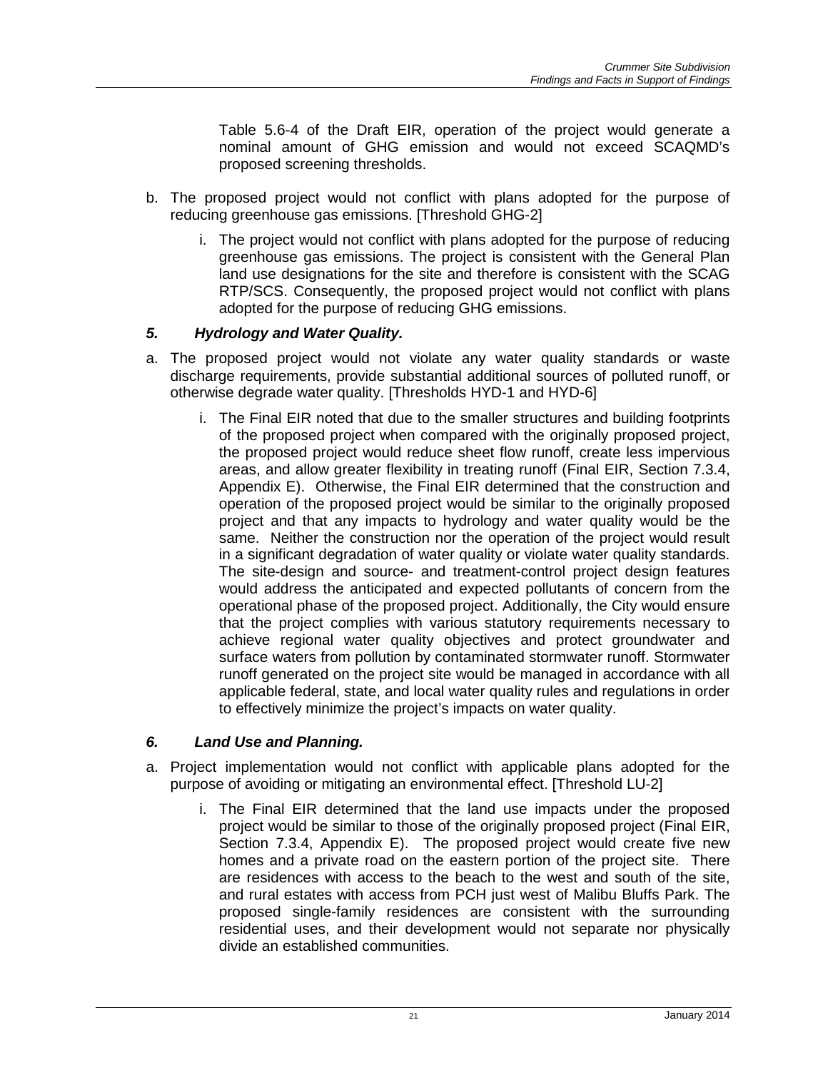Table 5.6-4 of the Draft EIR, operation of the project would generate a nominal amount of GHG emission and would not exceed SCAQMD's proposed screening thresholds.

b. The proposed project would not conflict with plans adopted for the purpose of reducing greenhouse gas emissions. [Threshold GHG-2]

   i. The project would not conflict with plans adopted for the purpose of reducing greenhouse gas emissions. The project is consistent with the General Plan land use designations for the site and therefore is consistent with the SCAG RTP/SCS. Consequently, the proposed project would not conflict with plans adopted for the purpose of reducing GHG emissions.

### *5. Hydrology and Water Quality.*

a. The proposed project would not violate any water quality standards or waste discharge requirements, provide substantial additional sources of polluted runoff, or otherwise degrade water quality. [Thresholds HYD-1 and HYD-6]

   i. The Final EIR noted that due to the smaller structures and building footprints of the proposed project when compared with the originally proposed project, the proposed project would reduce sheet flow runoff, create less impervious areas, and allow greater flexibility in treating runoff (Final EIR, Section 7.3.4, Appendix E). Otherwise, the Final EIR determined that the construction and operation of the proposed project would be similar to the originally proposed project and that any impacts to hydrology and water quality would be the same. Neither the construction nor the operation of the project would result in a significant degradation of water quality or violate water quality standards. The site-design and source- and treatment-control project design features would address the anticipated and expected pollutants of concern from the operational phase of the proposed project. Additionally, the City would ensure that the project complies with various statutory requirements necessary to achieve regional water quality objectives and protect groundwater and surface waters from pollution by contaminated stormwater runoff. Stormwater runoff generated on the project site would be managed in accordance with all applicable federal, state, and local water quality rules and regulations in order to effectively minimize the project's impacts on water quality.

### *6. Land Use and Planning.*

a. Project implementation would not conflict with applicable plans adopted for the purpose of avoiding or mitigating an environmental effect. [Threshold LU-2]

   i. The Final EIR determined that the land use impacts under the proposed project would be similar to those of the originally proposed project (Final EIR, Section 7.3.4, Appendix E). The proposed project would create five new homes and a private road on the eastern portion of the project site. There are residences with access to the beach to the west and south of the site, and rural estates with access from PCH just west of Malibu Bluffs Park. The proposed single-family residences are consistent with the surrounding residential uses, and their development would not separate nor physically divide an established communities.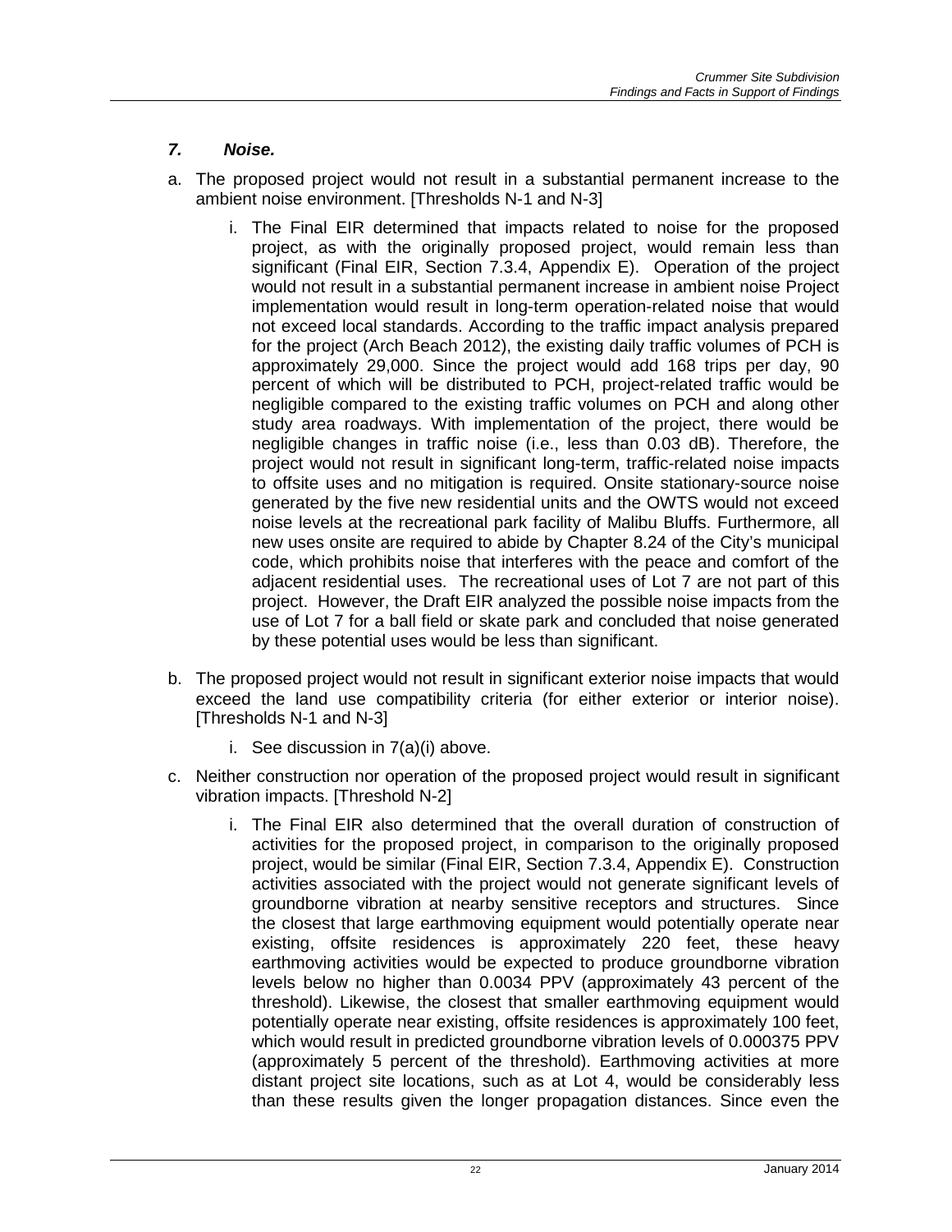### *7. Noise.*

a. The proposed project would not result in a substantial permanent increase to the ambient noise environment. [Thresholds N-1 and N-3]

   i. The Final EIR determined that impacts related to noise for the proposed project, as with the originally proposed project, would remain less than significant (Final EIR, Section 7.3.4, Appendix E). Operation of the project would not result in a substantial permanent increase in ambient noise Project implementation would result in long-term operation-related noise that would not exceed local standards. According to the traffic impact analysis prepared for the project (Arch Beach 2012), the existing daily traffic volumes of PCH is approximately 29,000. Since the project would add 168 trips per day, 90 percent of which will be distributed to PCH, project-related traffic would be negligible compared to the existing traffic volumes on PCH and along other study area roadways. With implementation of the project, there would be negligible changes in traffic noise (i.e., less than 0.03 dB). Therefore, the project would not result in significant long-term, traffic-related noise impacts to offsite uses and no mitigation is required. Onsite stationary-source noise generated by the five new residential units and the OWTS would not exceed noise levels at the recreational park facility of Malibu Bluffs. Furthermore, all new uses onsite are required to abide by Chapter 8.24 of the City's municipal code, which prohibits noise that interferes with the peace and comfort of the adjacent residential uses. The recreational uses of Lot 7 are not part of this project. However, the Draft EIR analyzed the possible noise impacts from the use of Lot 7 for a ball field or skate park and concluded that noise generated by these potential uses would be less than significant.

b. The proposed project would not result in significant exterior noise impacts that would exceed the land use compatibility criteria (for either exterior or interior noise). [Thresholds N-1 and N-3]

   i. See discussion in 7(a)(i) above.

c. Neither construction nor operation of the proposed project would result in significant vibration impacts. [Threshold N-2]

   i. The Final EIR also determined that the overall duration of construction of activities for the proposed project, in comparison to the originally proposed project, would be similar (Final EIR, Section 7.3.4, Appendix E). Construction activities associated with the project would not generate significant levels of groundborne vibration at nearby sensitive receptors and structures. Since the closest that large earthmoving equipment would potentially operate near existing, offsite residences is approximately 220 feet, these heavy earthmoving activities would be expected to produce groundborne vibration levels below no higher than 0.0034 PPV (approximately 43 percent of the threshold). Likewise, the closest that smaller earthmoving equipment would potentially operate near existing, offsite residences is approximately 100 feet, which would result in predicted groundborne vibration levels of 0.000375 PPV (approximately 5 percent of the threshold). Earthmoving activities at more distant project site locations, such as at Lot 4, would be considerably less than these results given the longer propagation distances. Since even the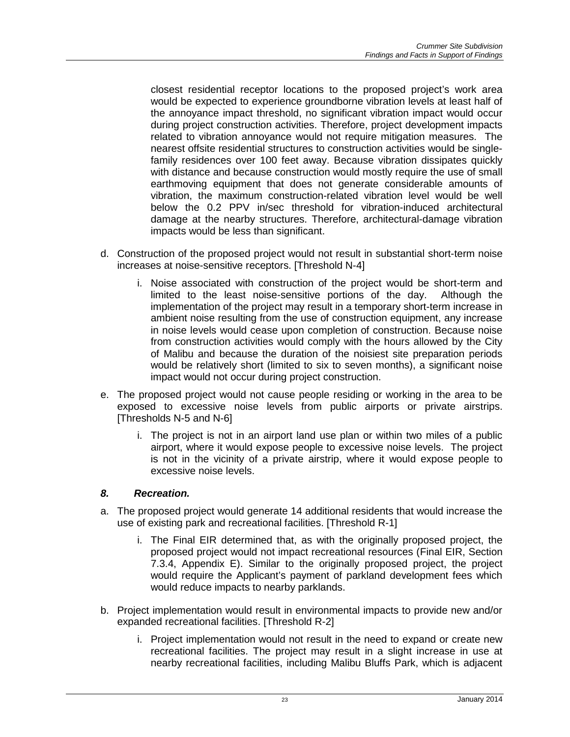closest residential receptor locations to the proposed project's work area would be expected to experience groundborne vibration levels at least half of the annoyance impact threshold, no significant vibration impact would occur during project construction activities. Therefore, project development impacts related to vibration annoyance would not require mitigation measures. The nearest offsite residential structures to construction activities would be single-family residences over 100 feet away. Because vibration dissipates quickly with distance and because construction would mostly require the use of small earthmoving equipment that does not generate considerable amounts of vibration, the maximum construction-related vibration level would be well below the 0.2 PPV in/sec threshold for vibration-induced architectural damage at the nearby structures. Therefore, architectural-damage vibration impacts would be less than significant.

d. Construction of the proposed project would not result in substantial short-term noise increases at noise-sensitive receptors. [Threshold N-4]

   i. Noise associated with construction of the project would be short-term and limited to the least noise-sensitive portions of the day. Although the implementation of the project may result in a temporary short-term increase in ambient noise resulting from the use of construction equipment, any increase in noise levels would cease upon completion of construction. Because noise from construction activities would comply with the hours allowed by the City of Malibu and because the duration of the noisiest site preparation periods would be relatively short (limited to six to seven months), a significant noise impact would not occur during project construction.

e. The proposed project would not cause people residing or working in the area to be exposed to excessive noise levels from public airports or private airstrips. [Thresholds N-5 and N-6]

   i. The project is not in an airport land use plan or within two miles of a public airport, where it would expose people to excessive noise levels. The project is not in the vicinity of a private airstrip, where it would expose people to excessive noise levels.

### *8. Recreation.*

a. The proposed project would generate 14 additional residents that would increase the use of existing park and recreational facilities. [Threshold R-1]

   i. The Final EIR determined that, as with the originally proposed project, the proposed project would not impact recreational resources (Final EIR, Section 7.3.4, Appendix E). Similar to the originally proposed project, the project would require the Applicant's payment of parkland development fees which would reduce impacts to nearby parklands.

b. Project implementation would result in environmental impacts to provide new and/or expanded recreational facilities. [Threshold R-2]

   i. Project implementation would not result in the need to expand or create new recreational facilities. The project may result in a slight increase in use at nearby recreational facilities, including Malibu Bluffs Park, which is adjacent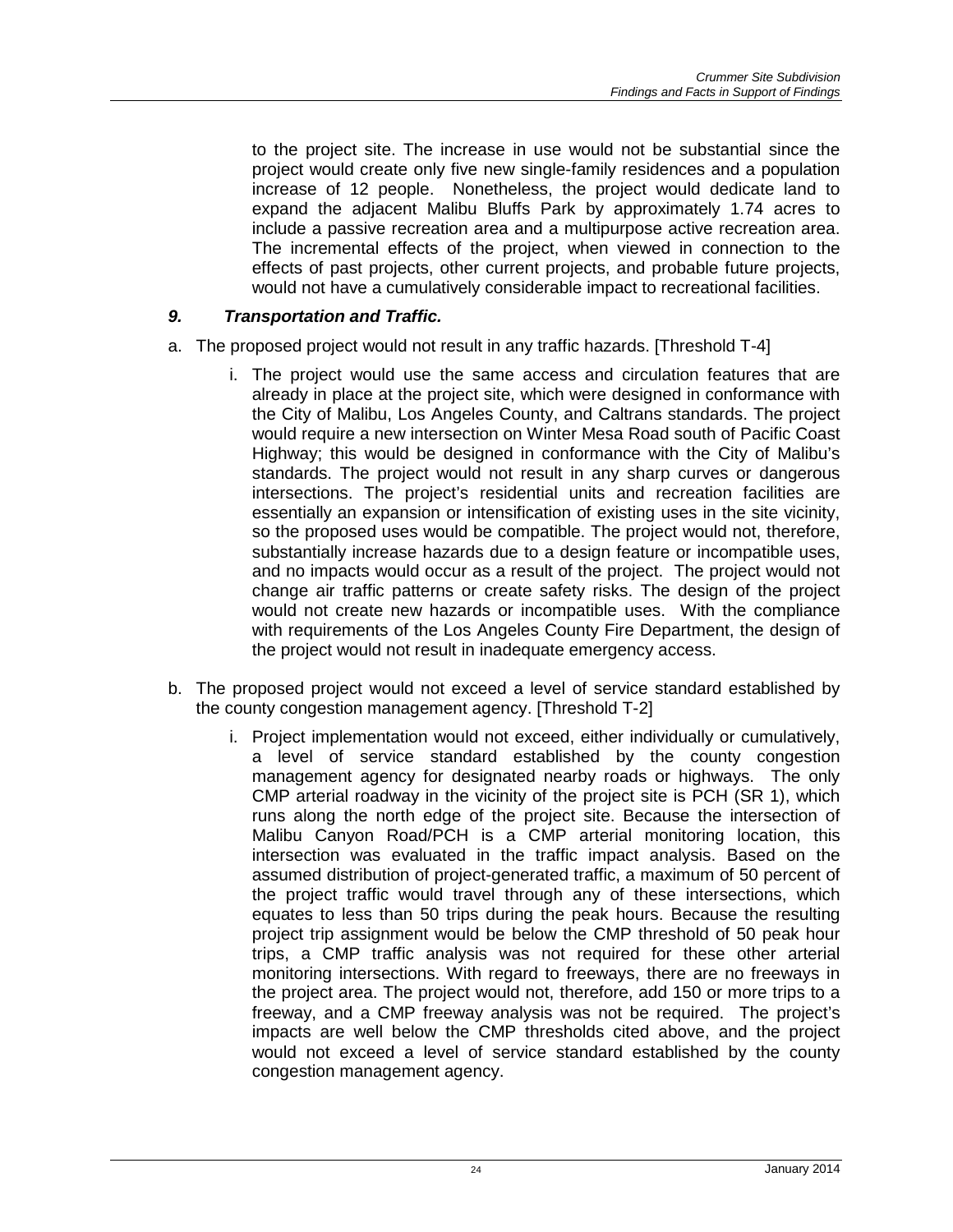to the project site. The increase in use would not be substantial since the project would create only five new single-family residences and a population increase of 12 people. Nonetheless, the project would dedicate land to expand the adjacent Malibu Bluffs Park by approximately 1.74 acres to include a passive recreation area and a multipurpose active recreation area. The incremental effects of the project, when viewed in connection to the effects of past projects, other current projects, and probable future projects, would not have a cumulatively considerable impact to recreational facilities.

### *9. Transportation and Traffic.*

a. The proposed project would not result in any traffic hazards. [Threshold T-4]

   i. The project would use the same access and circulation features that are already in place at the project site, which were designed in conformance with the City of Malibu, Los Angeles County, and Caltrans standards. The project would require a new intersection on Winter Mesa Road south of Pacific Coast Highway; this would be designed in conformance with the City of Malibu's standards. The project would not result in any sharp curves or dangerous intersections. The project's residential units and recreation facilities are essentially an expansion or intensification of existing uses in the site vicinity, so the proposed uses would be compatible. The project would not, therefore, substantially increase hazards due to a design feature or incompatible uses, and no impacts would occur as a result of the project. The project would not change air traffic patterns or create safety risks. The design of the project would not create new hazards or incompatible uses. With the compliance with requirements of the Los Angeles County Fire Department, the design of the project would not result in inadequate emergency access.

b. The proposed project would not exceed a level of service standard established by the county congestion management agency. [Threshold T-2]

   i. Project implementation would not exceed, either individually or cumulatively, a level of service standard established by the county congestion management agency for designated nearby roads or highways. The only CMP arterial roadway in the vicinity of the project site is PCH (SR 1), which runs along the north edge of the project site. Because the intersection of Malibu Canyon Road/PCH is a CMP arterial monitoring location, this intersection was evaluated in the traffic impact analysis. Based on the assumed distribution of project-generated traffic, a maximum of 50 percent of the project traffic would travel through any of these intersections, which equates to less than 50 trips during the peak hours. Because the resulting project trip assignment would be below the CMP threshold of 50 peak hour trips, a CMP traffic analysis was not required for these other arterial monitoring intersections. With regard to freeways, there are no freeways in the project area. The project would not, therefore, add 150 or more trips to a freeway, and a CMP freeway analysis was not be required. The project's impacts are well below the CMP thresholds cited above, and the project would not exceed a level of service standard established by the county congestion management agency.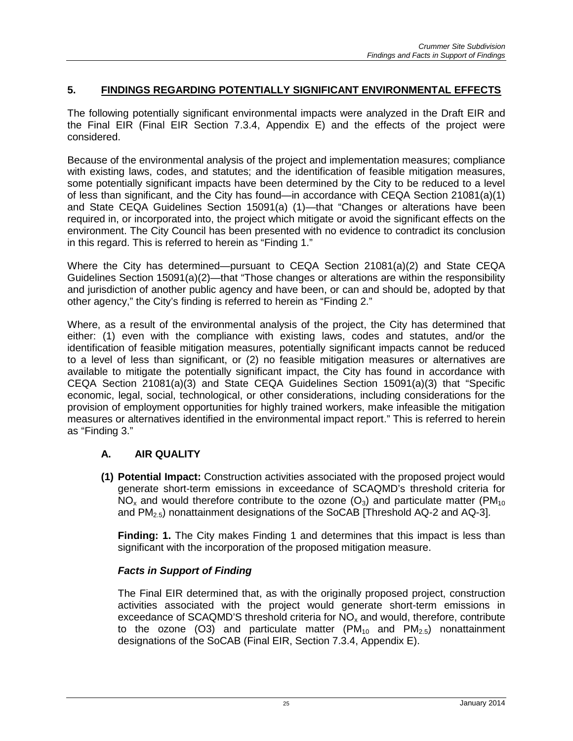## 5. FINDINGS REGARDING POTENTIALLY SIGNIFICANT ENVIRONMENTAL EFFECTS

The following potentially significant environmental impacts were analyzed in the Draft EIR and the Final EIR (Final EIR Section 7.3.4, Appendix E) and the effects of the project were considered.

Because of the environmental analysis of the project and implementation measures; compliance with existing laws, codes, and statutes; and the identification of feasible mitigation measures, some potentially significant impacts have been determined by the City to be reduced to a level of less than significant, and the City has found—in accordance with CEQA Section 21081(a)(1) and State CEQA Guidelines Section 15091(a) (1)—that "Changes or alterations have been required in, or incorporated into, the project which mitigate or avoid the significant effects on the environment. The City Council has been presented with no evidence to contradict its conclusion in this regard. This is referred to herein as "Finding 1."

Where the City has determined—pursuant to CEQA Section 21081(a)(2) and State CEQA Guidelines Section 15091(a)(2)—that "Those changes or alterations are within the responsibility and jurisdiction of another public agency and have been, or can and should be, adopted by that other agency," the City's finding is referred to herein as "Finding 2."

Where, as a result of the environmental analysis of the project, the City has determined that either: (1) even with the compliance with existing laws, codes and statutes, and/or the identification of feasible mitigation measures, potentially significant impacts cannot be reduced to a level of less than significant, or (2) no feasible mitigation measures or alternatives are available to mitigate the potentially significant impact, the City has found in accordance with CEQA Section 21081(a)(3) and State CEQA Guidelines Section 15091(a)(3) that "Specific economic, legal, social, technological, or other considerations, including considerations for the provision of employment opportunities for highly trained workers, make infeasible the mitigation measures or alternatives identified in the environmental impact report." This is referred to herein as "Finding 3."

### A. AIR QUALITY

**(1) Potential Impact:** Construction activities associated with the proposed project would generate short-term emissions in exceedance of SCAQMD's threshold criteria for $NO_x$ and would therefore contribute to the ozone ($O_3$) and particulate matter ($PM_{10}$ and $PM_{2.5}$) nonattainment designations of the SoCAB [Threshold AQ-2 and AQ-3].

**Finding: 1.** The City makes Finding 1 and determines that this impact is less than significant with the incorporation of the proposed mitigation measure.

***Facts in Support of Finding***

The Final EIR determined that, as with the originally proposed project, construction activities associated with the project would generate short-term emissions in exceedance of SCAQMD'S threshold criteria for $NO_x$ and would, therefore, contribute to the ozone (O3) and particulate matter ($PM_{10}$ and $PM_{2.5}$) nonattainment designations of the SoCAB (Final EIR, Section 7.3.4, Appendix E).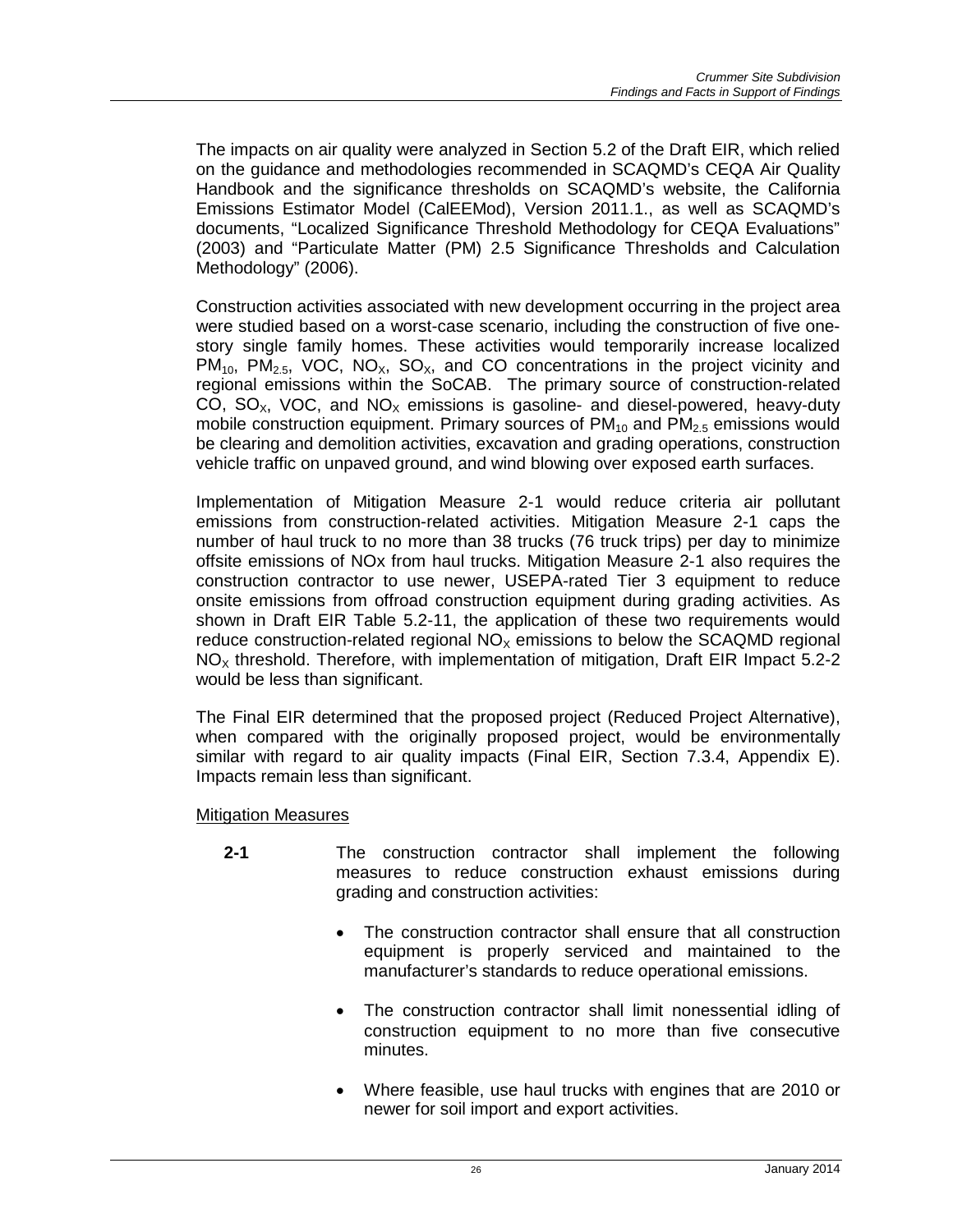The impacts on air quality were analyzed in Section 5.2 of the Draft EIR, which relied on the guidance and methodologies recommended in SCAQMD's CEQA Air Quality Handbook and the significance thresholds on SCAQMD's website, the California Emissions Estimator Model (CalEEMod), Version 2011.1., as well as SCAQMD's documents, "Localized Significance Threshold Methodology for CEQA Evaluations" (2003) and "Particulate Matter (PM) 2.5 Significance Thresholds and Calculation Methodology" (2006).

Construction activities associated with new development occurring in the project area were studied based on a worst-case scenario, including the construction of five one-story single family homes. These activities would temporarily increase localized $PM_{10}$, $PM_{2.5}$, VOC, $NO_X$, $SO_X$, and CO concentrations in the project vicinity and regional emissions within the SoCAB. The primary source of construction-related CO, $SO_X$, VOC, and $NO_X$ emissions is gasoline- and diesel-powered, heavy-duty mobile construction equipment. Primary sources of $PM_{10}$ and $PM_{2.5}$ emissions would be clearing and demolition activities, excavation and grading operations, construction vehicle traffic on unpaved ground, and wind blowing over exposed earth surfaces.

Implementation of Mitigation Measure 2-1 would reduce criteria air pollutant emissions from construction-related activities. Mitigation Measure 2-1 caps the number of haul truck to no more than 38 trucks (76 truck trips) per day to minimize offsite emissions of NOx from haul trucks. Mitigation Measure 2-1 also requires the construction contractor to use newer, USEPA-rated Tier 3 equipment to reduce onsite emissions from offroad construction equipment during grading activities. As shown in Draft EIR Table 5.2-11, the application of these two requirements would reduce construction-related regional $NO_X$ emissions to below the SCAQMD regional $NO_X$ threshold. Therefore, with implementation of mitigation, Draft EIR Impact 5.2-2 would be less than significant.

The Final EIR determined that the proposed project (Reduced Project Alternative), when compared with the originally proposed project, would be environmentally similar with regard to air quality impacts (Final EIR, Section 7.3.4, Appendix E). Impacts remain less than significant.

<u>Mitigation Measures</u>

**2-1** The construction contractor shall implement the following measures to reduce construction exhaust emissions during grading and construction activities:

- The construction contractor shall ensure that all construction equipment is properly serviced and maintained to the manufacturer's standards to reduce operational emissions.
- The construction contractor shall limit nonessential idling of construction equipment to no more than five consecutive minutes.
- Where feasible, use haul trucks with engines that are 2010 or newer for soil import and export activities.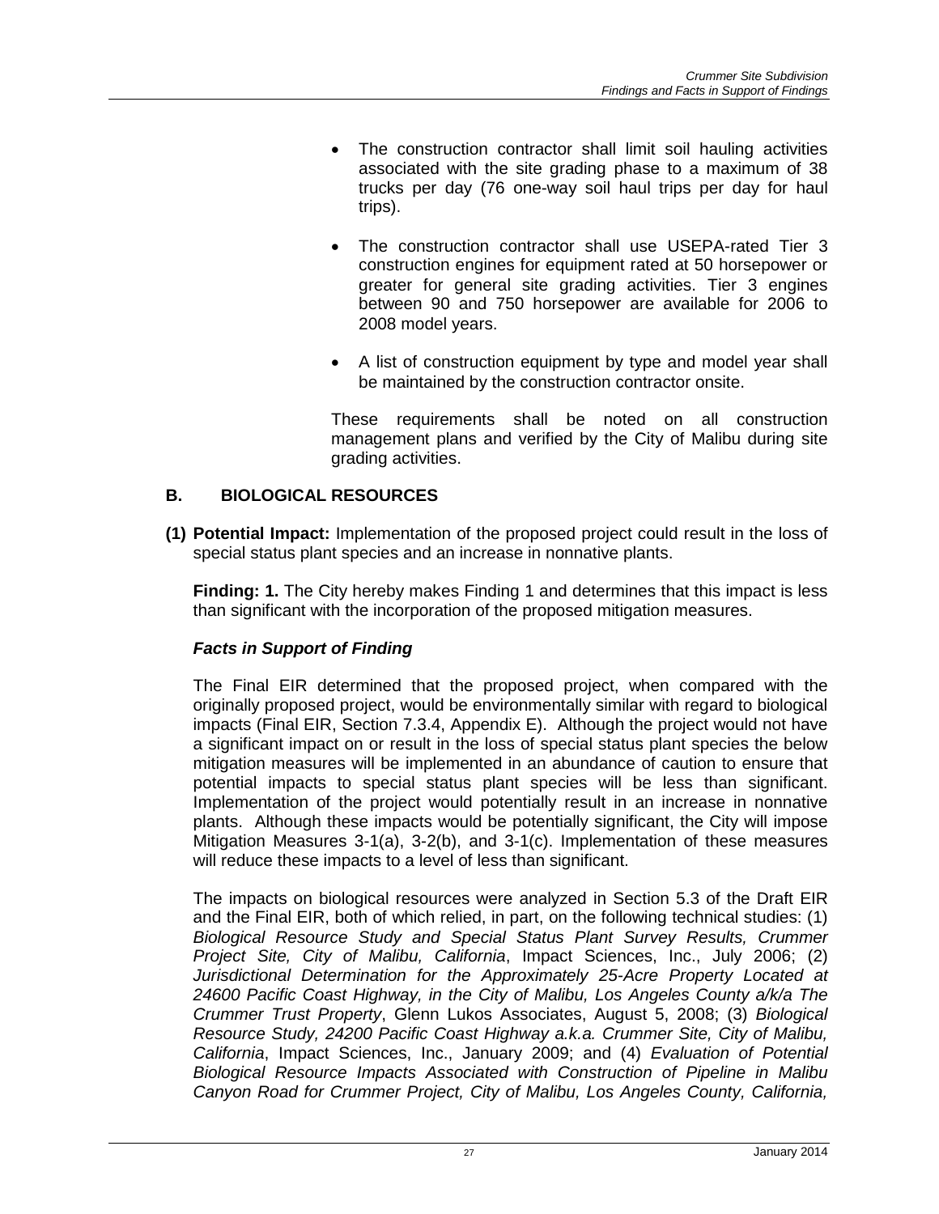- The construction contractor shall limit soil hauling activities associated with the site grading phase to a maximum of 38 trucks per day (76 one-way soil haul trips per day for haul trips).
- The construction contractor shall use USEPA-rated Tier 3 construction engines for equipment rated at 50 horsepower or greater for general site grading activities. Tier 3 engines between 90 and 750 horsepower are available for 2006 to 2008 model years.
- A list of construction equipment by type and model year shall be maintained by the construction contractor onsite.

These requirements shall be noted on all construction management plans and verified by the City of Malibu during site grading activities.

## B. BIOLOGICAL RESOURCES

**(1) Potential Impact:** Implementation of the proposed project could result in the loss of special status plant species and an increase in nonnative plants.

**Finding: 1.** The City hereby makes Finding 1 and determines that this impact is less than significant with the incorporation of the proposed mitigation measures.

### *Facts in Support of Finding*

The Final EIR determined that the proposed project, when compared with the originally proposed project, would be environmentally similar with regard to biological impacts (Final EIR, Section 7.3.4, Appendix E). Although the project would not have a significant impact on or result in the loss of special status plant species the below mitigation measures will be implemented in an abundance of caution to ensure that potential impacts to special status plant species will be less than significant. Implementation of the project would potentially result in an increase in nonnative plants. Although these impacts would be potentially significant, the City will impose Mitigation Measures 3-1(a), 3-2(b), and 3-1(c). Implementation of these measures will reduce these impacts to a level of less than significant.

The impacts on biological resources were analyzed in Section 5.3 of the Draft EIR and the Final EIR, both of which relied, in part, on the following technical studies: (1) *Biological Resource Study and Special Status Plant Survey Results, Crummer Project Site, City of Malibu, California*, Impact Sciences, Inc., July 2006; (2) *Jurisdictional Determination for the Approximately 25-Acre Property Located at 24600 Pacific Coast Highway, in the City of Malibu, Los Angeles County a/k/a The Crummer Trust Property*, Glenn Lukos Associates, August 5, 2008; (3) *Biological Resource Study, 24200 Pacific Coast Highway a.k.a. Crummer Site, City of Malibu, California*, Impact Sciences, Inc., January 2009; and (4) *Evaluation of Potential Biological Resource Impacts Associated with Construction of Pipeline in Malibu Canyon Road for Crummer Project, City of Malibu, Los Angeles County, California,*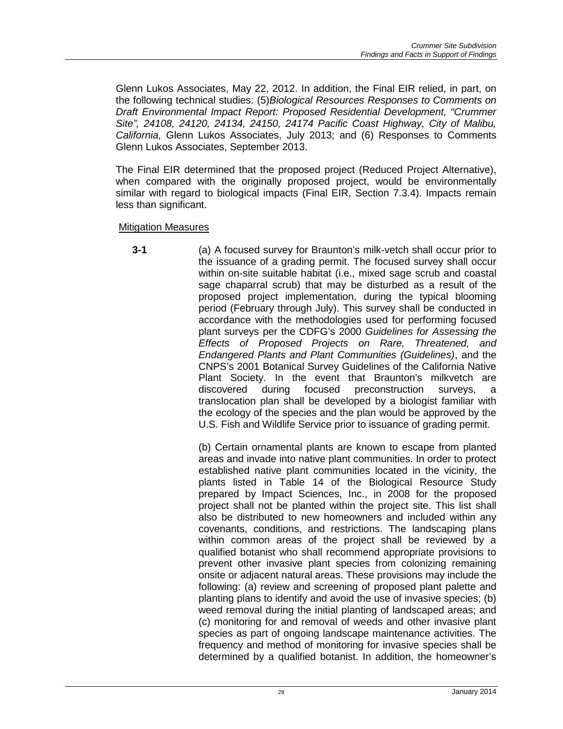Glenn Lukos Associates, May 22, 2012. In addition, the Final EIR relied, in part, on the following technical studies: (5)*Biological Resources Responses to Comments on Draft Environmental Impact Report: Proposed Residential Development, "Crummer Site", 24108, 24120, 24134, 24150, 24174 Pacific Coast Highway, City of Malibu, California,* Glenn Lukos Associates, July 2013; and (6) Responses to Comments Glenn Lukos Associates, September 2013.

The Final EIR determined that the proposed project (Reduced Project Alternative), when compared with the originally proposed project, would be environmentally similar with regard to biological impacts (Final EIR, Section 7.3.4). Impacts remain less than significant.

Mitigation Measures

**3-1** (a) A focused survey for Braunton's milk-vetch shall occur prior to the issuance of a grading permit. The focused survey shall occur within on-site suitable habitat (i.e., mixed sage scrub and coastal sage chaparral scrub) that may be disturbed as a result of the proposed project implementation, during the typical blooming period (February through July). This survey shall be conducted in accordance with the methodologies used for performing focused plant surveys per the CDFG's 2000 *Guidelines for Assessing the Effects of Proposed Projects on Rare, Threatened, and Endangered Plants and Plant Communities (Guidelines)*, and the CNPS's 2001 Botanical Survey Guidelines of the California Native Plant Society. In the event that Braunton's milkvetch are discovered during focused preconstruction surveys, a translocation plan shall be developed by a biologist familiar with the ecology of the species and the plan would be approved by the U.S. Fish and Wildlife Service prior to issuance of grading permit.

(b) Certain ornamental plants are known to escape from planted areas and invade into native plant communities. In order to protect established native plant communities located in the vicinity, the plants listed in Table 14 of the Biological Resource Study prepared by Impact Sciences, Inc., in 2008 for the proposed project shall not be planted within the project site. This list shall also be distributed to new homeowners and included within any covenants, conditions, and restrictions. The landscaping plans within common areas of the project shall be reviewed by a qualified botanist who shall recommend appropriate provisions to prevent other invasive plant species from colonizing remaining onsite or adjacent natural areas. These provisions may include the following: (a) review and screening of proposed plant palette and planting plans to identify and avoid the use of invasive species; (b) weed removal during the initial planting of landscaped areas; and (c) monitoring for and removal of weeds and other invasive plant species as part of ongoing landscape maintenance activities. The frequency and method of monitoring for invasive species shall be determined by a qualified botanist. In addition, the homeowner's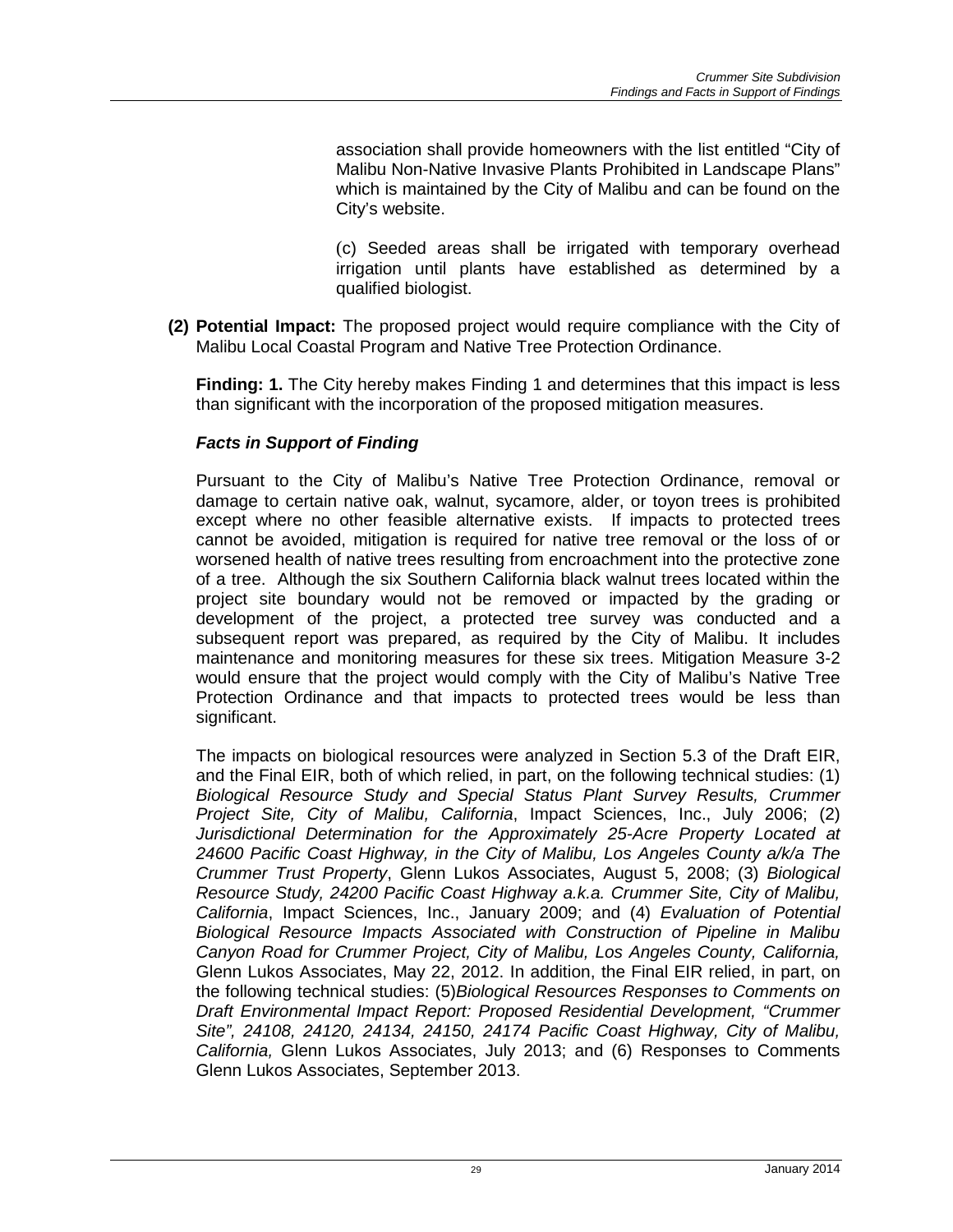association shall provide homeowners with the list entitled "City of Malibu Non-Native Invasive Plants Prohibited in Landscape Plans" which is maintained by the City of Malibu and can be found on the City's website.

(c) Seeded areas shall be irrigated with temporary overhead irrigation until plants have established as determined by a qualified biologist.

**(2) Potential Impact:** The proposed project would require compliance with the City of Malibu Local Coastal Program and Native Tree Protection Ordinance.

**Finding: 1.** The City hereby makes Finding 1 and determines that this impact is less than significant with the incorporation of the proposed mitigation measures.

***Facts in Support of Finding***

Pursuant to the City of Malibu's Native Tree Protection Ordinance, removal or damage to certain native oak, walnut, sycamore, alder, or toyon trees is prohibited except where no other feasible alternative exists. If impacts to protected trees cannot be avoided, mitigation is required for native tree removal or the loss of or worsened health of native trees resulting from encroachment into the protective zone of a tree. Although the six Southern California black walnut trees located within the project site boundary would not be removed or impacted by the grading or development of the project, a protected tree survey was conducted and a subsequent report was prepared, as required by the City of Malibu. It includes maintenance and monitoring measures for these six trees. Mitigation Measure 3-2 would ensure that the project would comply with the City of Malibu's Native Tree Protection Ordinance and that impacts to protected trees would be less than significant.

The impacts on biological resources were analyzed in Section 5.3 of the Draft EIR, and the Final EIR, both of which relied, in part, on the following technical studies: (1) *Biological Resource Study and Special Status Plant Survey Results, Crummer Project Site, City of Malibu, California*, Impact Sciences, Inc., July 2006; (2) *Jurisdictional Determination for the Approximately 25-Acre Property Located at 24600 Pacific Coast Highway, in the City of Malibu, Los Angeles County a/k/a The Crummer Trust Property*, Glenn Lukos Associates, August 5, 2008; (3) *Biological Resource Study, 24200 Pacific Coast Highway a.k.a. Crummer Site, City of Malibu, California*, Impact Sciences, Inc., January 2009; and (4) *Evaluation of Potential Biological Resource Impacts Associated with Construction of Pipeline in Malibu Canyon Road for Crummer Project, City of Malibu, Los Angeles County, California,* Glenn Lukos Associates, May 22, 2012. In addition, the Final EIR relied, in part, on the following technical studies: (5)*Biological Resources Responses to Comments on Draft Environmental Impact Report: Proposed Residential Development, "Crummer Site", 24108, 24120, 24134, 24150, 24174 Pacific Coast Highway, City of Malibu, California,* Glenn Lukos Associates, July 2013; and (6) Responses to Comments Glenn Lukos Associates, September 2013.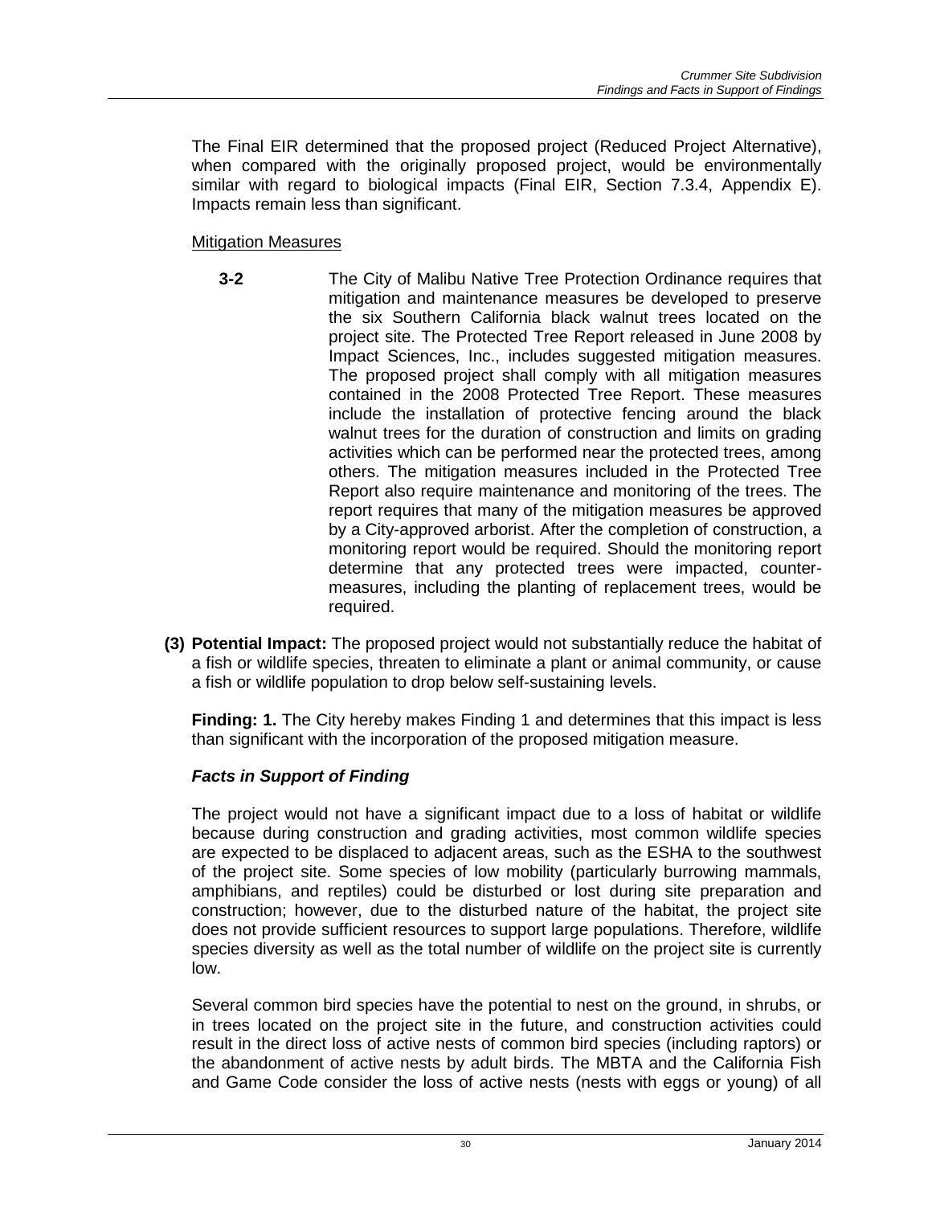The Final EIR determined that the proposed project (Reduced Project Alternative), when compared with the originally proposed project, would be environmentally similar with regard to biological impacts (Final EIR, Section 7.3.4, Appendix E). Impacts remain less than significant.

<u>Mitigation Measures</u>

**3-2** The City of Malibu Native Tree Protection Ordinance requires that mitigation and maintenance measures be developed to preserve the six Southern California black walnut trees located on the project site. The Protected Tree Report released in June 2008 by Impact Sciences, Inc., includes suggested mitigation measures. The proposed project shall comply with all mitigation measures contained in the 2008 Protected Tree Report. These measures include the installation of protective fencing around the black walnut trees for the duration of construction and limits on grading activities which can be performed near the protected trees, among others. The mitigation measures included in the Protected Tree Report also require maintenance and monitoring of the trees. The report requires that many of the mitigation measures be approved by a City-approved arborist. After the completion of construction, a monitoring report would be required. Should the monitoring report determine that any protected trees were impacted, counter-measures, including the planting of replacement trees, would be required.

**(3) Potential Impact:** The proposed project would not substantially reduce the habitat of a fish or wildlife species, threaten to eliminate a plant or animal community, or cause a fish or wildlife population to drop below self-sustaining levels.

**Finding: 1.** The City hereby makes Finding 1 and determines that this impact is less than significant with the incorporation of the proposed mitigation measure.

***Facts in Support of Finding***

The project would not have a significant impact due to a loss of habitat or wildlife because during construction and grading activities, most common wildlife species are expected to be displaced to adjacent areas, such as the ESHA to the southwest of the project site. Some species of low mobility (particularly burrowing mammals, amphibians, and reptiles) could be disturbed or lost during site preparation and construction; however, due to the disturbed nature of the habitat, the project site does not provide sufficient resources to support large populations. Therefore, wildlife species diversity as well as the total number of wildlife on the project site is currently low.

Several common bird species have the potential to nest on the ground, in shrubs, or in trees located on the project site in the future, and construction activities could result in the direct loss of active nests of common bird species (including raptors) or the abandonment of active nests by adult birds. The MBTA and the California Fish and Game Code consider the loss of active nests (nests with eggs or young) of all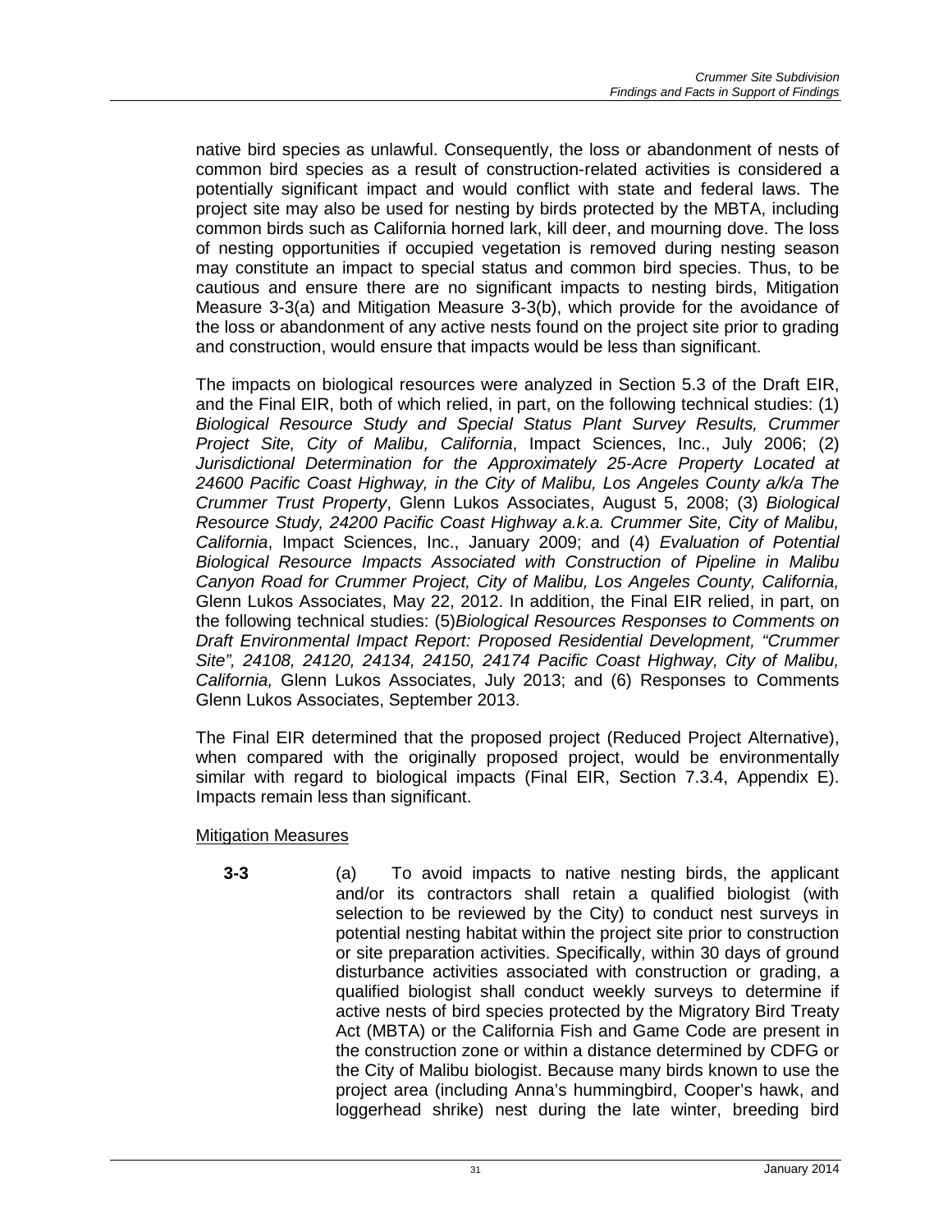native bird species as unlawful. Consequently, the loss or abandonment of nests of common bird species as a result of construction-related activities is considered a potentially significant impact and would conflict with state and federal laws. The project site may also be used for nesting by birds protected by the MBTA, including common birds such as California horned lark, kill deer, and mourning dove. The loss of nesting opportunities if occupied vegetation is removed during nesting season may constitute an impact to special status and common bird species. Thus, to be cautious and ensure there are no significant impacts to nesting birds, Mitigation Measure 3-3(a) and Mitigation Measure 3-3(b), which provide for the avoidance of the loss or abandonment of any active nests found on the project site prior to grading and construction, would ensure that impacts would be less than significant.

The impacts on biological resources were analyzed in Section 5.3 of the Draft EIR, and the Final EIR, both of which relied, in part, on the following technical studies: (1) *Biological Resource Study and Special Status Plant Survey Results, Crummer Project Site, City of Malibu, California*, Impact Sciences, Inc., July 2006; (2) *Jurisdictional Determination for the Approximately 25-Acre Property Located at 24600 Pacific Coast Highway, in the City of Malibu, Los Angeles County a/k/a The Crummer Trust Property*, Glenn Lukos Associates, August 5, 2008; (3) *Biological Resource Study, 24200 Pacific Coast Highway a.k.a. Crummer Site, City of Malibu, California*, Impact Sciences, Inc., January 2009; and (4) *Evaluation of Potential Biological Resource Impacts Associated with Construction of Pipeline in Malibu Canyon Road for Crummer Project, City of Malibu, Los Angeles County, California,* Glenn Lukos Associates, May 22, 2012. In addition, the Final EIR relied, in part, on the following technical studies: (5)*Biological Resources Responses to Comments on Draft Environmental Impact Report: Proposed Residential Development, "Crummer Site", 24108, 24120, 24134, 24150, 24174 Pacific Coast Highway, City of Malibu, California,* Glenn Lukos Associates, July 2013; and (6) Responses to Comments Glenn Lukos Associates, September 2013.

The Final EIR determined that the proposed project (Reduced Project Alternative), when compared with the originally proposed project, would be environmentally similar with regard to biological impacts (Final EIR, Section 7.3.4, Appendix E). Impacts remain less than significant.

<u>Mitigation Measures</u>

**3-3** (a) To avoid impacts to native nesting birds, the applicant and/or its contractors shall retain a qualified biologist (with selection to be reviewed by the City) to conduct nest surveys in potential nesting habitat within the project site prior to construction or site preparation activities. Specifically, within 30 days of ground disturbance activities associated with construction or grading, a qualified biologist shall conduct weekly surveys to determine if active nests of bird species protected by the Migratory Bird Treaty Act (MBTA) or the California Fish and Game Code are present in the construction zone or within a distance determined by CDFG or the City of Malibu biologist. Because many birds known to use the project area (including Anna's hummingbird, Cooper's hawk, and loggerhead shrike) nest during the late winter, breeding bird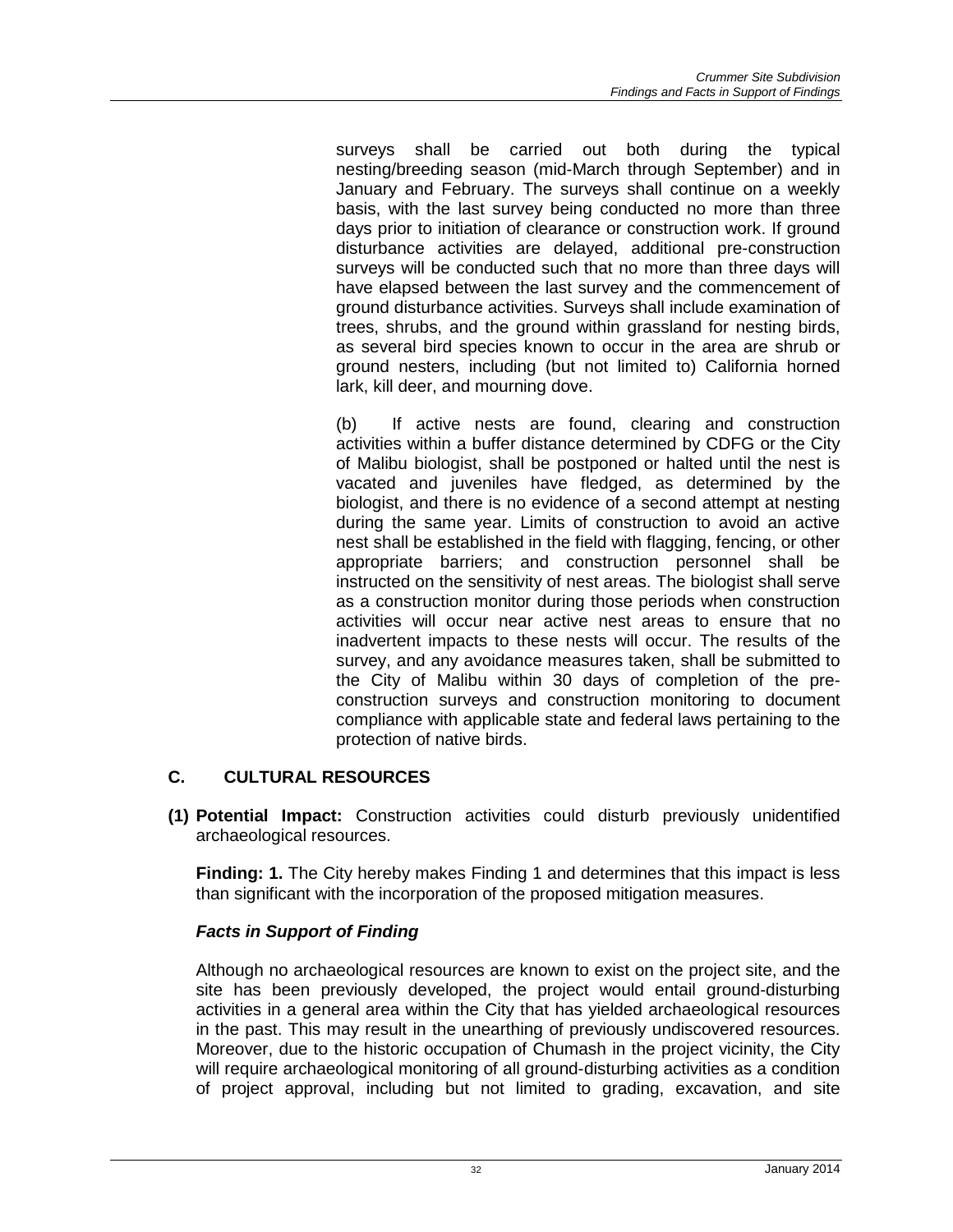surveys shall be carried out both during the typical nesting/breeding season (mid-March through September) and in January and February. The surveys shall continue on a weekly basis, with the last survey being conducted no more than three days prior to initiation of clearance or construction work. If ground disturbance activities are delayed, additional pre-construction surveys will be conducted such that no more than three days will have elapsed between the last survey and the commencement of ground disturbance activities. Surveys shall include examination of trees, shrubs, and the ground within grassland for nesting birds, as several bird species known to occur in the area are shrub or ground nesters, including (but not limited to) California horned lark, kill deer, and mourning dove.

(b) If active nests are found, clearing and construction activities within a buffer distance determined by CDFG or the City of Malibu biologist, shall be postponed or halted until the nest is vacated and juveniles have fledged, as determined by the biologist, and there is no evidence of a second attempt at nesting during the same year. Limits of construction to avoid an active nest shall be established in the field with flagging, fencing, or other appropriate barriers; and construction personnel shall be instructed on the sensitivity of nest areas. The biologist shall serve as a construction monitor during those periods when construction activities will occur near active nest areas to ensure that no inadvertent impacts to these nests will occur. The results of the survey, and any avoidance measures taken, shall be submitted to the City of Malibu within 30 days of completion of the pre-construction surveys and construction monitoring to document compliance with applicable state and federal laws pertaining to the protection of native birds.

## C. CULTURAL RESOURCES

**(1) Potential Impact:** Construction activities could disturb previously unidentified archaeological resources.

**Finding: 1.** The City hereby makes Finding 1 and determines that this impact is less than significant with the incorporation of the proposed mitigation measures.

***Facts in Support of Finding***

Although no archaeological resources are known to exist on the project site, and the site has been previously developed, the project would entail ground-disturbing activities in a general area within the City that has yielded archaeological resources in the past. This may result in the unearthing of previously undiscovered resources. Moreover, due to the historic occupation of Chumash in the project vicinity, the City will require archaeological monitoring of all ground-disturbing activities as a condition of project approval, including but not limited to grading, excavation, and site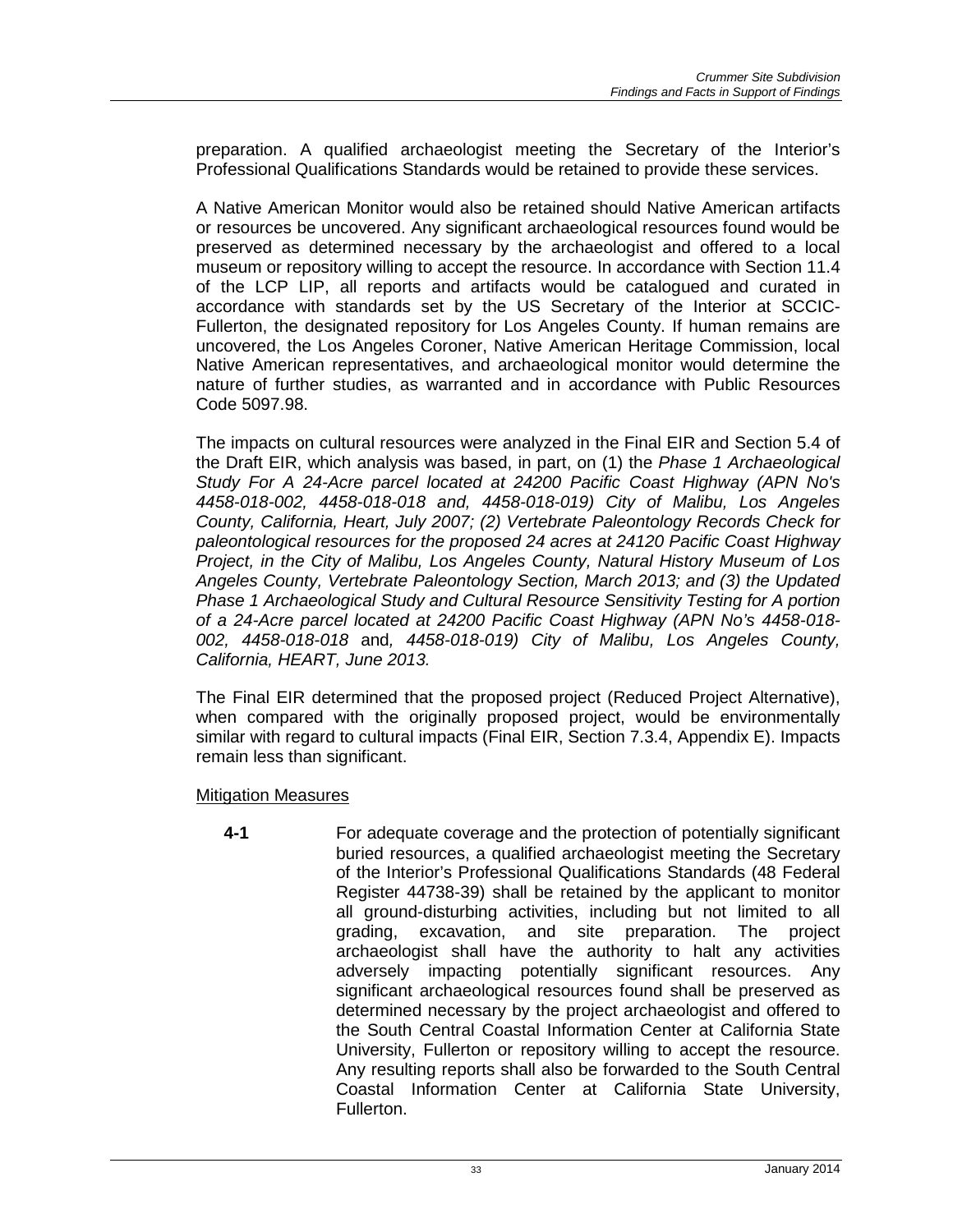preparation. A qualified archaeologist meeting the Secretary of the Interior's Professional Qualifications Standards would be retained to provide these services.

A Native American Monitor would also be retained should Native American artifacts or resources be uncovered. Any significant archaeological resources found would be preserved as determined necessary by the archaeologist and offered to a local museum or repository willing to accept the resource. In accordance with Section 11.4 of the LCP LIP, all reports and artifacts would be catalogued and curated in accordance with standards set by the US Secretary of the Interior at SCCIC-Fullerton, the designated repository for Los Angeles County. If human remains are uncovered, the Los Angeles Coroner, Native American Heritage Commission, local Native American representatives, and archaeological monitor would determine the nature of further studies, as warranted and in accordance with Public Resources Code 5097.98.

The impacts on cultural resources were analyzed in the Final EIR and Section 5.4 of the Draft EIR, which analysis was based, in part, on (1) the *Phase 1 Archaeological Study For A 24-Acre parcel located at 24200 Pacific Coast Highway (APN No's 4458-018-002, 4458-018-018 and, 4458-018-019) City of Malibu, Los Angeles County, California, Heart, July 2007; (2) Vertebrate Paleontology Records Check for paleontological resources for the proposed 24 acres at 24120 Pacific Coast Highway Project, in the City of Malibu, Los Angeles County, Natural History Museum of Los Angeles County, Vertebrate Paleontology Section, March 2013; and (3) the Updated Phase 1 Archaeological Study and Cultural Resource Sensitivity Testing for A portion of a 24-Acre parcel located at 24200 Pacific Coast Highway (APN No's 4458-018-002, 4458-018-018* and*, 4458-018-019) City of Malibu, Los Angeles County, California, HEART, June 2013.*

The Final EIR determined that the proposed project (Reduced Project Alternative), when compared with the originally proposed project, would be environmentally similar with regard to cultural impacts (Final EIR, Section 7.3.4, Appendix E). Impacts remain less than significant.

Mitigation Measures

**4-1** For adequate coverage and the protection of potentially significant buried resources, a qualified archaeologist meeting the Secretary of the Interior's Professional Qualifications Standards (48 Federal Register 44738-39) shall be retained by the applicant to monitor all ground-disturbing activities, including but not limited to all grading, excavation, and site preparation. The project archaeologist shall have the authority to halt any activities adversely impacting potentially significant resources. Any significant archaeological resources found shall be preserved as determined necessary by the project archaeologist and offered to the South Central Coastal Information Center at California State University, Fullerton or repository willing to accept the resource. Any resulting reports shall also be forwarded to the South Central Coastal Information Center at California State University, Fullerton.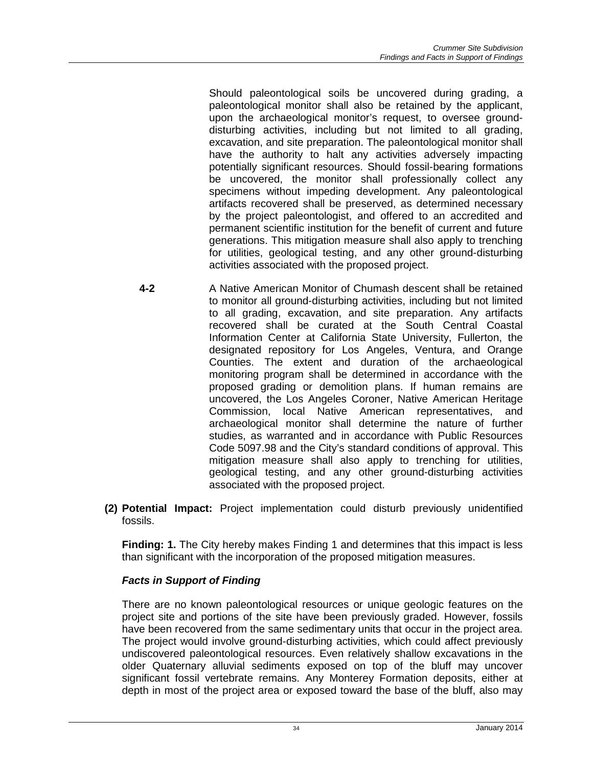Should paleontological soils be uncovered during grading, a paleontological monitor shall also be retained by the applicant, upon the archaeological monitor's request, to oversee ground-disturbing activities, including but not limited to all grading, excavation, and site preparation. The paleontological monitor shall have the authority to halt any activities adversely impacting potentially significant resources. Should fossil-bearing formations be uncovered, the monitor shall professionally collect any specimens without impeding development. Any paleontological artifacts recovered shall be preserved, as determined necessary by the project paleontologist, and offered to an accredited and permanent scientific institution for the benefit of current and future generations. This mitigation measure shall also apply to trenching for utilities, geological testing, and any other ground-disturbing activities associated with the proposed project.

**4-2** A Native American Monitor of Chumash descent shall be retained to monitor all ground-disturbing activities, including but not limited to all grading, excavation, and site preparation. Any artifacts recovered shall be curated at the South Central Coastal Information Center at California State University, Fullerton, the designated repository for Los Angeles, Ventura, and Orange Counties. The extent and duration of the archaeological monitoring program shall be determined in accordance with the proposed grading or demolition plans. If human remains are uncovered, the Los Angeles Coroner, Native American Heritage Commission, local Native American representatives, and archaeological monitor shall determine the nature of further studies, as warranted and in accordance with Public Resources Code 5097.98 and the City's standard conditions of approval. This mitigation measure shall also apply to trenching for utilities, geological testing, and any other ground-disturbing activities associated with the proposed project.

**(2) Potential Impact:** Project implementation could disturb previously unidentified fossils.

**Finding: 1.** The City hereby makes Finding 1 and determines that this impact is less than significant with the incorporation of the proposed mitigation measures.

***Facts in Support of Finding***

There are no known paleontological resources or unique geologic features on the project site and portions of the site have been previously graded. However, fossils have been recovered from the same sedimentary units that occur in the project area. The project would involve ground-disturbing activities, which could affect previously undiscovered paleontological resources. Even relatively shallow excavations in the older Quaternary alluvial sediments exposed on top of the bluff may uncover significant fossil vertebrate remains. Any Monterey Formation deposits, either at depth in most of the project area or exposed toward the base of the bluff, also may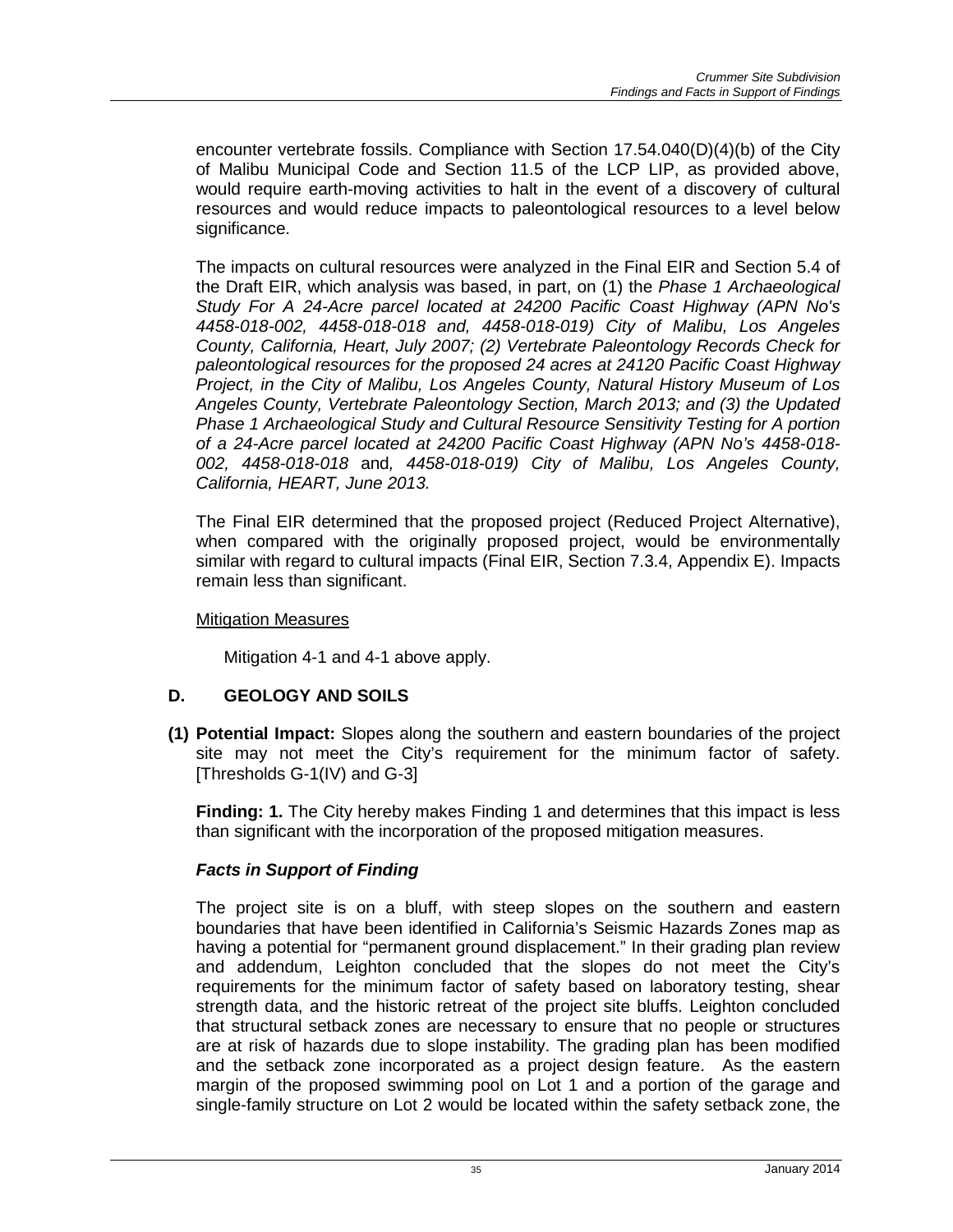encounter vertebrate fossils. Compliance with Section 17.54.040(D)(4)(b) of the City of Malibu Municipal Code and Section 11.5 of the LCP LIP, as provided above, would require earth-moving activities to halt in the event of a discovery of cultural resources and would reduce impacts to paleontological resources to a level below significance.

The impacts on cultural resources were analyzed in the Final EIR and Section 5.4 of the Draft EIR, which analysis was based, in part, on (1) the *Phase 1 Archaeological Study For A 24-Acre parcel located at 24200 Pacific Coast Highway (APN No's 4458-018-002, 4458-018-018 and, 4458-018-019) City of Malibu, Los Angeles County, California, Heart, July 2007; (2) Vertebrate Paleontology Records Check for paleontological resources for the proposed 24 acres at 24120 Pacific Coast Highway Project, in the City of Malibu, Los Angeles County, Natural History Museum of Los Angeles County, Vertebrate Paleontology Section, March 2013; and (3) the Updated Phase 1 Archaeological Study and Cultural Resource Sensitivity Testing for A portion of a 24-Acre parcel located at 24200 Pacific Coast Highway (APN No's 4458-018-002, 4458-018-018* and*, 4458-018-019) City of Malibu, Los Angeles County, California, HEART, June 2013.*

The Final EIR determined that the proposed project (Reduced Project Alternative), when compared with the originally proposed project, would be environmentally similar with regard to cultural impacts (Final EIR, Section 7.3.4, Appendix E). Impacts remain less than significant.

<u>Mitigation Measures</u>

Mitigation 4-1 and 4-1 above apply.

## D. GEOLOGY AND SOILS

**(1) Potential Impact:** Slopes along the southern and eastern boundaries of the project site may not meet the City's requirement for the minimum factor of safety. [Thresholds G-1(IV) and G-3]

**Finding: 1.** The City hereby makes Finding 1 and determines that this impact is less than significant with the incorporation of the proposed mitigation measures.

***Facts in Support of Finding***

The project site is on a bluff, with steep slopes on the southern and eastern boundaries that have been identified in California's Seismic Hazards Zones map as having a potential for "permanent ground displacement." In their grading plan review and addendum, Leighton concluded that the slopes do not meet the City's requirements for the minimum factor of safety based on laboratory testing, shear strength data, and the historic retreat of the project site bluffs. Leighton concluded that structural setback zones are necessary to ensure that no people or structures are at risk of hazards due to slope instability. The grading plan has been modified and the setback zone incorporated as a project design feature. As the eastern margin of the proposed swimming pool on Lot 1 and a portion of the garage and single-family structure on Lot 2 would be located within the safety setback zone, the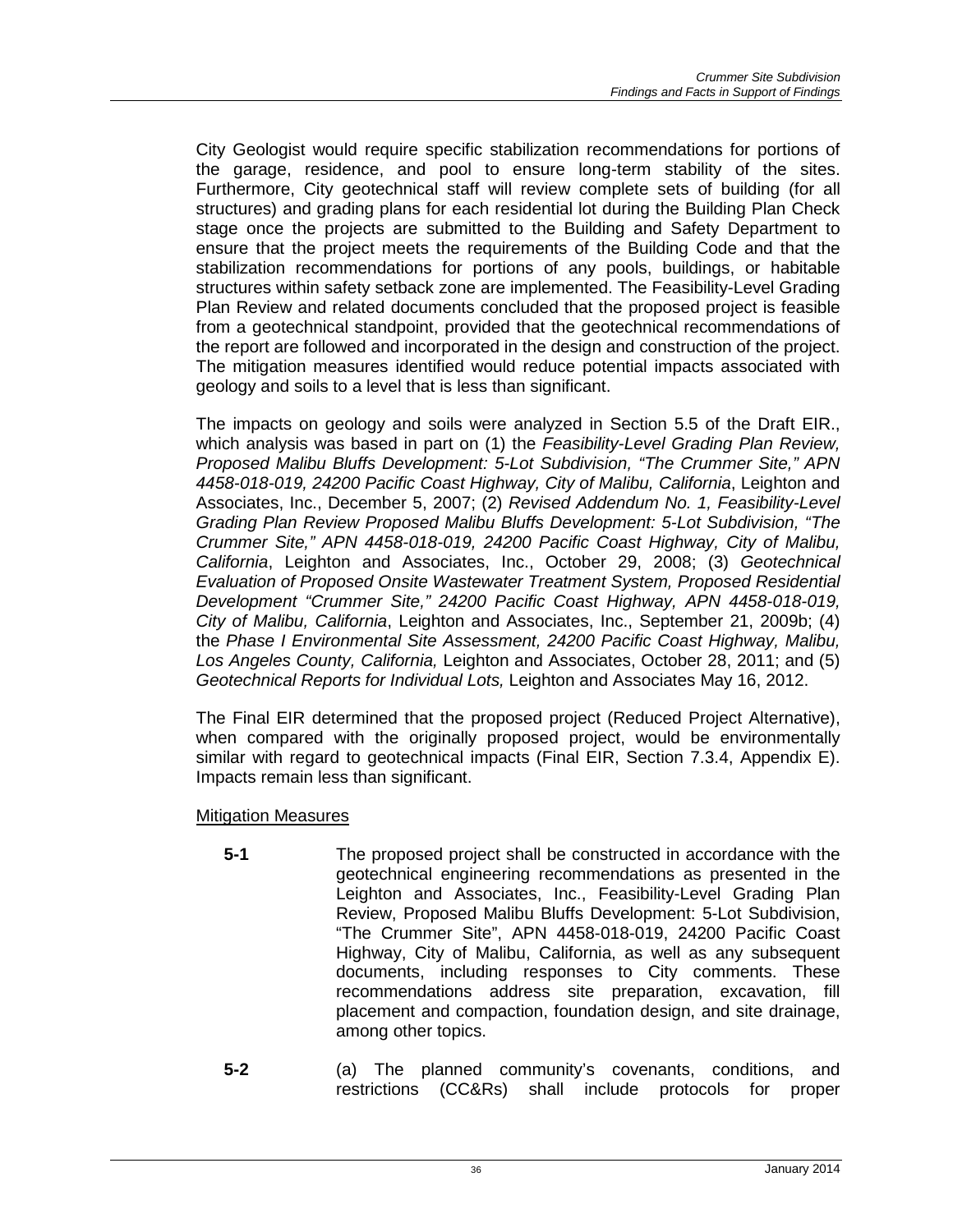City Geologist would require specific stabilization recommendations for portions of the garage, residence, and pool to ensure long-term stability of the sites. Furthermore, City geotechnical staff will review complete sets of building (for all structures) and grading plans for each residential lot during the Building Plan Check stage once the projects are submitted to the Building and Safety Department to ensure that the project meets the requirements of the Building Code and that the stabilization recommendations for portions of any pools, buildings, or habitable structures within safety setback zone are implemented. The Feasibility-Level Grading Plan Review and related documents concluded that the proposed project is feasible from a geotechnical standpoint, provided that the geotechnical recommendations of the report are followed and incorporated in the design and construction of the project. The mitigation measures identified would reduce potential impacts associated with geology and soils to a level that is less than significant.

The impacts on geology and soils were analyzed in Section 5.5 of the Draft EIR., which analysis was based in part on (1) the *Feasibility-Level Grading Plan Review, Proposed Malibu Bluffs Development: 5-Lot Subdivision, "The Crummer Site," APN 4458-018-019, 24200 Pacific Coast Highway, City of Malibu, California*, Leighton and Associates, Inc., December 5, 2007; (2) *Revised Addendum No. 1, Feasibility-Level Grading Plan Review Proposed Malibu Bluffs Development: 5-Lot Subdivision, "The Crummer Site," APN 4458-018-019, 24200 Pacific Coast Highway, City of Malibu, California*, Leighton and Associates, Inc., October 29, 2008; (3) *Geotechnical Evaluation of Proposed Onsite Wastewater Treatment System, Proposed Residential Development "Crummer Site," 24200 Pacific Coast Highway, APN 4458-018-019, City of Malibu, California*, Leighton and Associates, Inc., September 21, 2009b; (4) the *Phase I Environmental Site Assessment, 24200 Pacific Coast Highway, Malibu, Los Angeles County, California,* Leighton and Associates, October 28, 2011; and (5) *Geotechnical Reports for Individual Lots,* Leighton and Associates May 16, 2012.

The Final EIR determined that the proposed project (Reduced Project Alternative), when compared with the originally proposed project, would be environmentally similar with regard to geotechnical impacts (Final EIR, Section 7.3.4, Appendix E). Impacts remain less than significant.

<u>Mitigation Measures</u>

**5-1** The proposed project shall be constructed in accordance with the geotechnical engineering recommendations as presented in the Leighton and Associates, Inc., Feasibility-Level Grading Plan Review, Proposed Malibu Bluffs Development: 5-Lot Subdivision, "The Crummer Site", APN 4458-018-019, 24200 Pacific Coast Highway, City of Malibu, California, as well as any subsequent documents, including responses to City comments. These recommendations address site preparation, excavation, fill placement and compaction, foundation design, and site drainage, among other topics.

**5-2** (a) The planned community's covenants, conditions, and restrictions (CC&Rs) shall include protocols for proper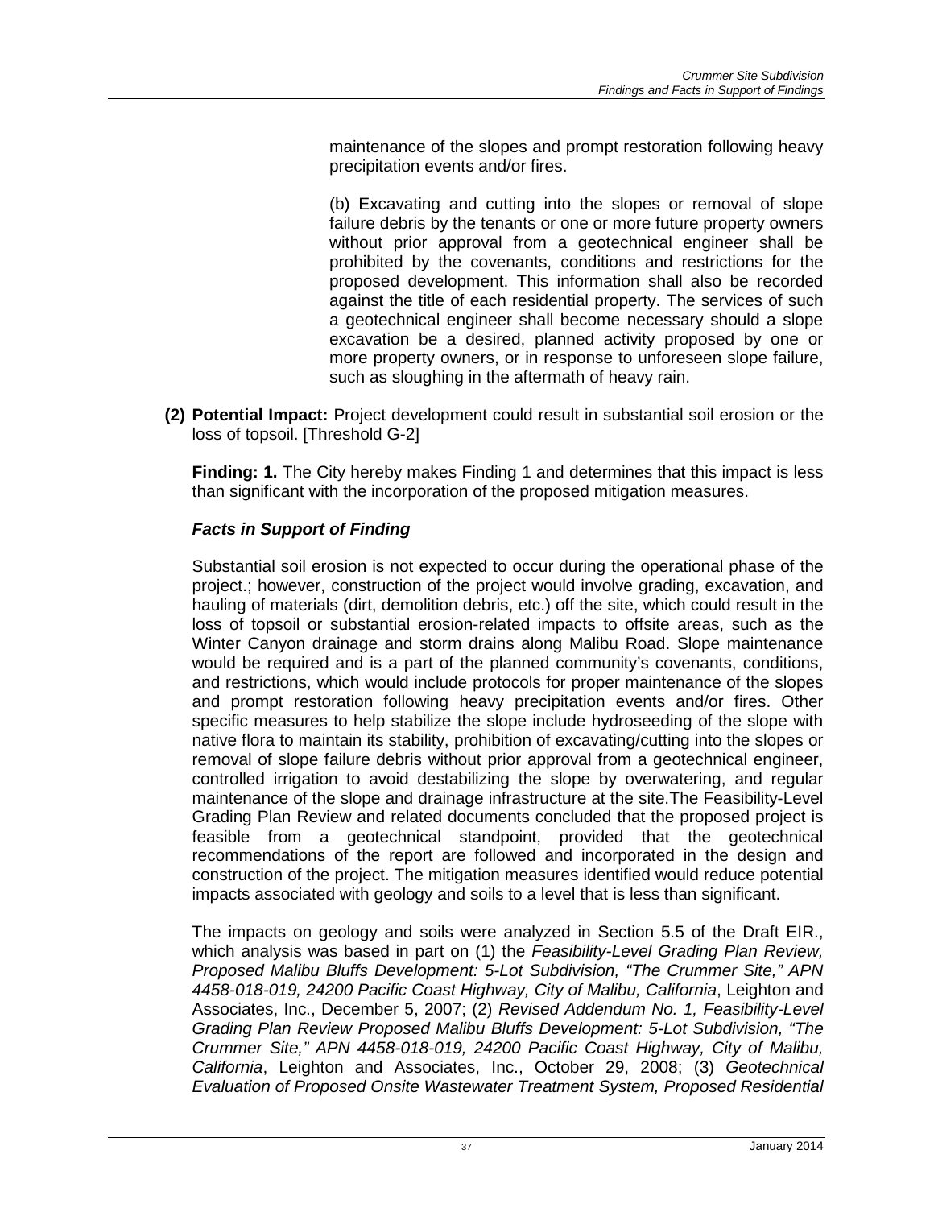maintenance of the slopes and prompt restoration following heavy precipitation events and/or fires.

(b) Excavating and cutting into the slopes or removal of slope failure debris by the tenants or one or more future property owners without prior approval from a geotechnical engineer shall be prohibited by the covenants, conditions and restrictions for the proposed development. This information shall also be recorded against the title of each residential property. The services of such a geotechnical engineer shall become necessary should a slope excavation be a desired, planned activity proposed by one or more property owners, or in response to unforeseen slope failure, such as sloughing in the aftermath of heavy rain.

**(2) Potential Impact:** Project development could result in substantial soil erosion or the loss of topsoil. [Threshold G-2]

**Finding: 1.** The City hereby makes Finding 1 and determines that this impact is less than significant with the incorporation of the proposed mitigation measures.

***Facts in Support of Finding***

Substantial soil erosion is not expected to occur during the operational phase of the project.; however, construction of the project would involve grading, excavation, and hauling of materials (dirt, demolition debris, etc.) off the site, which could result in the loss of topsoil or substantial erosion-related impacts to offsite areas, such as the Winter Canyon drainage and storm drains along Malibu Road. Slope maintenance would be required and is a part of the planned community's covenants, conditions, and restrictions, which would include protocols for proper maintenance of the slopes and prompt restoration following heavy precipitation events and/or fires. Other specific measures to help stabilize the slope include hydroseeding of the slope with native flora to maintain its stability, prohibition of excavating/cutting into the slopes or removal of slope failure debris without prior approval from a geotechnical engineer, controlled irrigation to avoid destabilizing the slope by overwatering, and regular maintenance of the slope and drainage infrastructure at the site.The Feasibility-Level Grading Plan Review and related documents concluded that the proposed project is feasible from a geotechnical standpoint, provided that the geotechnical recommendations of the report are followed and incorporated in the design and construction of the project. The mitigation measures identified would reduce potential impacts associated with geology and soils to a level that is less than significant.

The impacts on geology and soils were analyzed in Section 5.5 of the Draft EIR., which analysis was based in part on (1) the *Feasibility-Level Grading Plan Review, Proposed Malibu Bluffs Development: 5-Lot Subdivision, "The Crummer Site," APN 4458-018-019, 24200 Pacific Coast Highway, City of Malibu, California*, Leighton and Associates, Inc., December 5, 2007; (2) *Revised Addendum No. 1, Feasibility-Level Grading Plan Review Proposed Malibu Bluffs Development: 5-Lot Subdivision, "The Crummer Site," APN 4458-018-019, 24200 Pacific Coast Highway, City of Malibu, California*, Leighton and Associates, Inc., October 29, 2008; (3) *Geotechnical Evaluation of Proposed Onsite Wastewater Treatment System, Proposed Residential*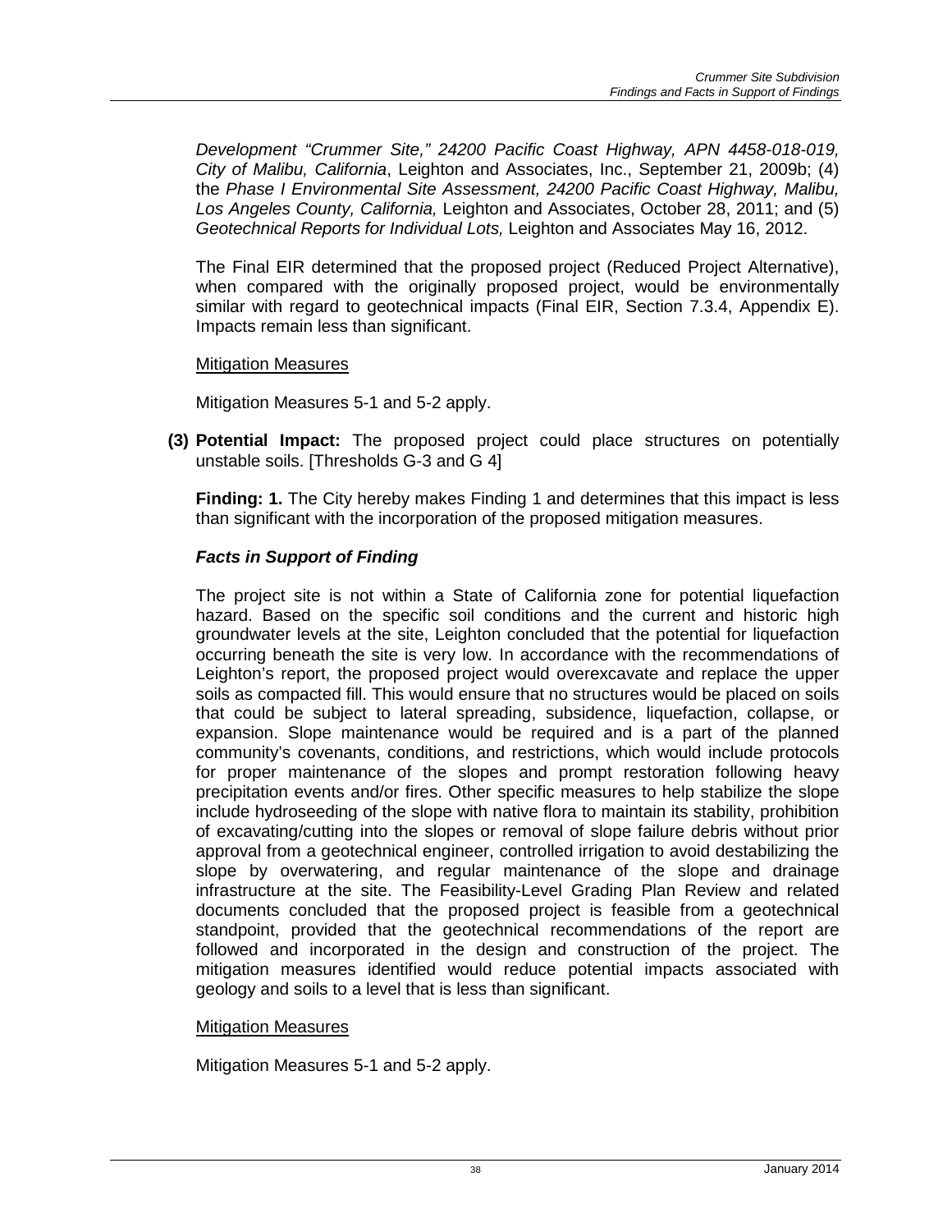*Development "Crummer Site," 24200 Pacific Coast Highway, APN 4458-018-019, City of Malibu, California*, Leighton and Associates, Inc., September 21, 2009b; (4) the *Phase I Environmental Site Assessment, 24200 Pacific Coast Highway, Malibu, Los Angeles County, California,* Leighton and Associates, October 28, 2011; and (5) *Geotechnical Reports for Individual Lots,* Leighton and Associates May 16, 2012.

The Final EIR determined that the proposed project (Reduced Project Alternative), when compared with the originally proposed project, would be environmentally similar with regard to geotechnical impacts (Final EIR, Section 7.3.4, Appendix E). Impacts remain less than significant.

Mitigation Measures

Mitigation Measures 5-1 and 5-2 apply.

**(3) Potential Impact:** The proposed project could place structures on potentially unstable soils. [Thresholds G-3 and G 4]

**Finding: 1.** The City hereby makes Finding 1 and determines that this impact is less than significant with the incorporation of the proposed mitigation measures.

***Facts in Support of Finding***

The project site is not within a State of California zone for potential liquefaction hazard. Based on the specific soil conditions and the current and historic high groundwater levels at the site, Leighton concluded that the potential for liquefaction occurring beneath the site is very low. In accordance with the recommendations of Leighton's report, the proposed project would overexcavate and replace the upper soils as compacted fill. This would ensure that no structures would be placed on soils that could be subject to lateral spreading, subsidence, liquefaction, collapse, or expansion. Slope maintenance would be required and is a part of the planned community's covenants, conditions, and restrictions, which would include protocols for proper maintenance of the slopes and prompt restoration following heavy precipitation events and/or fires. Other specific measures to help stabilize the slope include hydroseeding of the slope with native flora to maintain its stability, prohibition of excavating/cutting into the slopes or removal of slope failure debris without prior approval from a geotechnical engineer, controlled irrigation to avoid destabilizing the slope by overwatering, and regular maintenance of the slope and drainage infrastructure at the site. The Feasibility-Level Grading Plan Review and related documents concluded that the proposed project is feasible from a geotechnical standpoint, provided that the geotechnical recommendations of the report are followed and incorporated in the design and construction of the project. The mitigation measures identified would reduce potential impacts associated with geology and soils to a level that is less than significant.

Mitigation Measures

Mitigation Measures 5-1 and 5-2 apply.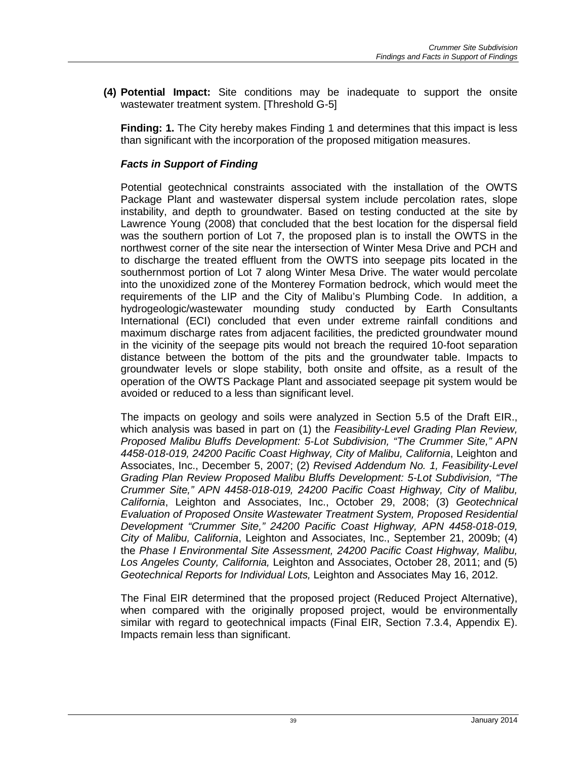**(4) Potential Impact:** Site conditions may be inadequate to support the onsite wastewater treatment system. [Threshold G-5]

**Finding: 1.** The City hereby makes Finding 1 and determines that this impact is less than significant with the incorporation of the proposed mitigation measures.

***Facts in Support of Finding***

Potential geotechnical constraints associated with the installation of the OWTS Package Plant and wastewater dispersal system include percolation rates, slope instability, and depth to groundwater. Based on testing conducted at the site by Lawrence Young (2008) that concluded that the best location for the dispersal field was the southern portion of Lot 7, the proposed plan is to install the OWTS in the northwest corner of the site near the intersection of Winter Mesa Drive and PCH and to discharge the treated effluent from the OWTS into seepage pits located in the southernmost portion of Lot 7 along Winter Mesa Drive. The water would percolate into the unoxidized zone of the Monterey Formation bedrock, which would meet the requirements of the LIP and the City of Malibu's Plumbing Code. In addition, a hydrogeologic/wastewater mounding study conducted by Earth Consultants International (ECI) concluded that even under extreme rainfall conditions and maximum discharge rates from adjacent facilities, the predicted groundwater mound in the vicinity of the seepage pits would not breach the required 10-foot separation distance between the bottom of the pits and the groundwater table. Impacts to groundwater levels or slope stability, both onsite and offsite, as a result of the operation of the OWTS Package Plant and associated seepage pit system would be avoided or reduced to a less than significant level.

The impacts on geology and soils were analyzed in Section 5.5 of the Draft EIR., which analysis was based in part on (1) the *Feasibility-Level Grading Plan Review, Proposed Malibu Bluffs Development: 5-Lot Subdivision, "The Crummer Site," APN 4458-018-019, 24200 Pacific Coast Highway, City of Malibu, California*, Leighton and Associates, Inc., December 5, 2007; (2) *Revised Addendum No. 1, Feasibility-Level Grading Plan Review Proposed Malibu Bluffs Development: 5-Lot Subdivision, "The Crummer Site," APN 4458-018-019, 24200 Pacific Coast Highway, City of Malibu, California*, Leighton and Associates, Inc., October 29, 2008; (3) *Geotechnical Evaluation of Proposed Onsite Wastewater Treatment System, Proposed Residential Development "Crummer Site," 24200 Pacific Coast Highway, APN 4458-018-019, City of Malibu, California*, Leighton and Associates, Inc., September 21, 2009b; (4) the *Phase I Environmental Site Assessment, 24200 Pacific Coast Highway, Malibu, Los Angeles County, California,* Leighton and Associates, October 28, 2011; and (5) *Geotechnical Reports for Individual Lots,* Leighton and Associates May 16, 2012.

The Final EIR determined that the proposed project (Reduced Project Alternative), when compared with the originally proposed project, would be environmentally similar with regard to geotechnical impacts (Final EIR, Section 7.3.4, Appendix E). Impacts remain less than significant.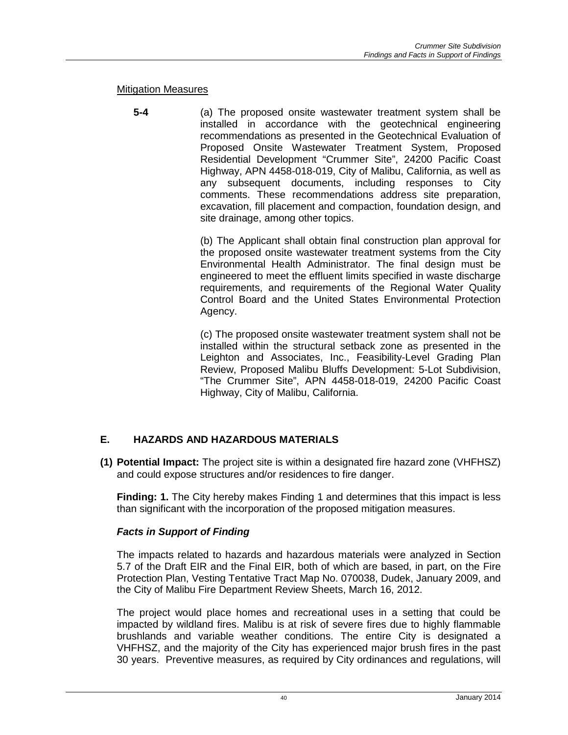Mitigation Measures

**5-4** (a) The proposed onsite wastewater treatment system shall be installed in accordance with the geotechnical engineering recommendations as presented in the Geotechnical Evaluation of Proposed Onsite Wastewater Treatment System, Proposed Residential Development "Crummer Site", 24200 Pacific Coast Highway, APN 4458-018-019, City of Malibu, California, as well as any subsequent documents, including responses to City comments. These recommendations address site preparation, excavation, fill placement and compaction, foundation design, and site drainage, among other topics.

(b) The Applicant shall obtain final construction plan approval for the proposed onsite wastewater treatment systems from the City Environmental Health Administrator. The final design must be engineered to meet the effluent limits specified in waste discharge requirements, and requirements of the Regional Water Quality Control Board and the United States Environmental Protection Agency.

(c) The proposed onsite wastewater treatment system shall not be installed within the structural setback zone as presented in the Leighton and Associates, Inc., Feasibility-Level Grading Plan Review, Proposed Malibu Bluffs Development: 5-Lot Subdivision, "The Crummer Site", APN 4458-018-019, 24200 Pacific Coast Highway, City of Malibu, California.

## E. HAZARDS AND HAZARDOUS MATERIALS

**(1) Potential Impact:** The project site is within a designated fire hazard zone (VHFHSZ) and could expose structures and/or residences to fire danger.

**Finding: 1.** The City hereby makes Finding 1 and determines that this impact is less than significant with the incorporation of the proposed mitigation measures.

### *Facts in Support of Finding*

The impacts related to hazards and hazardous materials were analyzed in Section 5.7 of the Draft EIR and the Final EIR, both of which are based, in part, on the Fire Protection Plan, Vesting Tentative Tract Map No. 070038, Dudek, January 2009, and the City of Malibu Fire Department Review Sheets, March 16, 2012.

The project would place homes and recreational uses in a setting that could be impacted by wildland fires. Malibu is at risk of severe fires due to highly flammable brushlands and variable weather conditions. The entire City is designated a VHFHSZ, and the majority of the City has experienced major brush fires in the past 30 years. Preventive measures, as required by City ordinances and regulations, will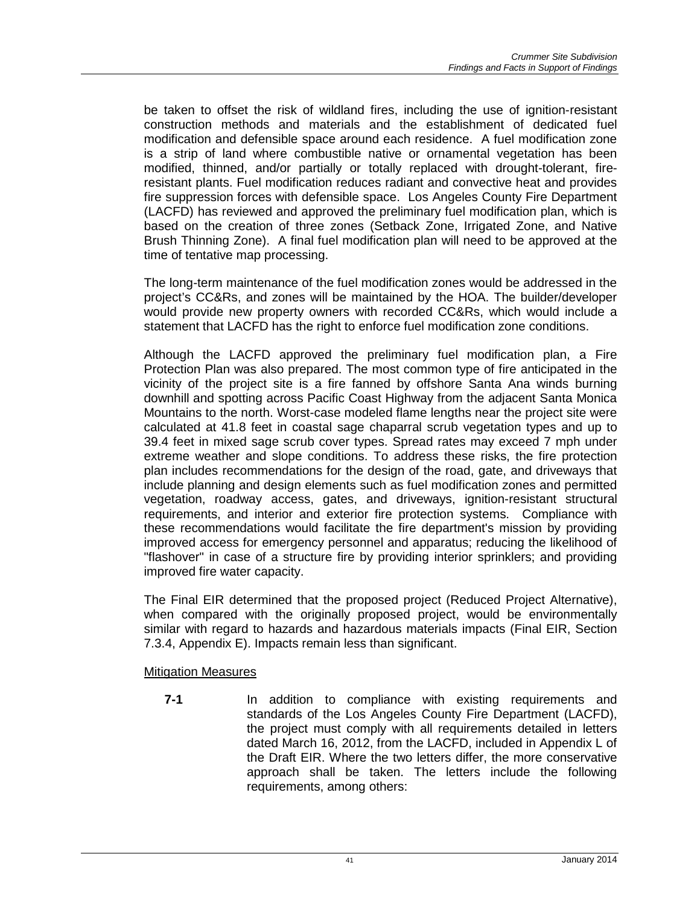be taken to offset the risk of wildland fires, including the use of ignition-resistant construction methods and materials and the establishment of dedicated fuel modification and defensible space around each residence. A fuel modification zone is a strip of land where combustible native or ornamental vegetation has been modified, thinned, and/or partially or totally replaced with drought-tolerant, fire-resistant plants. Fuel modification reduces radiant and convective heat and provides fire suppression forces with defensible space. Los Angeles County Fire Department (LACFD) has reviewed and approved the preliminary fuel modification plan, which is based on the creation of three zones (Setback Zone, Irrigated Zone, and Native Brush Thinning Zone). A final fuel modification plan will need to be approved at the time of tentative map processing.

The long-term maintenance of the fuel modification zones would be addressed in the project's CC&Rs, and zones will be maintained by the HOA. The builder/developer would provide new property owners with recorded CC&Rs, which would include a statement that LACFD has the right to enforce fuel modification zone conditions.

Although the LACFD approved the preliminary fuel modification plan, a Fire Protection Plan was also prepared. The most common type of fire anticipated in the vicinity of the project site is a fire fanned by offshore Santa Ana winds burning downhill and spotting across Pacific Coast Highway from the adjacent Santa Monica Mountains to the north. Worst-case modeled flame lengths near the project site were calculated at 41.8 feet in coastal sage chaparral scrub vegetation types and up to 39.4 feet in mixed sage scrub cover types. Spread rates may exceed 7 mph under extreme weather and slope conditions. To address these risks, the fire protection plan includes recommendations for the design of the road, gate, and driveways that include planning and design elements such as fuel modification zones and permitted vegetation, roadway access, gates, and driveways, ignition-resistant structural requirements, and interior and exterior fire protection systems. Compliance with these recommendations would facilitate the fire department's mission by providing improved access for emergency personnel and apparatus; reducing the likelihood of "flashover" in case of a structure fire by providing interior sprinklers; and providing improved fire water capacity.

The Final EIR determined that the proposed project (Reduced Project Alternative), when compared with the originally proposed project, would be environmentally similar with regard to hazards and hazardous materials impacts (Final EIR, Section 7.3.4, Appendix E). Impacts remain less than significant.

Mitigation Measures

**7-1** In addition to compliance with existing requirements and standards of the Los Angeles County Fire Department (LACFD), the project must comply with all requirements detailed in letters dated March 16, 2012, from the LACFD, included in Appendix L of the Draft EIR. Where the two letters differ, the more conservative approach shall be taken. The letters include the following requirements, among others: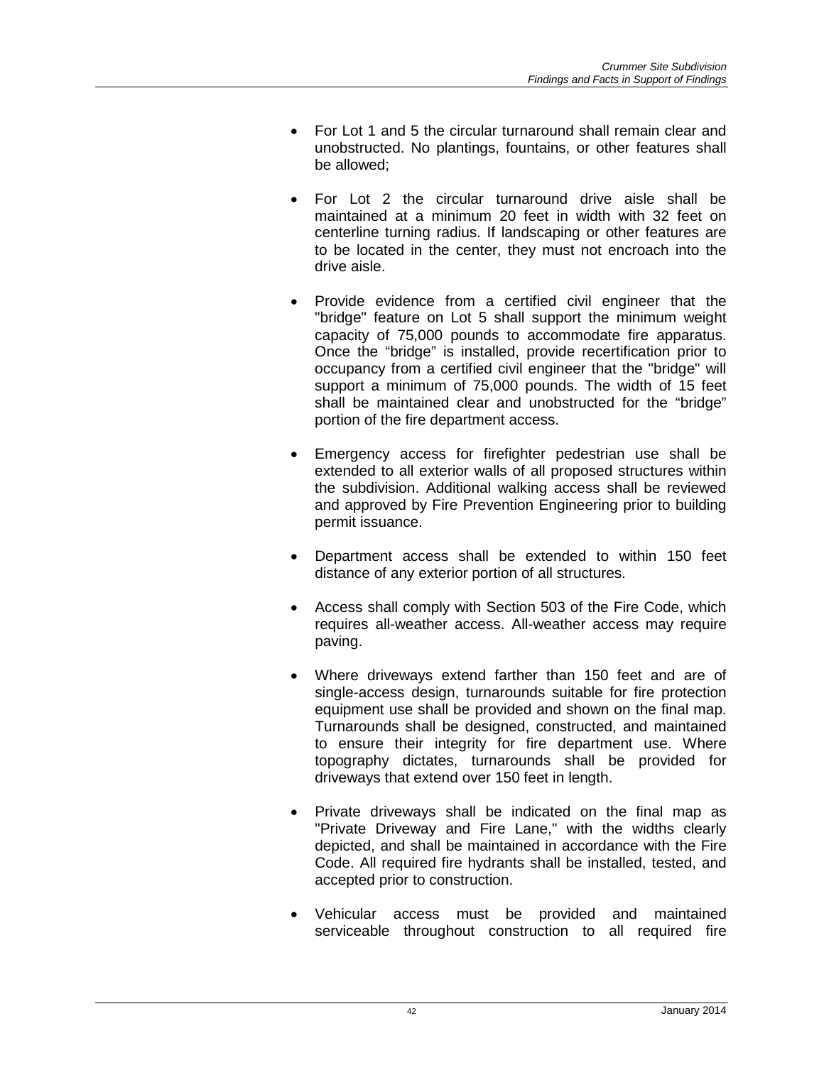- For Lot 1 and 5 the circular turnaround shall remain clear and unobstructed. No plantings, fountains, or other features shall be allowed;

- For Lot 2 the circular turnaround drive aisle shall be maintained at a minimum 20 feet in width with 32 feet on centerline turning radius. If landscaping or other features are to be located in the center, they must not encroach into the drive aisle.

- Provide evidence from a certified civil engineer that the "bridge" feature on Lot 5 shall support the minimum weight capacity of 75,000 pounds to accommodate fire apparatus. Once the "bridge" is installed, provide recertification prior to occupancy from a certified civil engineer that the "bridge" will support a minimum of 75,000 pounds. The width of 15 feet shall be maintained clear and unobstructed for the "bridge" portion of the fire department access.

- Emergency access for firefighter pedestrian use shall be extended to all exterior walls of all proposed structures within the subdivision. Additional walking access shall be reviewed and approved by Fire Prevention Engineering prior to building permit issuance.

- Department access shall be extended to within 150 feet distance of any exterior portion of all structures.

- Access shall comply with Section 503 of the Fire Code, which requires all-weather access. All-weather access may require paving.

- Where driveways extend farther than 150 feet and are of single-access design, turnarounds suitable for fire protection equipment use shall be provided and shown on the final map. Turnarounds shall be designed, constructed, and maintained to ensure their integrity for fire department use. Where topography dictates, turnarounds shall be provided for driveways that extend over 150 feet in length.

- Private driveways shall be indicated on the final map as "Private Driveway and Fire Lane," with the widths clearly depicted, and shall be maintained in accordance with the Fire Code. All required fire hydrants shall be installed, tested, and accepted prior to construction.

- Vehicular access must be provided and maintained serviceable throughout construction to all required fire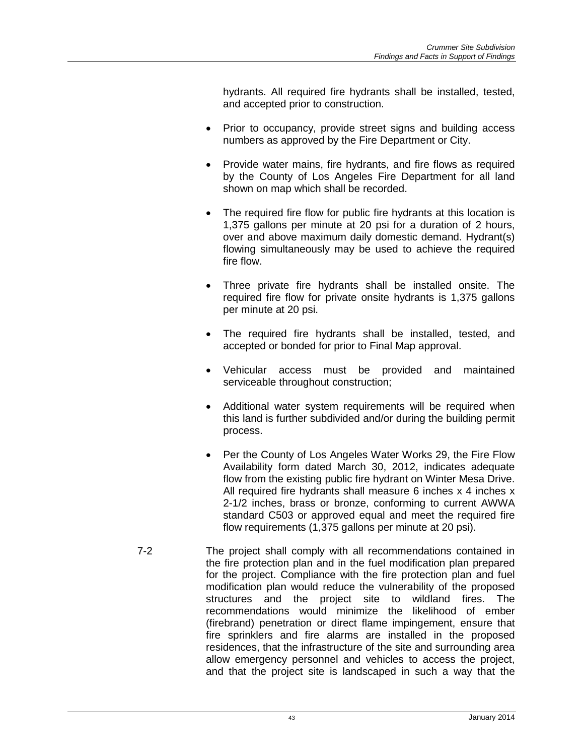hydrants. All required fire hydrants shall be installed, tested, and accepted prior to construction.

- Prior to occupancy, provide street signs and building access numbers as approved by the Fire Department or City.
- Provide water mains, fire hydrants, and fire flows as required by the County of Los Angeles Fire Department for all land shown on map which shall be recorded.
- The required fire flow for public fire hydrants at this location is 1,375 gallons per minute at 20 psi for a duration of 2 hours, over and above maximum daily domestic demand. Hydrant(s) flowing simultaneously may be used to achieve the required fire flow.
- Three private fire hydrants shall be installed onsite. The required fire flow for private onsite hydrants is 1,375 gallons per minute at 20 psi.
- The required fire hydrants shall be installed, tested, and accepted or bonded for prior to Final Map approval.
- Vehicular access must be provided and maintained serviceable throughout construction;
- Additional water system requirements will be required when this land is further subdivided and/or during the building permit process.
- Per the County of Los Angeles Water Works 29, the Fire Flow Availability form dated March 30, 2012, indicates adequate flow from the existing public fire hydrant on Winter Mesa Drive. All required fire hydrants shall measure 6 inches x 4 inches x 2-1/2 inches, brass or bronze, conforming to current AWWA standard C503 or approved equal and meet the required fire flow requirements (1,375 gallons per minute at 20 psi).

7-2 The project shall comply with all recommendations contained in the fire protection plan and in the fuel modification plan prepared for the project. Compliance with the fire protection plan and fuel modification plan would reduce the vulnerability of the proposed structures and the project site to wildland fires. The recommendations would minimize the likelihood of ember (firebrand) penetration or direct flame impingement, ensure that fire sprinklers and fire alarms are installed in the proposed residences, that the infrastructure of the site and surrounding area allow emergency personnel and vehicles to access the project, and that the project site is landscaped in such a way that the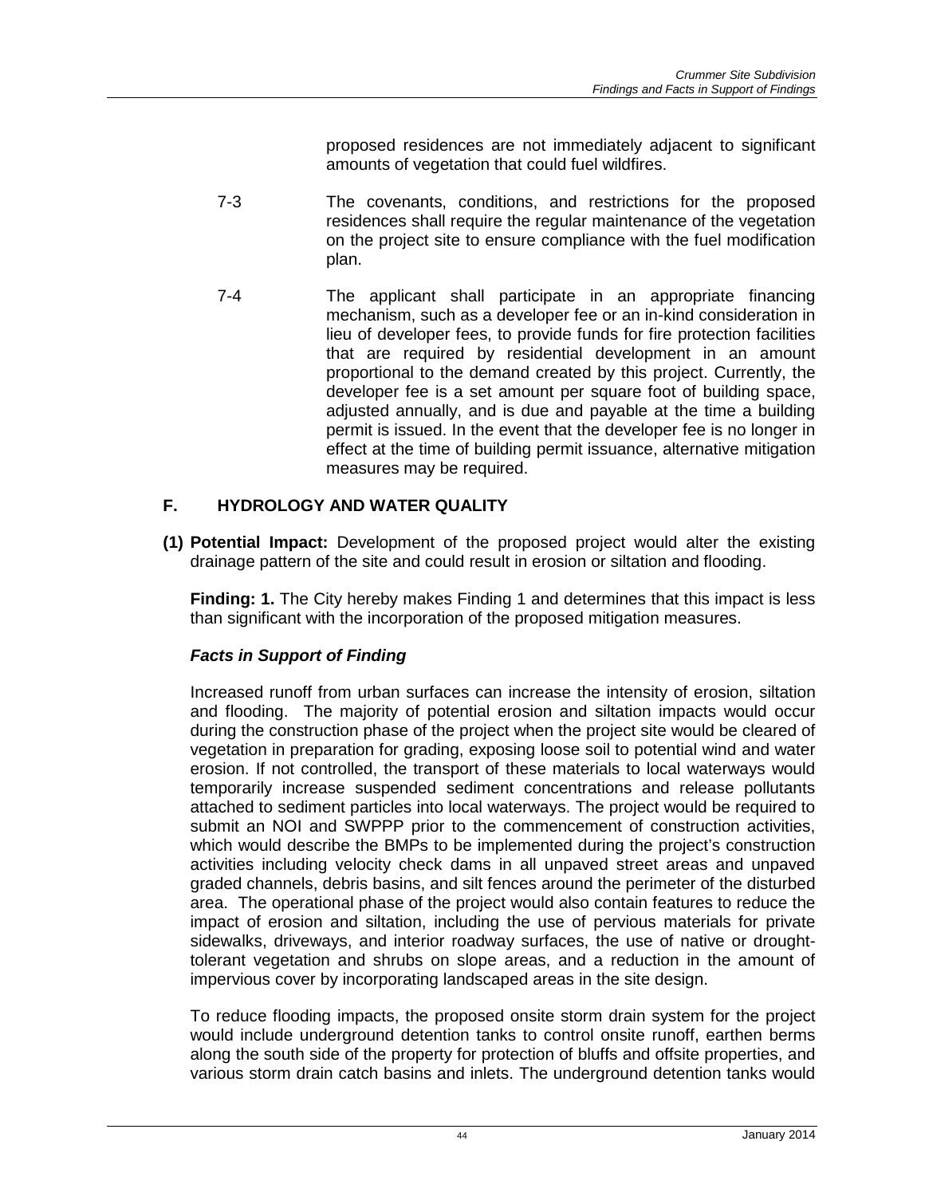proposed residences are not immediately adjacent to significant amounts of vegetation that could fuel wildfires.

7-3 The covenants, conditions, and restrictions for the proposed residences shall require the regular maintenance of the vegetation on the project site to ensure compliance with the fuel modification plan.

7-4 The applicant shall participate in an appropriate financing mechanism, such as a developer fee or an in-kind consideration in lieu of developer fees, to provide funds for fire protection facilities that are required by residential development in an amount proportional to the demand created by this project. Currently, the developer fee is a set amount per square foot of building space, adjusted annually, and is due and payable at the time a building permit is issued. In the event that the developer fee is no longer in effect at the time of building permit issuance, alternative mitigation measures may be required.

## F. HYDROLOGY AND WATER QUALITY

**(1) Potential Impact:** Development of the proposed project would alter the existing drainage pattern of the site and could result in erosion or siltation and flooding.

**Finding: 1.** The City hereby makes Finding 1 and determines that this impact is less than significant with the incorporation of the proposed mitigation measures.

***Facts in Support of Finding***

Increased runoff from urban surfaces can increase the intensity of erosion, siltation and flooding. The majority of potential erosion and siltation impacts would occur during the construction phase of the project when the project site would be cleared of vegetation in preparation for grading, exposing loose soil to potential wind and water erosion. If not controlled, the transport of these materials to local waterways would temporarily increase suspended sediment concentrations and release pollutants attached to sediment particles into local waterways. The project would be required to submit an NOI and SWPPP prior to the commencement of construction activities, which would describe the BMPs to be implemented during the project's construction activities including velocity check dams in all unpaved street areas and unpaved graded channels, debris basins, and silt fences around the perimeter of the disturbed area. The operational phase of the project would also contain features to reduce the impact of erosion and siltation, including the use of pervious materials for private sidewalks, driveways, and interior roadway surfaces, the use of native or drought-tolerant vegetation and shrubs on slope areas, and a reduction in the amount of impervious cover by incorporating landscaped areas in the site design.

To reduce flooding impacts, the proposed onsite storm drain system for the project would include underground detention tanks to control onsite runoff, earthen berms along the south side of the property for protection of bluffs and offsite properties, and various storm drain catch basins and inlets. The underground detention tanks would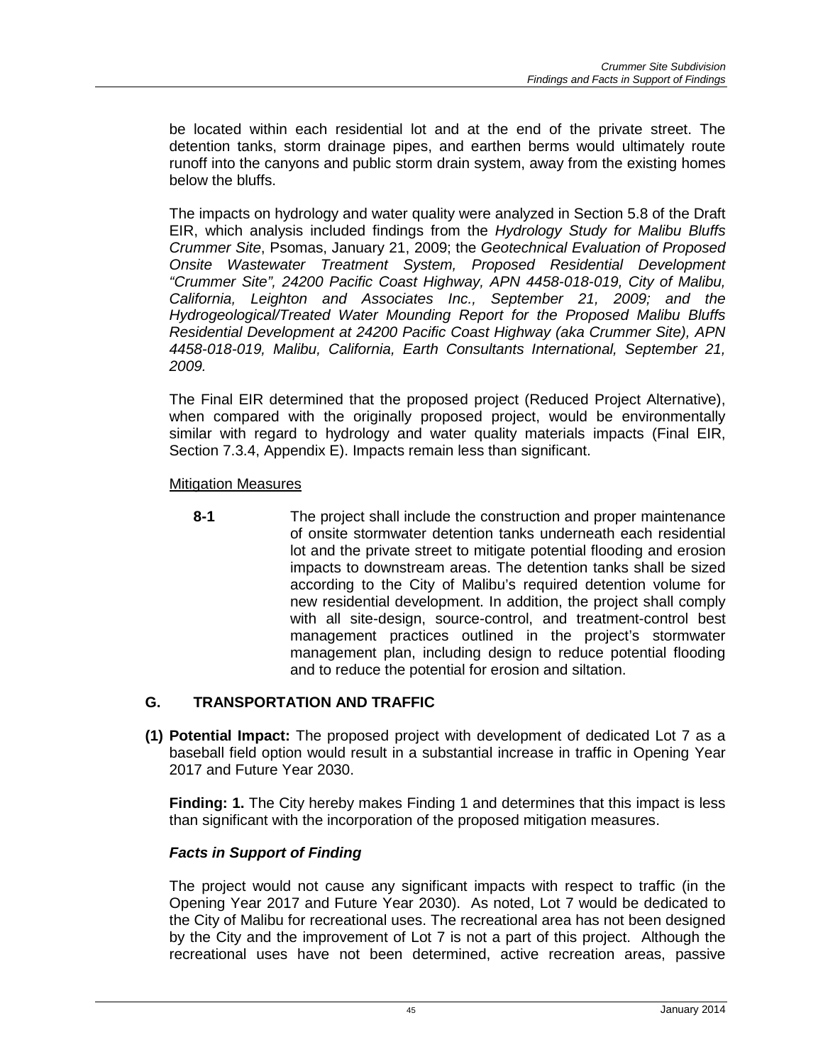be located within each residential lot and at the end of the private street. The detention tanks, storm drainage pipes, and earthen berms would ultimately route runoff into the canyons and public storm drain system, away from the existing homes below the bluffs.

The impacts on hydrology and water quality were analyzed in Section 5.8 of the Draft EIR, which analysis included findings from the *Hydrology Study for Malibu Bluffs Crummer Site*, Psomas, January 21, 2009; the *Geotechnical Evaluation of Proposed Onsite Wastewater Treatment System, Proposed Residential Development "Crummer Site", 24200 Pacific Coast Highway, APN 4458-018-019, City of Malibu, California, Leighton and Associates Inc., September 21, 2009; and the Hydrogeological/Treated Water Mounding Report for the Proposed Malibu Bluffs Residential Development at 24200 Pacific Coast Highway (aka Crummer Site), APN 4458-018-019, Malibu, California, Earth Consultants International, September 21, 2009.*

The Final EIR determined that the proposed project (Reduced Project Alternative), when compared with the originally proposed project, would be environmentally similar with regard to hydrology and water quality materials impacts (Final EIR, Section 7.3.4, Appendix E). Impacts remain less than significant.

Mitigation Measures

**8-1** The project shall include the construction and proper maintenance of onsite stormwater detention tanks underneath each residential lot and the private street to mitigate potential flooding and erosion impacts to downstream areas. The detention tanks shall be sized according to the City of Malibu's required detention volume for new residential development. In addition, the project shall comply with all site-design, source-control, and treatment-control best management practices outlined in the project's stormwater management plan, including design to reduce potential flooding and to reduce the potential for erosion and siltation.

## G. TRANSPORTATION AND TRAFFIC

**(1) Potential Impact:** The proposed project with development of dedicated Lot 7 as a baseball field option would result in a substantial increase in traffic in Opening Year 2017 and Future Year 2030.

**Finding: 1.** The City hereby makes Finding 1 and determines that this impact is less than significant with the incorporation of the proposed mitigation measures.

### *Facts in Support of Finding*

The project would not cause any significant impacts with respect to traffic (in the Opening Year 2017 and Future Year 2030). As noted, Lot 7 would be dedicated to the City of Malibu for recreational uses. The recreational area has not been designed by the City and the improvement of Lot 7 is not a part of this project. Although the recreational uses have not been determined, active recreation areas, passive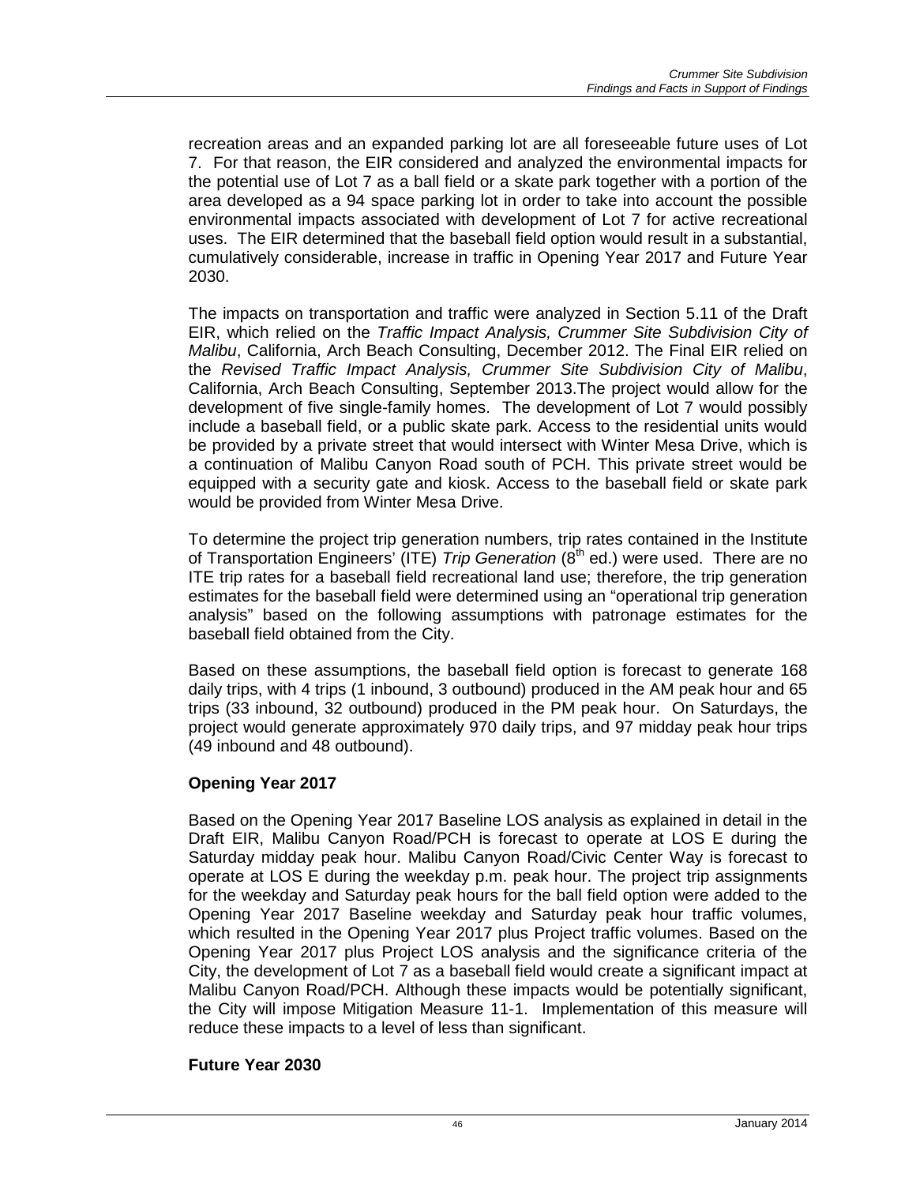recreation areas and an expanded parking lot are all foreseeable future uses of Lot 7. For that reason, the EIR considered and analyzed the environmental impacts for the potential use of Lot 7 as a ball field or a skate park together with a portion of the area developed as a 94 space parking lot in order to take into account the possible environmental impacts associated with development of Lot 7 for active recreational uses. The EIR determined that the baseball field option would result in a substantial, cumulatively considerable, increase in traffic in Opening Year 2017 and Future Year 2030.

The impacts on transportation and traffic were analyzed in Section 5.11 of the Draft EIR, which relied on the *Traffic Impact Analysis, Crummer Site Subdivision City of Malibu*, California, Arch Beach Consulting, December 2012. The Final EIR relied on the *Revised Traffic Impact Analysis, Crummer Site Subdivision City of Malibu*, California, Arch Beach Consulting, September 2013.The project would allow for the development of five single-family homes. The development of Lot 7 would possibly include a baseball field, or a public skate park. Access to the residential units would be provided by a private street that would intersect with Winter Mesa Drive, which is a continuation of Malibu Canyon Road south of PCH. This private street would be equipped with a security gate and kiosk. Access to the baseball field or skate park would be provided from Winter Mesa Drive.

To determine the project trip generation numbers, trip rates contained in the Institute of Transportation Engineers' (ITE) *Trip Generation* (8th ed.) were used. There are no ITE trip rates for a baseball field recreational land use; therefore, the trip generation estimates for the baseball field were determined using an "operational trip generation analysis" based on the following assumptions with patronage estimates for the baseball field obtained from the City.

Based on these assumptions, the baseball field option is forecast to generate 168 daily trips, with 4 trips (1 inbound, 3 outbound) produced in the AM peak hour and 65 trips (33 inbound, 32 outbound) produced in the PM peak hour. On Saturdays, the project would generate approximately 970 daily trips, and 97 midday peak hour trips (49 inbound and 48 outbound).

**Opening Year 2017**

Based on the Opening Year 2017 Baseline LOS analysis as explained in detail in the Draft EIR, Malibu Canyon Road/PCH is forecast to operate at LOS E during the Saturday midday peak hour. Malibu Canyon Road/Civic Center Way is forecast to operate at LOS E during the weekday p.m. peak hour. The project trip assignments for the weekday and Saturday peak hours for the ball field option were added to the Opening Year 2017 Baseline weekday and Saturday peak hour traffic volumes, which resulted in the Opening Year 2017 plus Project traffic volumes. Based on the Opening Year 2017 plus Project LOS analysis and the significance criteria of the City, the development of Lot 7 as a baseball field would create a significant impact at Malibu Canyon Road/PCH. Although these impacts would be potentially significant, the City will impose Mitigation Measure 11-1. Implementation of this measure will reduce these impacts to a level of less than significant.

**Future Year 2030**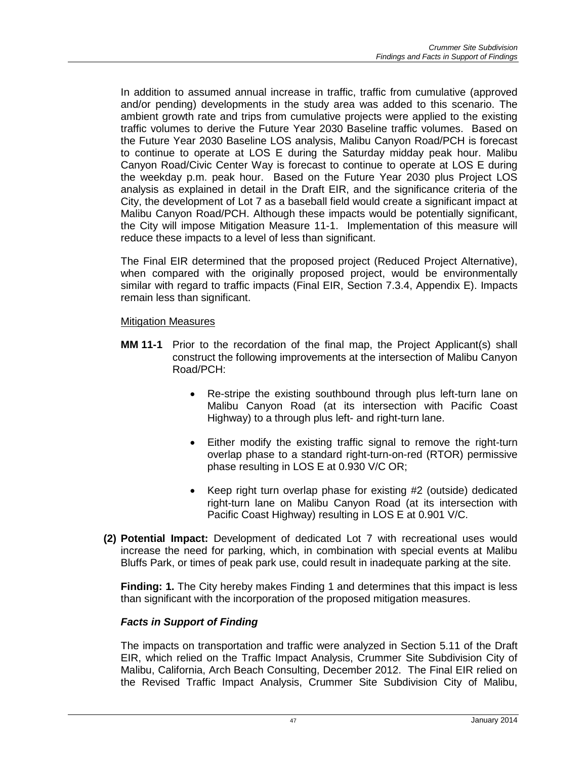In addition to assumed annual increase in traffic, traffic from cumulative (approved and/or pending) developments in the study area was added to this scenario. The ambient growth rate and trips from cumulative projects were applied to the existing traffic volumes to derive the Future Year 2030 Baseline traffic volumes. Based on the Future Year 2030 Baseline LOS analysis, Malibu Canyon Road/PCH is forecast to continue to operate at LOS E during the Saturday midday peak hour. Malibu Canyon Road/Civic Center Way is forecast to continue to operate at LOS E during the weekday p.m. peak hour. Based on the Future Year 2030 plus Project LOS analysis as explained in detail in the Draft EIR, and the significance criteria of the City, the development of Lot 7 as a baseball field would create a significant impact at Malibu Canyon Road/PCH. Although these impacts would be potentially significant, the City will impose Mitigation Measure 11-1. Implementation of this measure will reduce these impacts to a level of less than significant.

The Final EIR determined that the proposed project (Reduced Project Alternative), when compared with the originally proposed project, would be environmentally similar with regard to traffic impacts (Final EIR, Section 7.3.4, Appendix E). Impacts remain less than significant.

Mitigation Measures

**MM 11-1** Prior to the recordation of the final map, the Project Applicant(s) shall construct the following improvements at the intersection of Malibu Canyon Road/PCH:

- Re-stripe the existing southbound through plus left-turn lane on Malibu Canyon Road (at its intersection with Pacific Coast Highway) to a through plus left- and right-turn lane.
- Either modify the existing traffic signal to remove the right-turn overlap phase to a standard right-turn-on-red (RTOR) permissive phase resulting in LOS E at 0.930 V/C OR;
- Keep right turn overlap phase for existing #2 (outside) dedicated right-turn lane on Malibu Canyon Road (at its intersection with Pacific Coast Highway) resulting in LOS E at 0.901 V/C.

**(2) Potential Impact:** Development of dedicated Lot 7 with recreational uses would increase the need for parking, which, in combination with special events at Malibu Bluffs Park, or times of peak park use, could result in inadequate parking at the site.

**Finding: 1.** The City hereby makes Finding 1 and determines that this impact is less than significant with the incorporation of the proposed mitigation measures.

***Facts in Support of Finding***

The impacts on transportation and traffic were analyzed in Section 5.11 of the Draft EIR, which relied on the Traffic Impact Analysis, Crummer Site Subdivision City of Malibu, California, Arch Beach Consulting, December 2012. The Final EIR relied on the Revised Traffic Impact Analysis, Crummer Site Subdivision City of Malibu,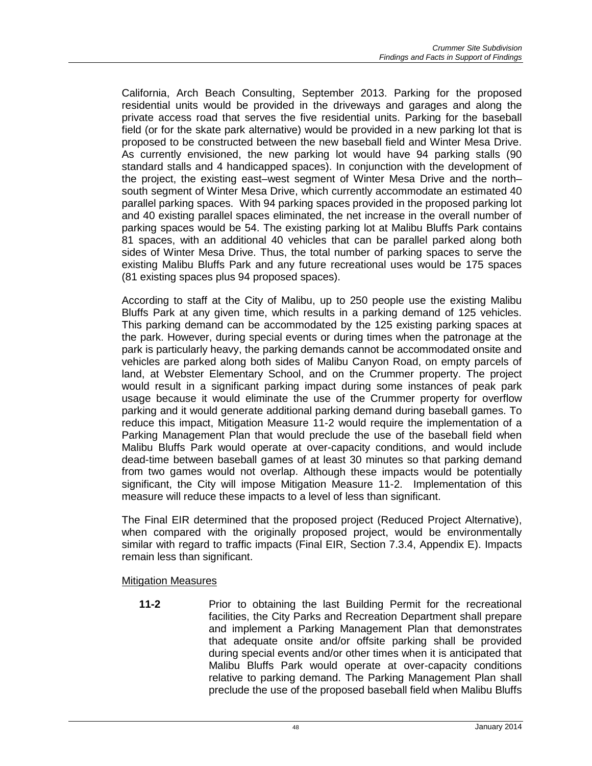California, Arch Beach Consulting, September 2013. Parking for the proposed residential units would be provided in the driveways and garages and along the private access road that serves the five residential units. Parking for the baseball field (or for the skate park alternative) would be provided in a new parking lot that is proposed to be constructed between the new baseball field and Winter Mesa Drive. As currently envisioned, the new parking lot would have 94 parking stalls (90 standard stalls and 4 handicapped spaces). In conjunction with the development of the project, the existing east–west segment of Winter Mesa Drive and the north–south segment of Winter Mesa Drive, which currently accommodate an estimated 40 parallel parking spaces. With 94 parking spaces provided in the proposed parking lot and 40 existing parallel spaces eliminated, the net increase in the overall number of parking spaces would be 54. The existing parking lot at Malibu Bluffs Park contains 81 spaces, with an additional 40 vehicles that can be parallel parked along both sides of Winter Mesa Drive. Thus, the total number of parking spaces to serve the existing Malibu Bluffs Park and any future recreational uses would be 175 spaces (81 existing spaces plus 94 proposed spaces).

According to staff at the City of Malibu, up to 250 people use the existing Malibu Bluffs Park at any given time, which results in a parking demand of 125 vehicles. This parking demand can be accommodated by the 125 existing parking spaces at the park. However, during special events or during times when the patronage at the park is particularly heavy, the parking demands cannot be accommodated onsite and vehicles are parked along both sides of Malibu Canyon Road, on empty parcels of land, at Webster Elementary School, and on the Crummer property. The project would result in a significant parking impact during some instances of peak park usage because it would eliminate the use of the Crummer property for overflow parking and it would generate additional parking demand during baseball games. To reduce this impact, Mitigation Measure 11-2 would require the implementation of a Parking Management Plan that would preclude the use of the baseball field when Malibu Bluffs Park would operate at over-capacity conditions, and would include dead-time between baseball games of at least 30 minutes so that parking demand from two games would not overlap. Although these impacts would be potentially significant, the City will impose Mitigation Measure 11-2. Implementation of this measure will reduce these impacts to a level of less than significant.

The Final EIR determined that the proposed project (Reduced Project Alternative), when compared with the originally proposed project, would be environmentally similar with regard to traffic impacts (Final EIR, Section 7.3.4, Appendix E). Impacts remain less than significant.

Mitigation Measures

**11-2** Prior to obtaining the last Building Permit for the recreational facilities, the City Parks and Recreation Department shall prepare and implement a Parking Management Plan that demonstrates that adequate onsite and/or offsite parking shall be provided during special events and/or other times when it is anticipated that Malibu Bluffs Park would operate at over-capacity conditions relative to parking demand. The Parking Management Plan shall preclude the use of the proposed baseball field when Malibu Bluffs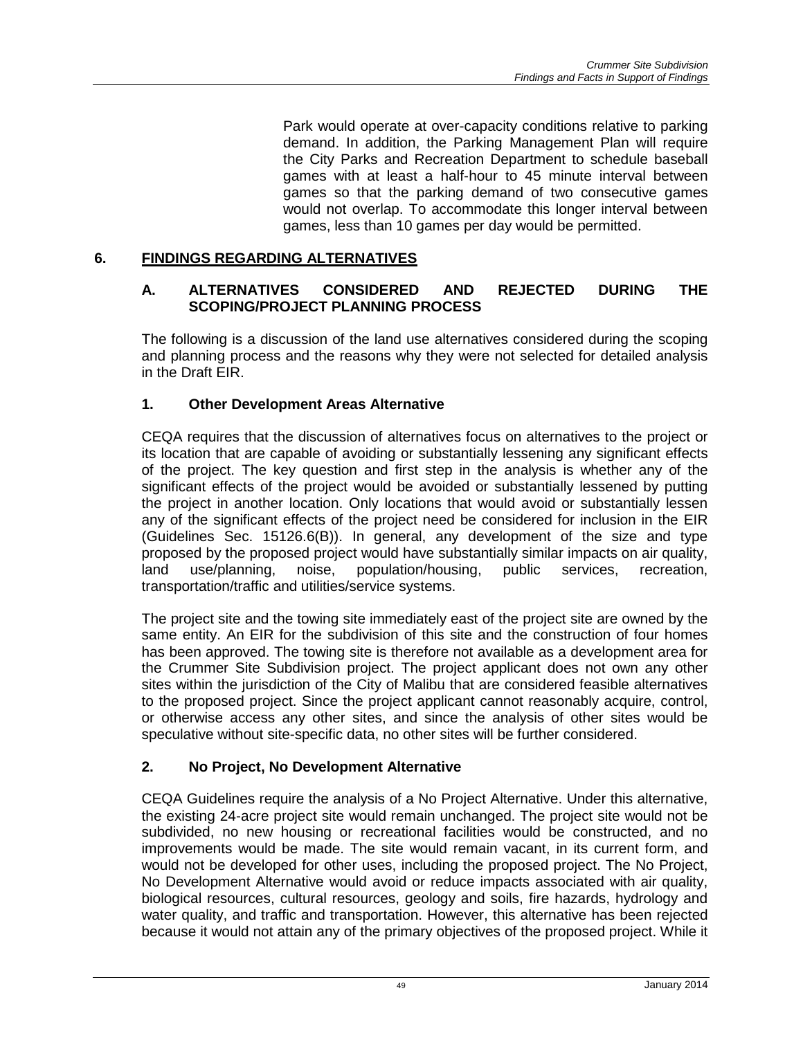Park would operate at over-capacity conditions relative to parking demand. In addition, the Parking Management Plan will require the City Parks and Recreation Department to schedule baseball games with at least a half-hour to 45 minute interval between games so that the parking demand of two consecutive games would not overlap. To accommodate this longer interval between games, less than 10 games per day would be permitted.

## 6. FINDINGS REGARDING ALTERNATIVES

### A. ALTERNATIVES CONSIDERED AND REJECTED DURING THE SCOPING/PROJECT PLANNING PROCESS

The following is a discussion of the land use alternatives considered during the scoping and planning process and the reasons why they were not selected for detailed analysis in the Draft EIR.

#### 1. Other Development Areas Alternative

CEQA requires that the discussion of alternatives focus on alternatives to the project or its location that are capable of avoiding or substantially lessening any significant effects of the project. The key question and first step in the analysis is whether any of the significant effects of the project would be avoided or substantially lessened by putting the project in another location. Only locations that would avoid or substantially lessen any of the significant effects of the project need be considered for inclusion in the EIR (Guidelines Sec. 15126.6(B)). In general, any development of the size and type proposed by the proposed project would have substantially similar impacts on air quality, land use/planning, noise, population/housing, public services, recreation, transportation/traffic and utilities/service systems.

The project site and the towing site immediately east of the project site are owned by the same entity. An EIR for the subdivision of this site and the construction of four homes has been approved. The towing site is therefore not available as a development area for the Crummer Site Subdivision project. The project applicant does not own any other sites within the jurisdiction of the City of Malibu that are considered feasible alternatives to the proposed project. Since the project applicant cannot reasonably acquire, control, or otherwise access any other sites, and since the analysis of other sites would be speculative without site-specific data, no other sites will be further considered.

#### 2. No Project, No Development Alternative

CEQA Guidelines require the analysis of a No Project Alternative. Under this alternative, the existing 24-acre project site would remain unchanged. The project site would not be subdivided, no new housing or recreational facilities would be constructed, and no improvements would be made. The site would remain vacant, in its current form, and would not be developed for other uses, including the proposed project. The No Project, No Development Alternative would avoid or reduce impacts associated with air quality, biological resources, cultural resources, geology and soils, fire hazards, hydrology and water quality, and traffic and transportation. However, this alternative has been rejected because it would not attain any of the primary objectives of the proposed project. While it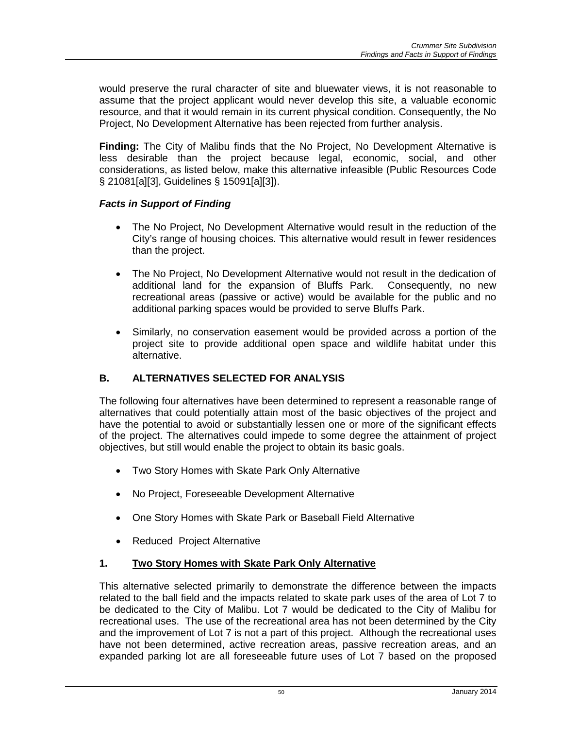would preserve the rural character of site and bluewater views, it is not reasonable to assume that the project applicant would never develop this site, a valuable economic resource, and that it would remain in its current physical condition. Consequently, the No Project, No Development Alternative has been rejected from further analysis.

**Finding:** The City of Malibu finds that the No Project, No Development Alternative is less desirable than the project because legal, economic, social, and other considerations, as listed below, make this alternative infeasible (Public Resources Code § 21081[a][3], Guidelines § 15091[a][3]).

***Facts in Support of Finding***

- The No Project, No Development Alternative would result in the reduction of the City's range of housing choices. This alternative would result in fewer residences than the project.
- The No Project, No Development Alternative would not result in the dedication of additional land for the expansion of Bluffs Park. Consequently, no new recreational areas (passive or active) would be available for the public and no additional parking spaces would be provided to serve Bluffs Park.
- Similarly, no conservation easement would be provided across a portion of the project site to provide additional open space and wildlife habitat under this alternative.

## B. ALTERNATIVES SELECTED FOR ANALYSIS

The following four alternatives have been determined to represent a reasonable range of alternatives that could potentially attain most of the basic objectives of the project and have the potential to avoid or substantially lessen one or more of the significant effects of the project. The alternatives could impede to some degree the attainment of project objectives, but still would enable the project to obtain its basic goals.

- Two Story Homes with Skate Park Only Alternative
- No Project, Foreseeable Development Alternative
- One Story Homes with Skate Park or Baseball Field Alternative
- Reduced Project Alternative

### 1. Two Story Homes with Skate Park Only Alternative

This alternative selected primarily to demonstrate the difference between the impacts related to the ball field and the impacts related to skate park uses of the area of Lot 7 to be dedicated to the City of Malibu. Lot 7 would be dedicated to the City of Malibu for recreational uses. The use of the recreational area has not been determined by the City and the improvement of Lot 7 is not a part of this project. Although the recreational uses have not been determined, active recreation areas, passive recreation areas, and an expanded parking lot are all foreseeable future uses of Lot 7 based on the proposed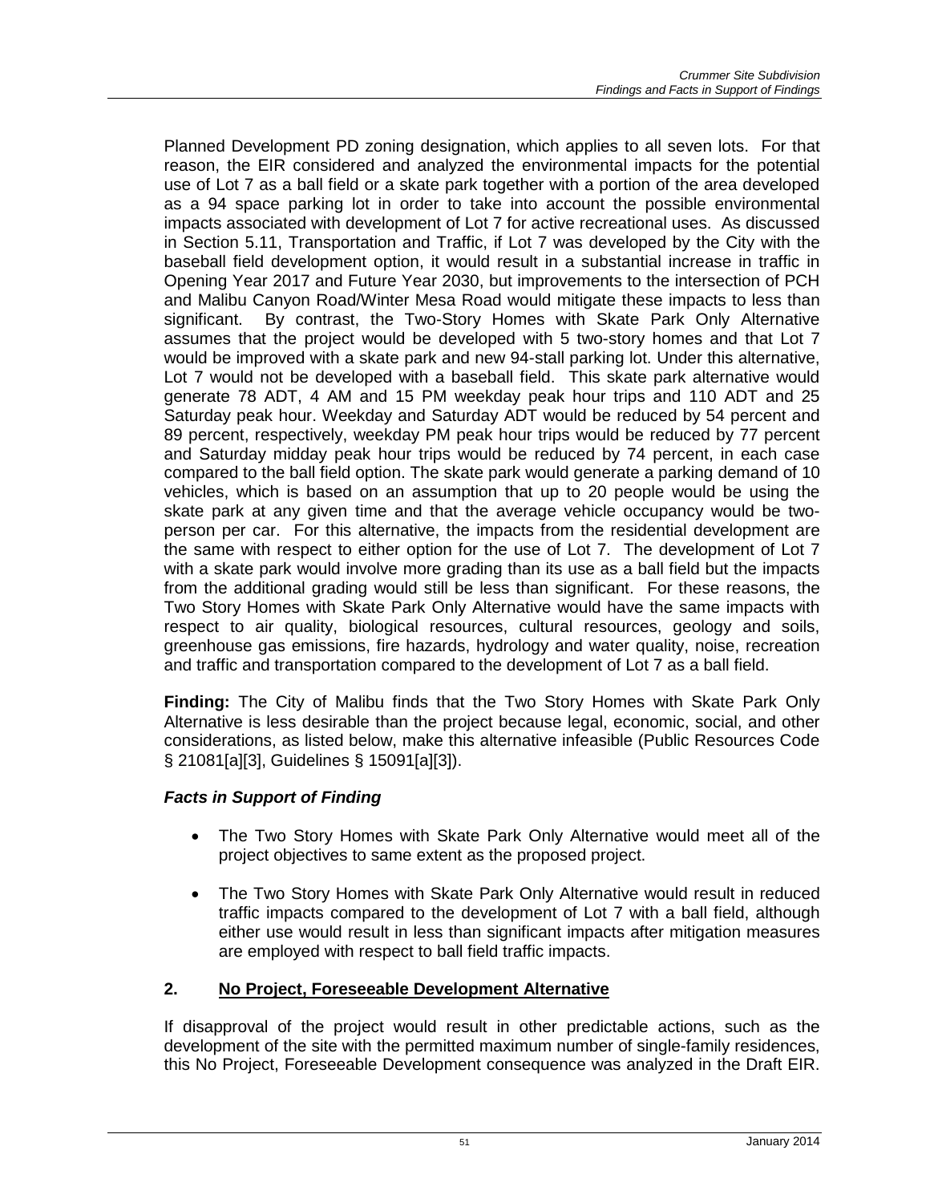Planned Development PD zoning designation, which applies to all seven lots. For that reason, the EIR considered and analyzed the environmental impacts for the potential use of Lot 7 as a ball field or a skate park together with a portion of the area developed as a 94 space parking lot in order to take into account the possible environmental impacts associated with development of Lot 7 for active recreational uses. As discussed in Section 5.11, Transportation and Traffic, if Lot 7 was developed by the City with the baseball field development option, it would result in a substantial increase in traffic in Opening Year 2017 and Future Year 2030, but improvements to the intersection of PCH and Malibu Canyon Road/Winter Mesa Road would mitigate these impacts to less than significant. By contrast, the Two-Story Homes with Skate Park Only Alternative assumes that the project would be developed with 5 two-story homes and that Lot 7 would be improved with a skate park and new 94-stall parking lot. Under this alternative, Lot 7 would not be developed with a baseball field. This skate park alternative would generate 78 ADT, 4 AM and 15 PM weekday peak hour trips and 110 ADT and 25 Saturday peak hour. Weekday and Saturday ADT would be reduced by 54 percent and 89 percent, respectively, weekday PM peak hour trips would be reduced by 77 percent and Saturday midday peak hour trips would be reduced by 74 percent, in each case compared to the ball field option. The skate park would generate a parking demand of 10 vehicles, which is based on an assumption that up to 20 people would be using the skate park at any given time and that the average vehicle occupancy would be two-person per car. For this alternative, the impacts from the residential development are the same with respect to either option for the use of Lot 7. The development of Lot 7 with a skate park would involve more grading than its use as a ball field but the impacts from the additional grading would still be less than significant. For these reasons, the Two Story Homes with Skate Park Only Alternative would have the same impacts with respect to air quality, biological resources, cultural resources, geology and soils, greenhouse gas emissions, fire hazards, hydrology and water quality, noise, recreation and traffic and transportation compared to the development of Lot 7 as a ball field.

**Finding:** The City of Malibu finds that the Two Story Homes with Skate Park Only Alternative is less desirable than the project because legal, economic, social, and other considerations, as listed below, make this alternative infeasible (Public Resources Code § 21081[a][3], Guidelines § 15091[a][3]).

### *Facts in Support of Finding*

- The Two Story Homes with Skate Park Only Alternative would meet all of the project objectives to same extent as the proposed project.
- The Two Story Homes with Skate Park Only Alternative would result in reduced traffic impacts compared to the development of Lot 7 with a ball field, although either use would result in less than significant impacts after mitigation measures are employed with respect to ball field traffic impacts.

## 2. <u>No Project, Foreseeable Development Alternative</u>

If disapproval of the project would result in other predictable actions, such as the development of the site with the permitted maximum number of single-family residences, this No Project, Foreseeable Development consequence was analyzed in the Draft EIR.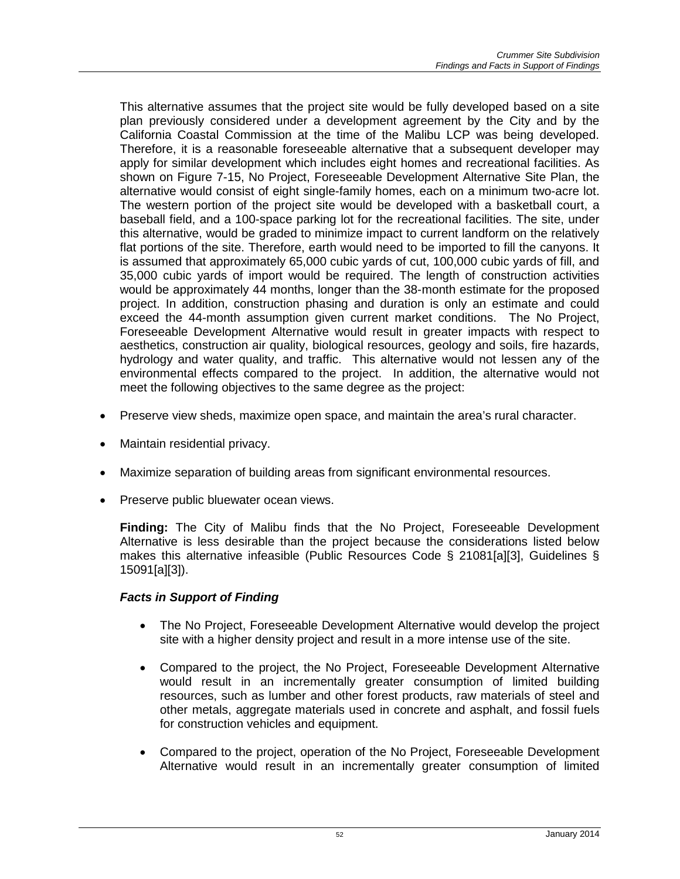This alternative assumes that the project site would be fully developed based on a site plan previously considered under a development agreement by the City and by the California Coastal Commission at the time of the Malibu LCP was being developed. Therefore, it is a reasonable foreseeable alternative that a subsequent developer may apply for similar development which includes eight homes and recreational facilities. As shown on Figure 7-15, No Project, Foreseeable Development Alternative Site Plan, the alternative would consist of eight single-family homes, each on a minimum two-acre lot. The western portion of the project site would be developed with a basketball court, a baseball field, and a 100-space parking lot for the recreational facilities. The site, under this alternative, would be graded to minimize impact to current landform on the relatively flat portions of the site. Therefore, earth would need to be imported to fill the canyons. It is assumed that approximately 65,000 cubic yards of cut, 100,000 cubic yards of fill, and 35,000 cubic yards of import would be required. The length of construction activities would be approximately 44 months, longer than the 38-month estimate for the proposed project. In addition, construction phasing and duration is only an estimate and could exceed the 44-month assumption given current market conditions. The No Project, Foreseeable Development Alternative would result in greater impacts with respect to aesthetics, construction air quality, biological resources, geology and soils, fire hazards, hydrology and water quality, and traffic. This alternative would not lessen any of the environmental effects compared to the project. In addition, the alternative would not meet the following objectives to the same degree as the project:

- Preserve view sheds, maximize open space, and maintain the area's rural character.
- Maintain residential privacy.
- Maximize separation of building areas from significant environmental resources.
- Preserve public bluewater ocean views.

**Finding:** The City of Malibu finds that the No Project, Foreseeable Development Alternative is less desirable than the project because the considerations listed below makes this alternative infeasible (Public Resources Code § 21081[a][3], Guidelines § 15091[a][3]).

***Facts in Support of Finding***

- The No Project, Foreseeable Development Alternative would develop the project site with a higher density project and result in a more intense use of the site.
- Compared to the project, the No Project, Foreseeable Development Alternative would result in an incrementally greater consumption of limited building resources, such as lumber and other forest products, raw materials of steel and other metals, aggregate materials used in concrete and asphalt, and fossil fuels for construction vehicles and equipment.
- Compared to the project, operation of the No Project, Foreseeable Development Alternative would result in an incrementally greater consumption of limited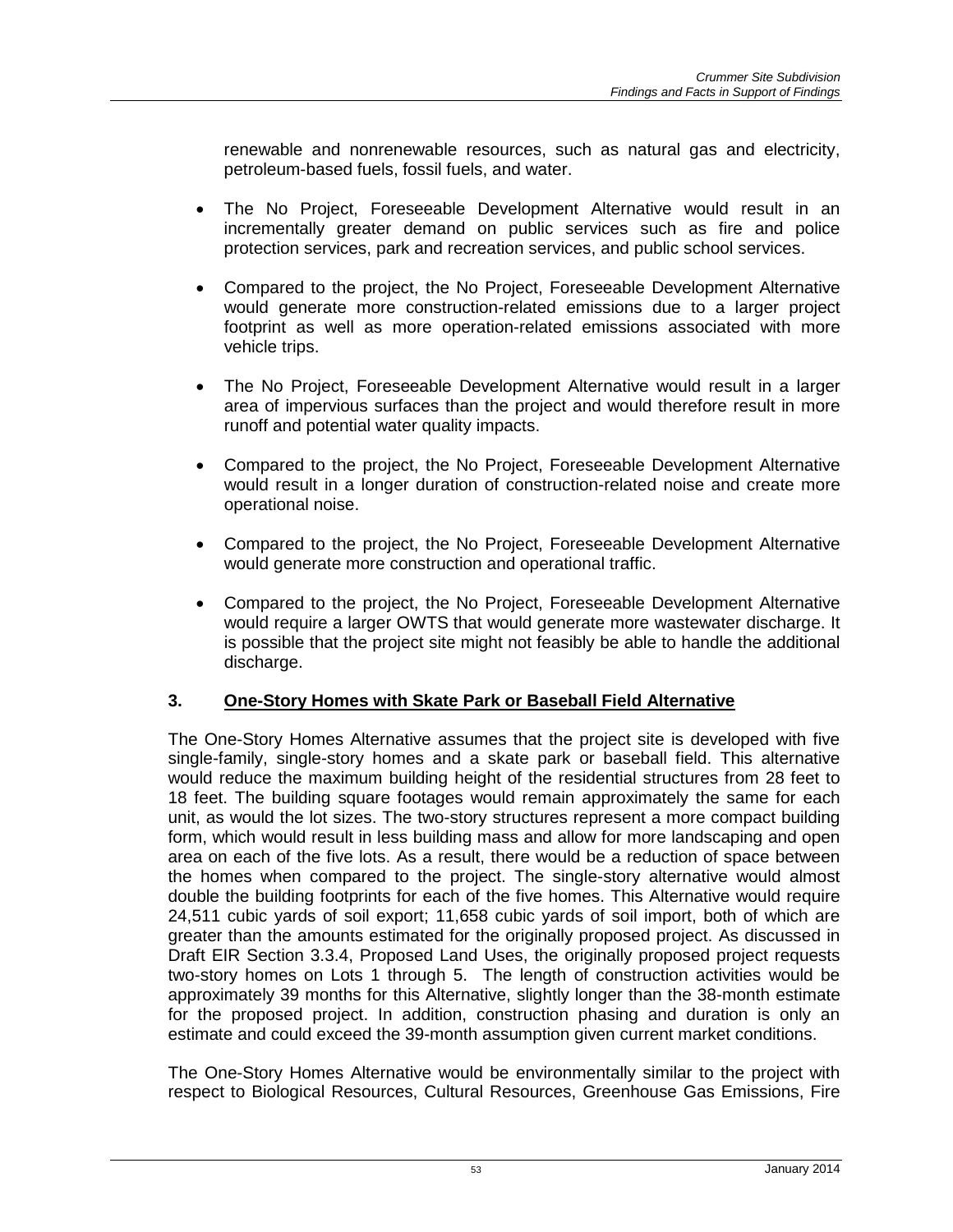renewable and nonrenewable resources, such as natural gas and electricity, petroleum-based fuels, fossil fuels, and water.

- The No Project, Foreseeable Development Alternative would result in an incrementally greater demand on public services such as fire and police protection services, park and recreation services, and public school services.
- Compared to the project, the No Project, Foreseeable Development Alternative would generate more construction-related emissions due to a larger project footprint as well as more operation-related emissions associated with more vehicle trips.
- The No Project, Foreseeable Development Alternative would result in a larger area of impervious surfaces than the project and would therefore result in more runoff and potential water quality impacts.
- Compared to the project, the No Project, Foreseeable Development Alternative would result in a longer duration of construction-related noise and create more operational noise.
- Compared to the project, the No Project, Foreseeable Development Alternative would generate more construction and operational traffic.
- Compared to the project, the No Project, Foreseeable Development Alternative would require a larger OWTS that would generate more wastewater discharge. It is possible that the project site might not feasibly be able to handle the additional discharge.

### 3. One-Story Homes with Skate Park or Baseball Field Alternative

The One-Story Homes Alternative assumes that the project site is developed with five single-family, single-story homes and a skate park or baseball field. This alternative would reduce the maximum building height of the residential structures from 28 feet to 18 feet. The building square footages would remain approximately the same for each unit, as would the lot sizes. The two-story structures represent a more compact building form, which would result in less building mass and allow for more landscaping and open area on each of the five lots. As a result, there would be a reduction of space between the homes when compared to the project. The single-story alternative would almost double the building footprints for each of the five homes. This Alternative would require 24,511 cubic yards of soil export; 11,658 cubic yards of soil import, both of which are greater than the amounts estimated for the originally proposed project. As discussed in Draft EIR Section 3.3.4, Proposed Land Uses, the originally proposed project requests two-story homes on Lots 1 through 5. The length of construction activities would be approximately 39 months for this Alternative, slightly longer than the 38-month estimate for the proposed project. In addition, construction phasing and duration is only an estimate and could exceed the 39-month assumption given current market conditions.

The One-Story Homes Alternative would be environmentally similar to the project with respect to Biological Resources, Cultural Resources, Greenhouse Gas Emissions, Fire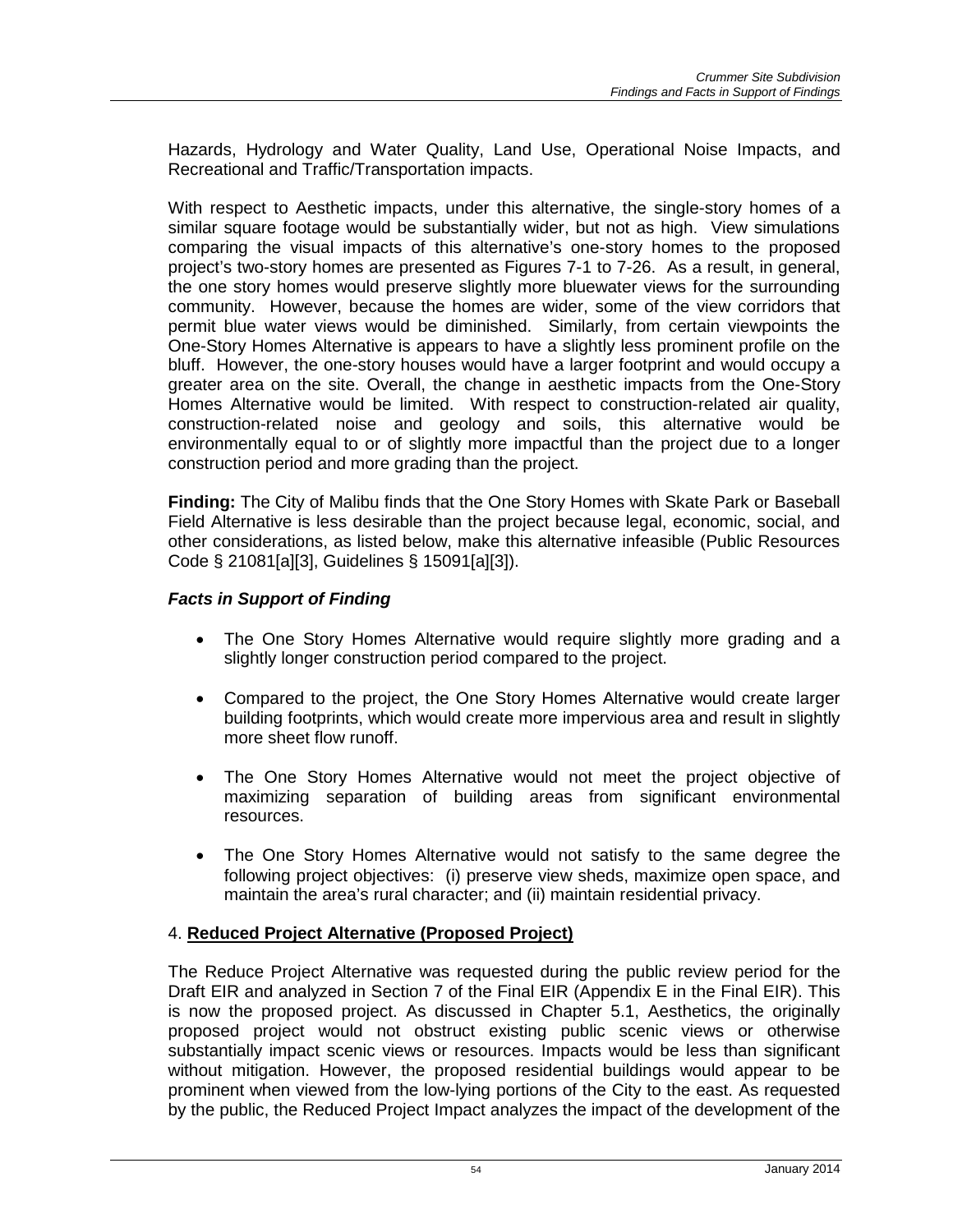Hazards, Hydrology and Water Quality, Land Use, Operational Noise Impacts, and Recreational and Traffic/Transportation impacts.

With respect to Aesthetic impacts, under this alternative, the single-story homes of a similar square footage would be substantially wider, but not as high. View simulations comparing the visual impacts of this alternative's one-story homes to the proposed project's two-story homes are presented as Figures 7-1 to 7-26. As a result, in general, the one story homes would preserve slightly more bluewater views for the surrounding community. However, because the homes are wider, some of the view corridors that permit blue water views would be diminished. Similarly, from certain viewpoints the One-Story Homes Alternative is appears to have a slightly less prominent profile on the bluff. However, the one-story houses would have a larger footprint and would occupy a greater area on the site. Overall, the change in aesthetic impacts from the One-Story Homes Alternative would be limited. With respect to construction-related air quality, construction-related noise and geology and soils, this alternative would be environmentally equal to or of slightly more impactful than the project due to a longer construction period and more grading than the project.

**Finding:** The City of Malibu finds that the One Story Homes with Skate Park or Baseball Field Alternative is less desirable than the project because legal, economic, social, and other considerations, as listed below, make this alternative infeasible (Public Resources Code § 21081[a][3], Guidelines § 15091[a][3]).

***Facts in Support of Finding***

- The One Story Homes Alternative would require slightly more grading and a slightly longer construction period compared to the project.
- Compared to the project, the One Story Homes Alternative would create larger building footprints, which would create more impervious area and result in slightly more sheet flow runoff.
- The One Story Homes Alternative would not meet the project objective of maximizing separation of building areas from significant environmental resources.
- The One Story Homes Alternative would not satisfy to the same degree the following project objectives: (i) preserve view sheds, maximize open space, and maintain the area's rural character; and (ii) maintain residential privacy.

4. **Reduced Project Alternative (Proposed Project)**

The Reduce Project Alternative was requested during the public review period for the Draft EIR and analyzed in Section 7 of the Final EIR (Appendix E in the Final EIR). This is now the proposed project. As discussed in Chapter 5.1, Aesthetics, the originally proposed project would not obstruct existing public scenic views or otherwise substantially impact scenic views or resources. Impacts would be less than significant without mitigation. However, the proposed residential buildings would appear to be prominent when viewed from the low-lying portions of the City to the east. As requested by the public, the Reduced Project Impact analyzes the impact of the development of the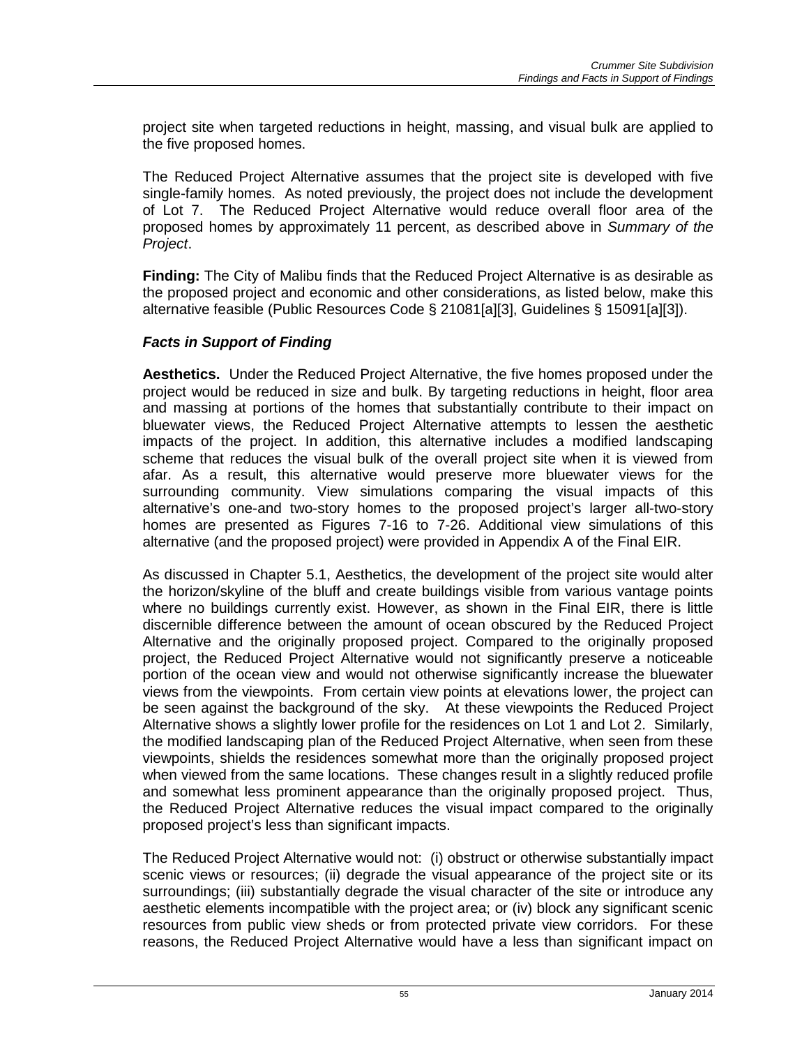project site when targeted reductions in height, massing, and visual bulk are applied to the five proposed homes.

The Reduced Project Alternative assumes that the project site is developed with five single-family homes. As noted previously, the project does not include the development of Lot 7. The Reduced Project Alternative would reduce overall floor area of the proposed homes by approximately 11 percent, as described above in *Summary of the Project*.

**Finding:** The City of Malibu finds that the Reduced Project Alternative is as desirable as the proposed project and economic and other considerations, as listed below, make this alternative feasible (Public Resources Code § 21081[a][3], Guidelines § 15091[a][3]).

### *Facts in Support of Finding*

**Aesthetics.** Under the Reduced Project Alternative, the five homes proposed under the project would be reduced in size and bulk. By targeting reductions in height, floor area and massing at portions of the homes that substantially contribute to their impact on bluewater views, the Reduced Project Alternative attempts to lessen the aesthetic impacts of the project. In addition, this alternative includes a modified landscaping scheme that reduces the visual bulk of the overall project site when it is viewed from afar. As a result, this alternative would preserve more bluewater views for the surrounding community. View simulations comparing the visual impacts of this alternative's one-and two-story homes to the proposed project's larger all-two-story homes are presented as Figures 7-16 to 7-26. Additional view simulations of this alternative (and the proposed project) were provided in Appendix A of the Final EIR.

As discussed in Chapter 5.1, Aesthetics, the development of the project site would alter the horizon/skyline of the bluff and create buildings visible from various vantage points where no buildings currently exist. However, as shown in the Final EIR, there is little discernible difference between the amount of ocean obscured by the Reduced Project Alternative and the originally proposed project. Compared to the originally proposed project, the Reduced Project Alternative would not significantly preserve a noticeable portion of the ocean view and would not otherwise significantly increase the bluewater views from the viewpoints. From certain view points at elevations lower, the project can be seen against the background of the sky. At these viewpoints the Reduced Project Alternative shows a slightly lower profile for the residences on Lot 1 and Lot 2. Similarly, the modified landscaping plan of the Reduced Project Alternative, when seen from these viewpoints, shields the residences somewhat more than the originally proposed project when viewed from the same locations. These changes result in a slightly reduced profile and somewhat less prominent appearance than the originally proposed project. Thus, the Reduced Project Alternative reduces the visual impact compared to the originally proposed project's less than significant impacts.

The Reduced Project Alternative would not: (i) obstruct or otherwise substantially impact scenic views or resources; (ii) degrade the visual appearance of the project site or its surroundings; (iii) substantially degrade the visual character of the site or introduce any aesthetic elements incompatible with the project area; or (iv) block any significant scenic resources from public view sheds or from protected private view corridors. For these reasons, the Reduced Project Alternative would have a less than significant impact on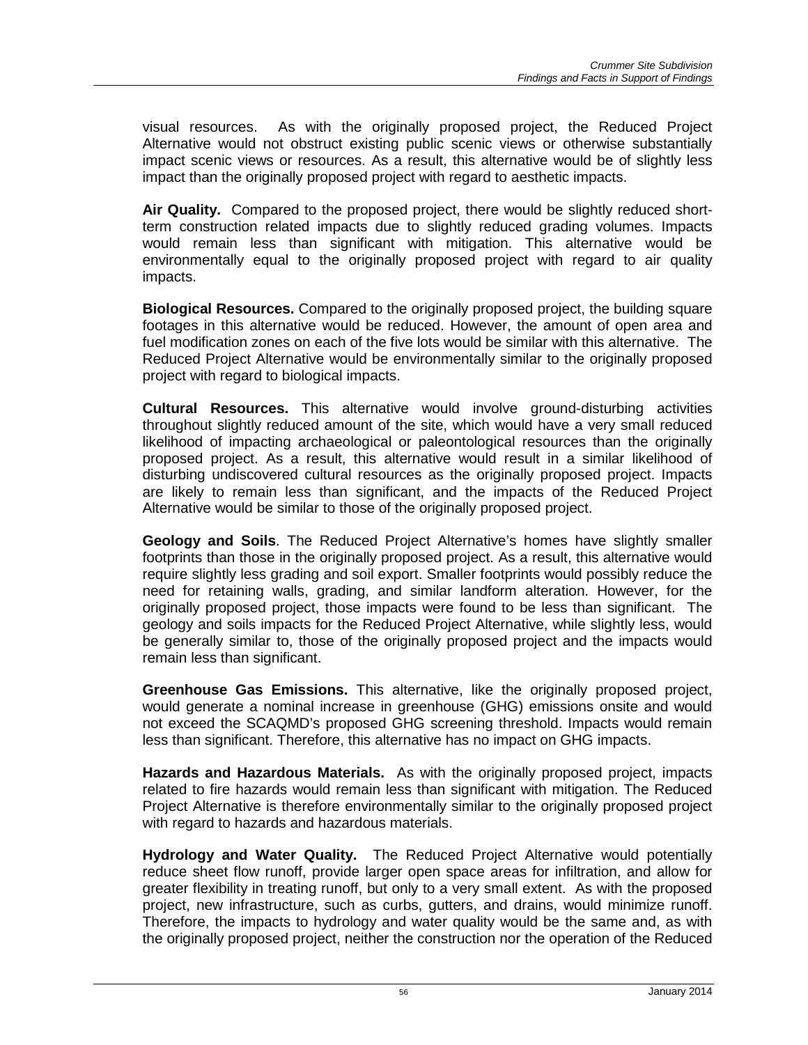visual resources. As with the originally proposed project, the Reduced Project Alternative would not obstruct existing public scenic views or otherwise substantially impact scenic views or resources. As a result, this alternative would be of slightly less impact than the originally proposed project with regard to aesthetic impacts.

**Air Quality.** Compared to the proposed project, there would be slightly reduced short-term construction related impacts due to slightly reduced grading volumes. Impacts would remain less than significant with mitigation. This alternative would be environmentally equal to the originally proposed project with regard to air quality impacts.

**Biological Resources.** Compared to the originally proposed project, the building square footages in this alternative would be reduced. However, the amount of open area and fuel modification zones on each of the five lots would be similar with this alternative. The Reduced Project Alternative would be environmentally similar to the originally proposed project with regard to biological impacts.

**Cultural Resources.** This alternative would involve ground-disturbing activities throughout slightly reduced amount of the site, which would have a very small reduced likelihood of impacting archaeological or paleontological resources than the originally proposed project. As a result, this alternative would result in a similar likelihood of disturbing undiscovered cultural resources as the originally proposed project. Impacts are likely to remain less than significant, and the impacts of the Reduced Project Alternative would be similar to those of the originally proposed project.

**Geology and Soils**. The Reduced Project Alternative's homes have slightly smaller footprints than those in the originally proposed project. As a result, this alternative would require slightly less grading and soil export. Smaller footprints would possibly reduce the need for retaining walls, grading, and similar landform alteration. However, for the originally proposed project, those impacts were found to be less than significant. The geology and soils impacts for the Reduced Project Alternative, while slightly less, would be generally similar to, those of the originally proposed project and the impacts would remain less than significant.

**Greenhouse Gas Emissions.** This alternative, like the originally proposed project, would generate a nominal increase in greenhouse (GHG) emissions onsite and would not exceed the SCAQMD's proposed GHG screening threshold. Impacts would remain less than significant. Therefore, this alternative has no impact on GHG impacts.

**Hazards and Hazardous Materials.** As with the originally proposed project, impacts related to fire hazards would remain less than significant with mitigation. The Reduced Project Alternative is therefore environmentally similar to the originally proposed project with regard to hazards and hazardous materials.

**Hydrology and Water Quality.** The Reduced Project Alternative would potentially reduce sheet flow runoff, provide larger open space areas for infiltration, and allow for greater flexibility in treating runoff, but only to a very small extent. As with the proposed project, new infrastructure, such as curbs, gutters, and drains, would minimize runoff. Therefore, the impacts to hydrology and water quality would be the same and, as with the originally proposed project, neither the construction nor the operation of the Reduced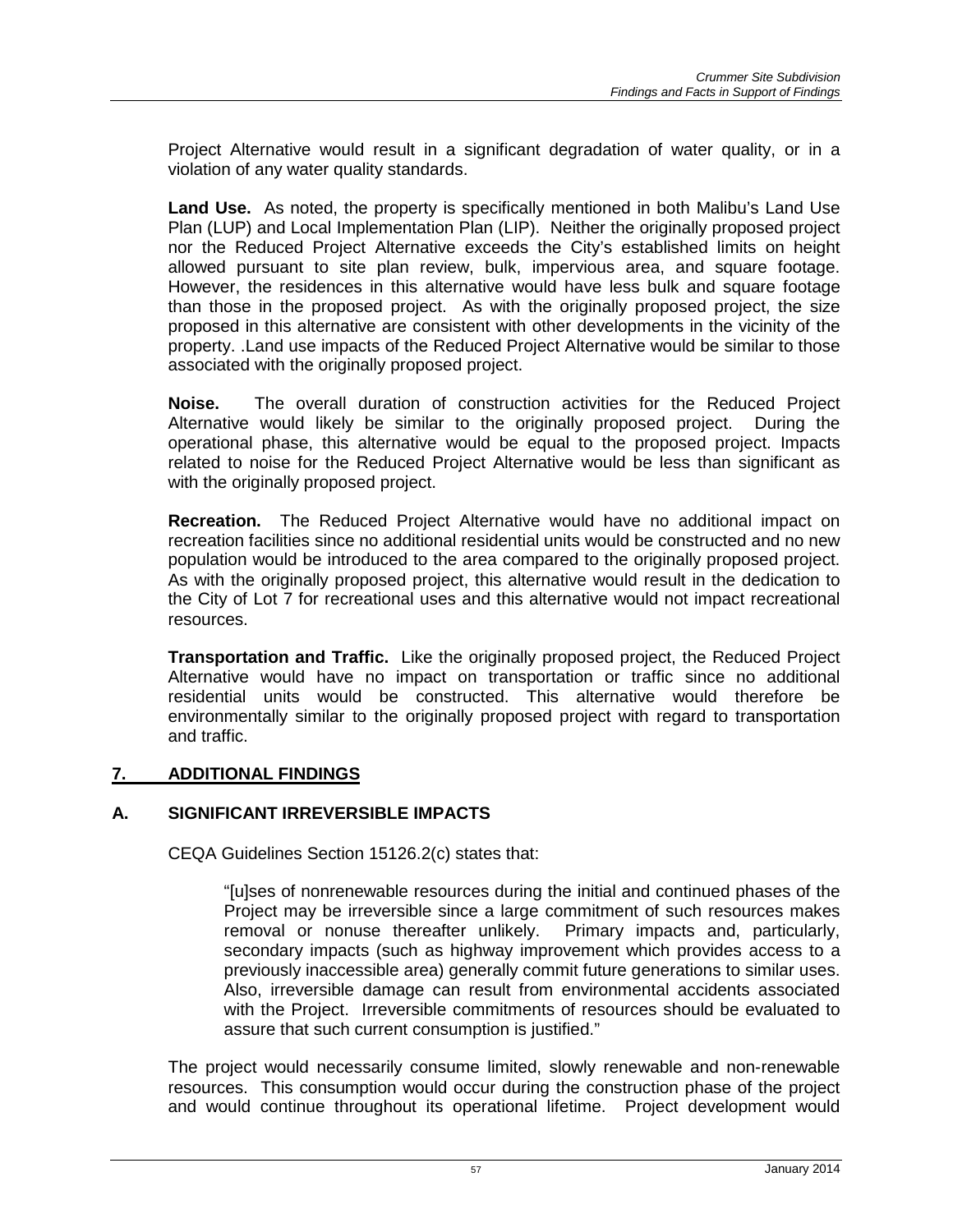Project Alternative would result in a significant degradation of water quality, or in a violation of any water quality standards.

**Land Use.** As noted, the property is specifically mentioned in both Malibu's Land Use Plan (LUP) and Local Implementation Plan (LIP). Neither the originally proposed project nor the Reduced Project Alternative exceeds the City's established limits on height allowed pursuant to site plan review, bulk, impervious area, and square footage. However, the residences in this alternative would have less bulk and square footage than those in the proposed project. As with the originally proposed project, the size proposed in this alternative are consistent with other developments in the vicinity of the property. .Land use impacts of the Reduced Project Alternative would be similar to those associated with the originally proposed project.

**Noise.** The overall duration of construction activities for the Reduced Project Alternative would likely be similar to the originally proposed project. During the operational phase, this alternative would be equal to the proposed project. Impacts related to noise for the Reduced Project Alternative would be less than significant as with the originally proposed project.

**Recreation.** The Reduced Project Alternative would have no additional impact on recreation facilities since no additional residential units would be constructed and no new population would be introduced to the area compared to the originally proposed project. As with the originally proposed project, this alternative would result in the dedication to the City of Lot 7 for recreational uses and this alternative would not impact recreational resources.

**Transportation and Traffic.** Like the originally proposed project, the Reduced Project Alternative would have no impact on transportation or traffic since no additional residential units would be constructed. This alternative would therefore be environmentally similar to the originally proposed project with regard to transportation and traffic.

## 7. ADDITIONAL FINDINGS

### A. SIGNIFICANT IRREVERSIBLE IMPACTS

CEQA Guidelines Section 15126.2(c) states that:

> "[u]ses of nonrenewable resources during the initial and continued phases of the Project may be irreversible since a large commitment of such resources makes removal or nonuse thereafter unlikely. Primary impacts and, particularly, secondary impacts (such as highway improvement which provides access to a previously inaccessible area) generally commit future generations to similar uses. Also, irreversible damage can result from environmental accidents associated with the Project. Irreversible commitments of resources should be evaluated to assure that such current consumption is justified."

The project would necessarily consume limited, slowly renewable and non-renewable resources. This consumption would occur during the construction phase of the project and would continue throughout its operational lifetime. Project development would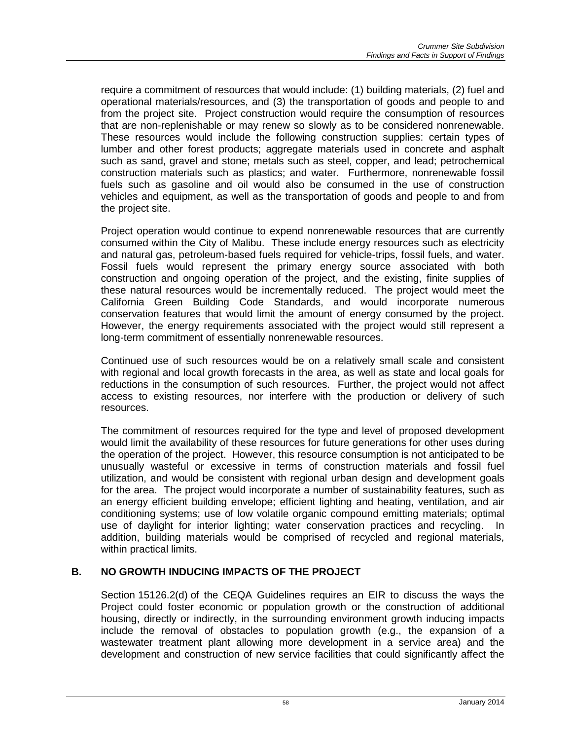require a commitment of resources that would include: (1) building materials, (2) fuel and operational materials/resources, and (3) the transportation of goods and people to and from the project site. Project construction would require the consumption of resources that are non-replenishable or may renew so slowly as to be considered nonrenewable. These resources would include the following construction supplies: certain types of lumber and other forest products; aggregate materials used in concrete and asphalt such as sand, gravel and stone; metals such as steel, copper, and lead; petrochemical construction materials such as plastics; and water. Furthermore, nonrenewable fossil fuels such as gasoline and oil would also be consumed in the use of construction vehicles and equipment, as well as the transportation of goods and people to and from the project site.

Project operation would continue to expend nonrenewable resources that are currently consumed within the City of Malibu. These include energy resources such as electricity and natural gas, petroleum-based fuels required for vehicle-trips, fossil fuels, and water. Fossil fuels would represent the primary energy source associated with both construction and ongoing operation of the project, and the existing, finite supplies of these natural resources would be incrementally reduced. The project would meet the California Green Building Code Standards, and would incorporate numerous conservation features that would limit the amount of energy consumed by the project. However, the energy requirements associated with the project would still represent a long-term commitment of essentially nonrenewable resources.

Continued use of such resources would be on a relatively small scale and consistent with regional and local growth forecasts in the area, as well as state and local goals for reductions in the consumption of such resources. Further, the project would not affect access to existing resources, nor interfere with the production or delivery of such resources.

The commitment of resources required for the type and level of proposed development would limit the availability of these resources for future generations for other uses during the operation of the project. However, this resource consumption is not anticipated to be unusually wasteful or excessive in terms of construction materials and fossil fuel utilization, and would be consistent with regional urban design and development goals for the area. The project would incorporate a number of sustainability features, such as an energy efficient building envelope; efficient lighting and heating, ventilation, and air conditioning systems; use of low volatile organic compound emitting materials; optimal use of daylight for interior lighting; water conservation practices and recycling. In addition, building materials would be comprised of recycled and regional materials, within practical limits.

## B. NO GROWTH INDUCING IMPACTS OF THE PROJECT

Section 15126.2(d) of the CEQA Guidelines requires an EIR to discuss the ways the Project could foster economic or population growth or the construction of additional housing, directly or indirectly, in the surrounding environment growth inducing impacts include the removal of obstacles to population growth (e.g., the expansion of a wastewater treatment plant allowing more development in a service area) and the development and construction of new service facilities that could significantly affect the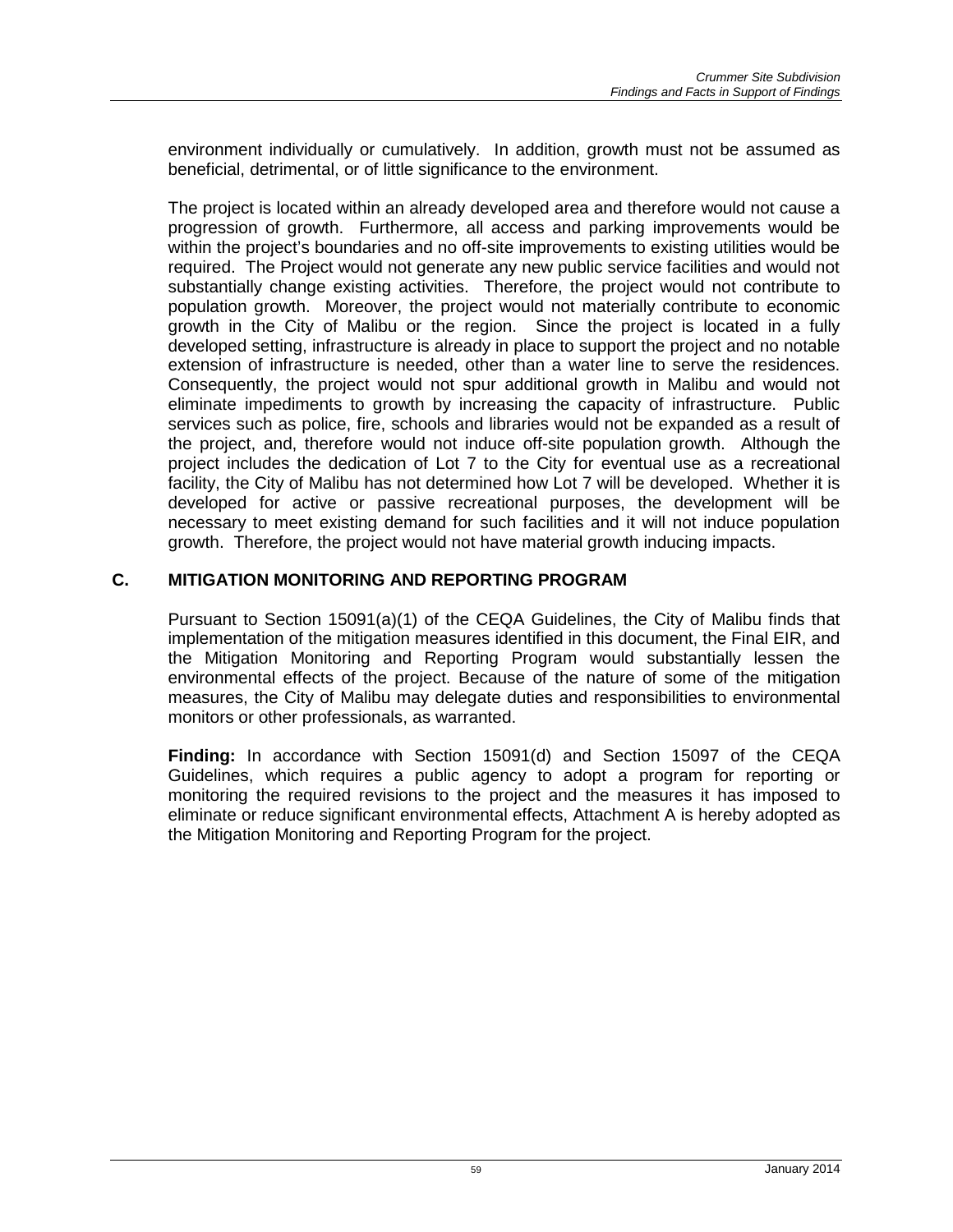environment individually or cumulatively. In addition, growth must not be assumed as beneficial, detrimental, or of little significance to the environment.

The project is located within an already developed area and therefore would not cause a progression of growth. Furthermore, all access and parking improvements would be within the project's boundaries and no off-site improvements to existing utilities would be required. The Project would not generate any new public service facilities and would not substantially change existing activities. Therefore, the project would not contribute to population growth. Moreover, the project would not materially contribute to economic growth in the City of Malibu or the region. Since the project is located in a fully developed setting, infrastructure is already in place to support the project and no notable extension of infrastructure is needed, other than a water line to serve the residences. Consequently, the project would not spur additional growth in Malibu and would not eliminate impediments to growth by increasing the capacity of infrastructure. Public services such as police, fire, schools and libraries would not be expanded as a result of the project, and, therefore would not induce off-site population growth. Although the project includes the dedication of Lot 7 to the City for eventual use as a recreational facility, the City of Malibu has not determined how Lot 7 will be developed. Whether it is developed for active or passive recreational purposes, the development will be necessary to meet existing demand for such facilities and it will not induce population growth. Therefore, the project would not have material growth inducing impacts.

## C. MITIGATION MONITORING AND REPORTING PROGRAM

Pursuant to Section 15091(a)(1) of the CEQA Guidelines, the City of Malibu finds that implementation of the mitigation measures identified in this document, the Final EIR, and the Mitigation Monitoring and Reporting Program would substantially lessen the environmental effects of the project. Because of the nature of some of the mitigation measures, the City of Malibu may delegate duties and responsibilities to environmental monitors or other professionals, as warranted.

**Finding:** In accordance with Section 15091(d) and Section 15097 of the CEQA Guidelines, which requires a public agency to adopt a program for reporting or monitoring the required revisions to the project and the measures it has imposed to eliminate or reduce significant environmental effects, Attachment A is hereby adopted as the Mitigation Monitoring and Reporting Program for the project.